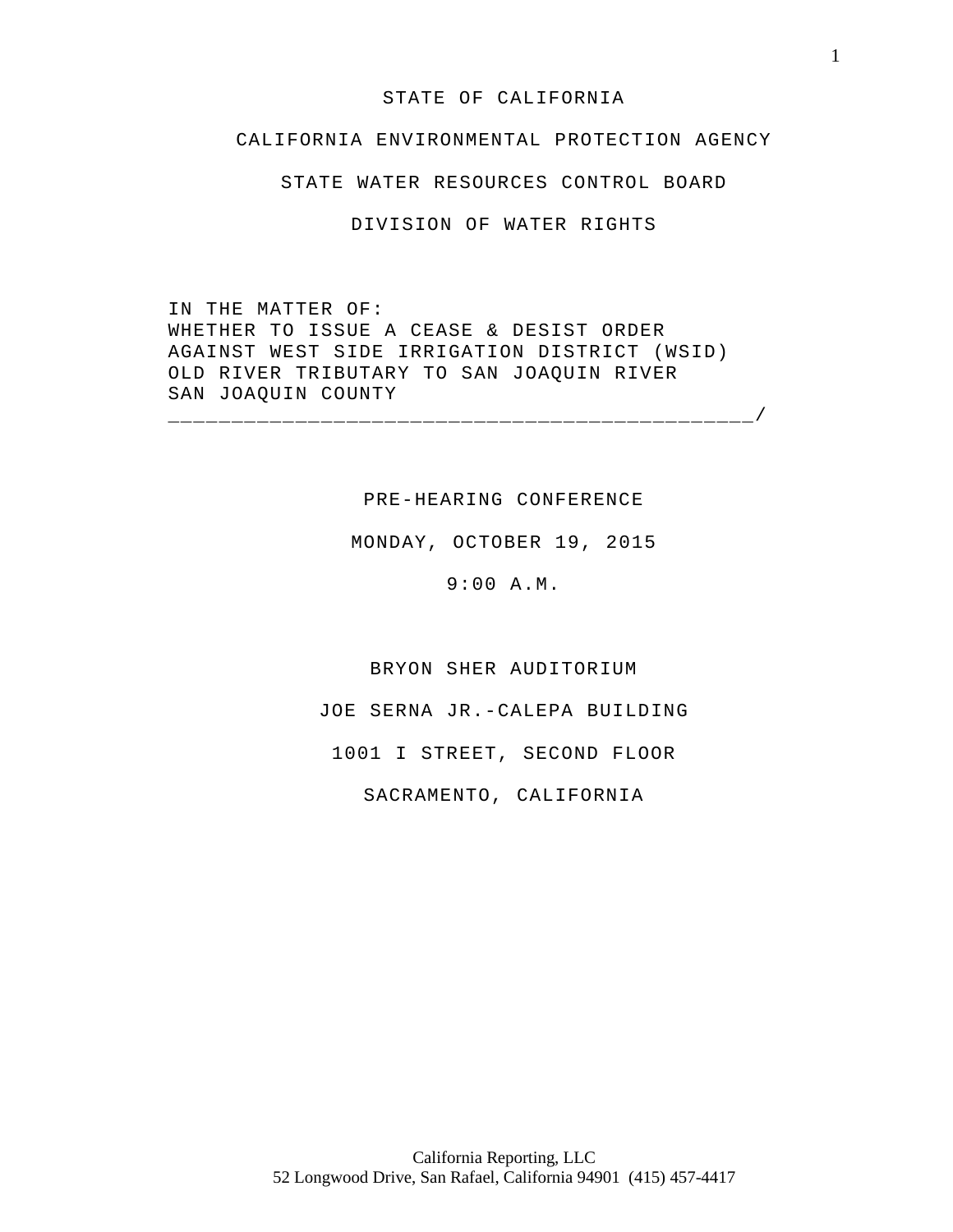STATE OF CALIFORNIA

CALIFORNIA ENVIRONMENTAL PROTECTION AGENCY

STATE WATER RESOURCES CONTROL BOARD

DIVISION OF WATER RIGHTS

IN THE MATTER OF:
WHETHER TO ISSUE A CEASE & DESIST ORDER
AGAINST WEST SIDE IRRIGATION DISTRICT (WSID)
OLD RIVER TRIBUTARY TO SAN JOAQUIN RIVER
SAN JOAQUIN COUNTY
______________________________________________/

PRE-HEARING CONFERENCE

MONDAY, OCTOBER 19, 2015

9:00 A.M.

BRYON SHER AUDITORIUM

JOE SERNA JR.-CALEPA BUILDING

1001 I STREET, SECOND FLOOR

SACRAMENTO, CALIFORNIA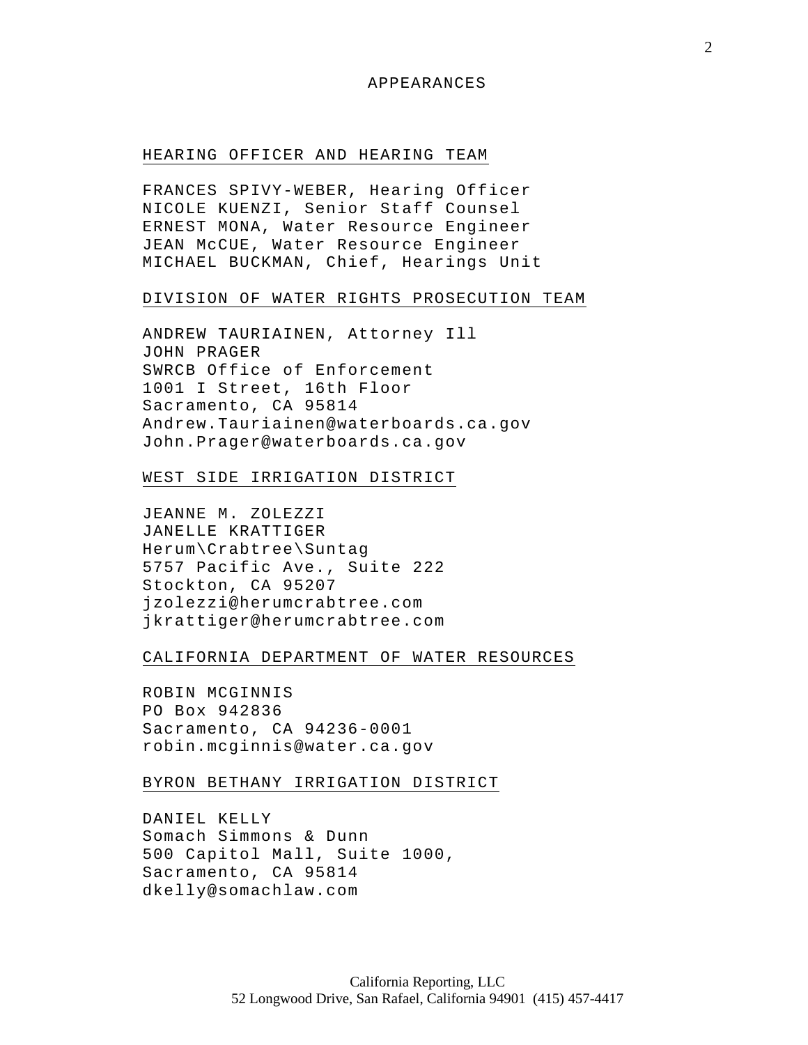# APPEARANCES

## HEARING OFFICER AND HEARING TEAM

FRANCES SPIVY-WEBER, Hearing Officer
NICOLE KUENZI, Senior Staff Counsel
ERNEST MONA, Water Resource Engineer
JEAN McCUE, Water Resource Engineer
MICHAEL BUCKMAN, Chief, Hearings Unit

## DIVISION OF WATER RIGHTS PROSECUTION TEAM

ANDREW TAURIAINEN, Attorney Ill
JOHN PRAGER
SWRCB Office of Enforcement
1001 I Street, 16th Floor
Sacramento, CA 95814
Andrew.Tauriainen@waterboards.ca.gov
John.Prager@waterboards.ca.gov

## WEST SIDE IRRIGATION DISTRICT

JEANNE M. ZOLEZZI
JANELLE KRATTIGER
Herum\Crabtree\Suntag
5757 Pacific Ave., Suite 222
Stockton, CA 95207
jzolezzi@herumcrabtree.com
jkrattiger@herumcrabtree.com

## CALIFORNIA DEPARTMENT OF WATER RESOURCES

ROBIN MCGINNIS
PO Box 942836
Sacramento, CA 94236-0001
robin.mcginnis@water.ca.gov

## BYRON BETHANY IRRIGATION DISTRICT

DANIEL KELLY
Somach Simmons & Dunn
500 Capitol Mall, Suite 1000,
Sacramento, CA 95814
dkelly@somachlaw.com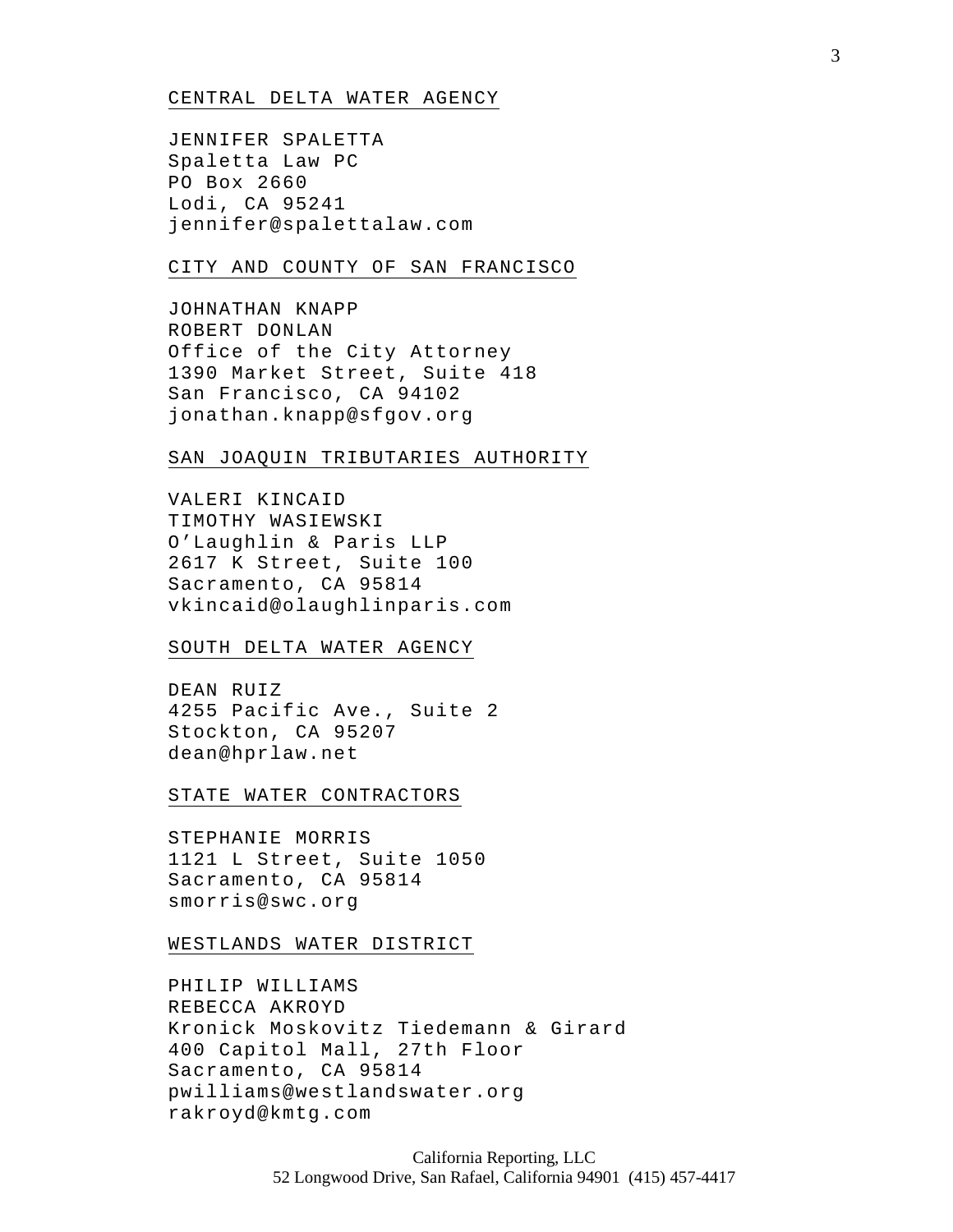CENTRAL DELTA WATER AGENCY

JENNIFER SPALETTA
Spaletta Law PC
PO Box 2660
Lodi, CA 95241
jennifer@spalettalaw.com

CITY AND COUNTY OF SAN FRANCISCO

JOHNATHAN KNAPP
ROBERT DONLAN
Office of the City Attorney
1390 Market Street, Suite 418
San Francisco, CA 94102
jonathan.knapp@sfgov.org

SAN JOAQUIN TRIBUTARIES AUTHORITY

VALERI KINCAID
TIMOTHY WASIEWSKI
O'Laughlin & Paris LLP
2617 K Street, Suite 100
Sacramento, CA 95814
vkincaid@olaughlinparis.com

SOUTH DELTA WATER AGENCY

DEAN RUIZ
4255 Pacific Ave., Suite 2
Stockton, CA 95207
dean@hprlaw.net

STATE WATER CONTRACTORS

STEPHANIE MORRIS
1121 L Street, Suite 1050
Sacramento, CA 95814
smorris@swc.org

WESTLANDS WATER DISTRICT

PHILIP WILLIAMS
REBECCA AKROYD
Kronick Moskovitz Tiedemann & Girard
400 Capitol Mall, 27th Floor
Sacramento, CA 95814
pwilliams@westlandswater.org
rakroyd@kmtg.com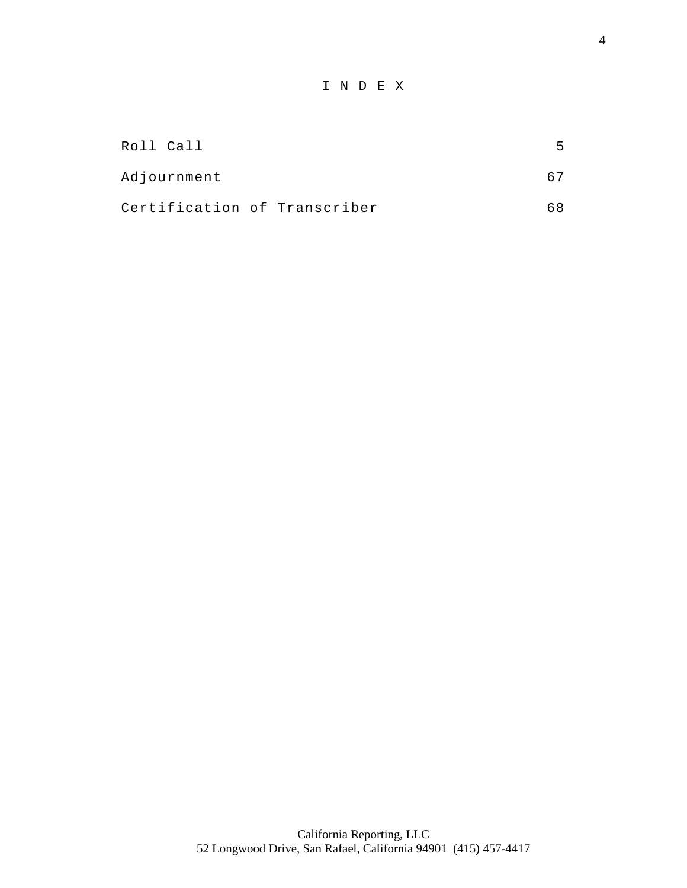# I N D E X

| | |
|---|---|
| Roll Call | 5 |
| Adjournment | 67 |
| Certification of Transcriber | 68 |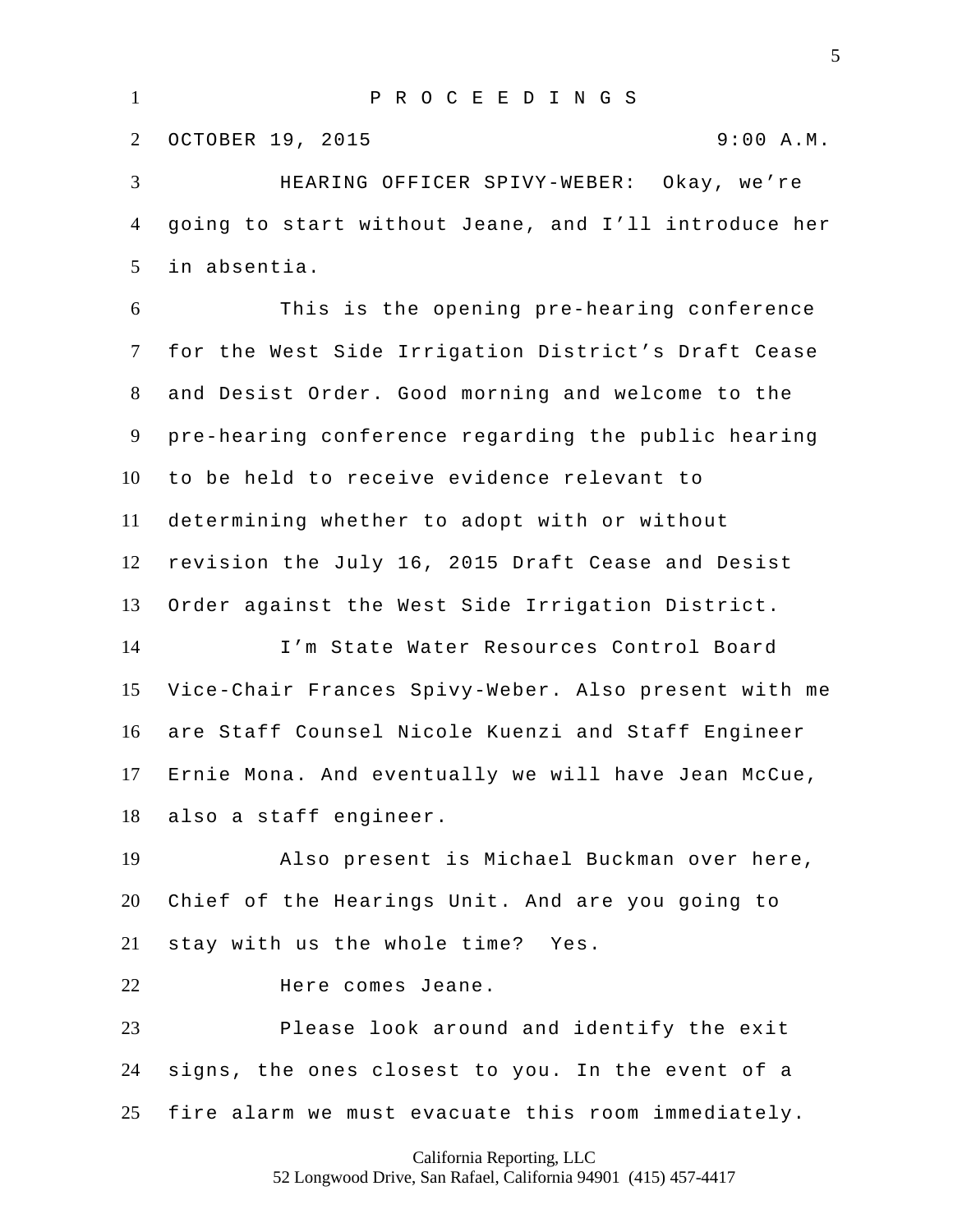P R O C E E D I N G S

OCTOBER 19, 2015 9:00 A.M.

HEARING OFFICER SPIVY-WEBER: Okay, we're going to start without Jeane, and I'll introduce her in absentia.

This is the opening pre-hearing conference for the West Side Irrigation District's Draft Cease and Desist Order. Good morning and welcome to the pre-hearing conference regarding the public hearing to be held to receive evidence relevant to determining whether to adopt with or without revision the July 16, 2015 Draft Cease and Desist Order against the West Side Irrigation District.

I'm State Water Resources Control Board Vice-Chair Frances Spivy-Weber. Also present with me are Staff Counsel Nicole Kuenzi and Staff Engineer Ernie Mona. And eventually we will have Jean McCue, also a staff engineer.

Also present is Michael Buckman over here, Chief of the Hearings Unit. And are you going to stay with us the whole time? Yes.

Here comes Jeane.

Please look around and identify the exit signs, the ones closest to you. In the event of a fire alarm we must evacuate this room immediately.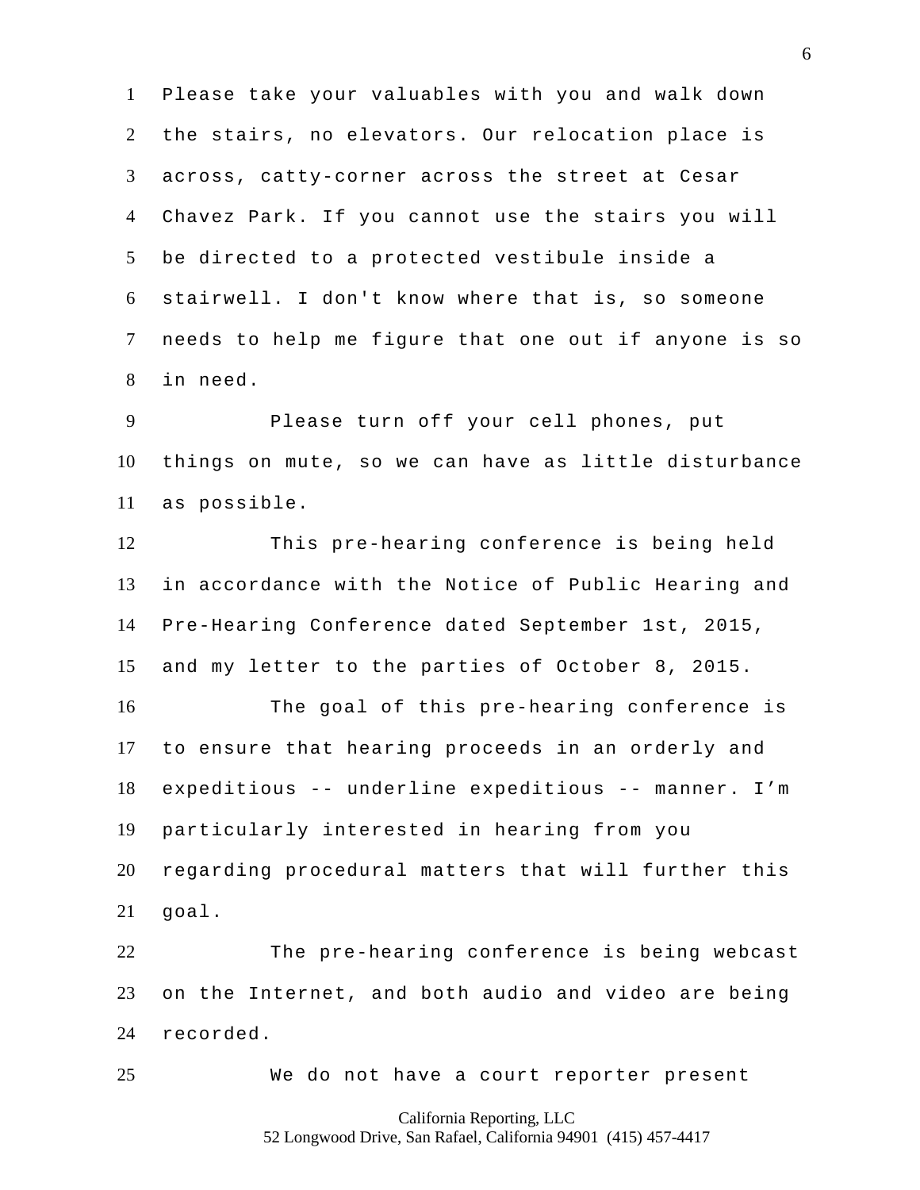Please take your valuables with you and walk down the stairs, no elevators. Our relocation place is across, catty-corner across the street at Cesar Chavez Park. If you cannot use the stairs you will be directed to a protected vestibule inside a stairwell. I don't know where that is, so someone needs to help me figure that one out if anyone is so in need.

Please turn off your cell phones, put things on mute, so we can have as little disturbance as possible.

This pre-hearing conference is being held in accordance with the Notice of Public Hearing and Pre-Hearing Conference dated September 1st, 2015, and my letter to the parties of October 8, 2015.

The goal of this pre-hearing conference is to ensure that hearing proceeds in an orderly and expeditious -- underline expeditious -- manner. I'm particularly interested in hearing from you regarding procedural matters that will further this goal.

The pre-hearing conference is being webcast on the Internet, and both audio and video are being recorded.

We do not have a court reporter present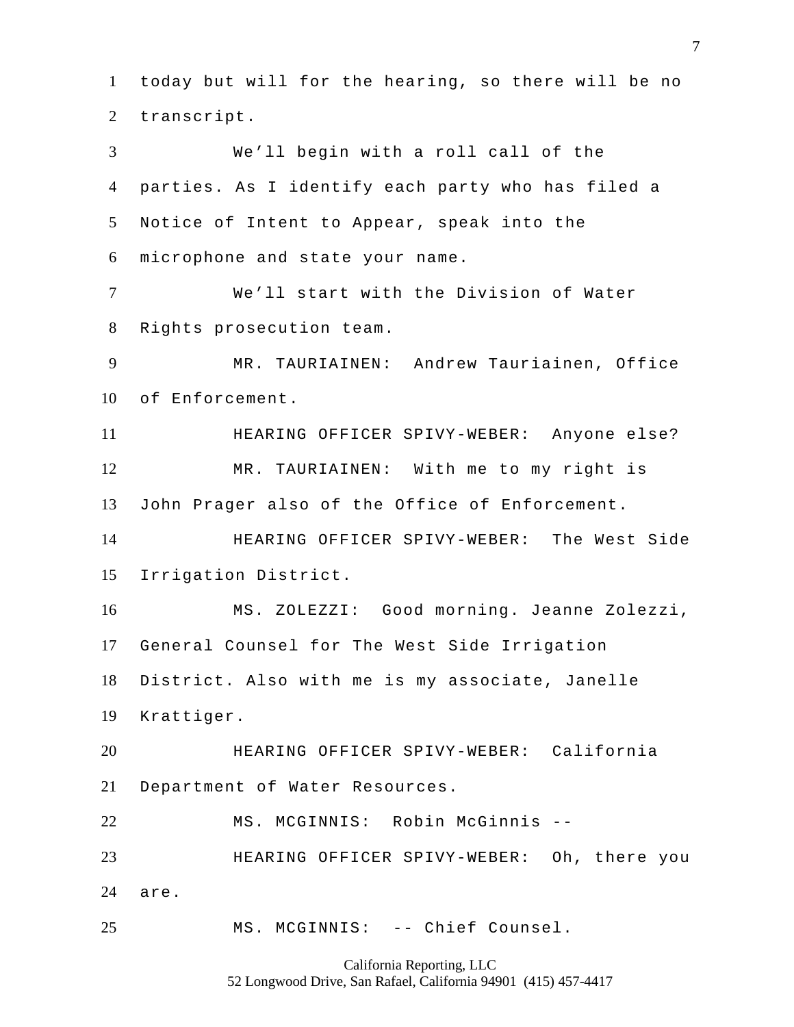today but will for the hearing, so there will be no transcript.

We'll begin with a roll call of the parties. As I identify each party who has filed a Notice of Intent to Appear, speak into the microphone and state your name.

We'll start with the Division of Water Rights prosecution team.

MR. TAURIAINEN: Andrew Tauriainen, Office of Enforcement.

HEARING OFFICER SPIVY-WEBER: Anyone else?

MR. TAURIAINEN: With me to my right is John Prager also of the Office of Enforcement.

HEARING OFFICER SPIVY-WEBER: The West Side Irrigation District.

MS. ZOLEZZI: Good morning. Jeanne Zolezzi, General Counsel for The West Side Irrigation District. Also with me is my associate, Janelle Krattiger.

HEARING OFFICER SPIVY-WEBER: California Department of Water Resources.

MS. MCGINNIS: Robin McGinnis --

HEARING OFFICER SPIVY-WEBER: Oh, there you are.

MS. MCGINNIS: -- Chief Counsel.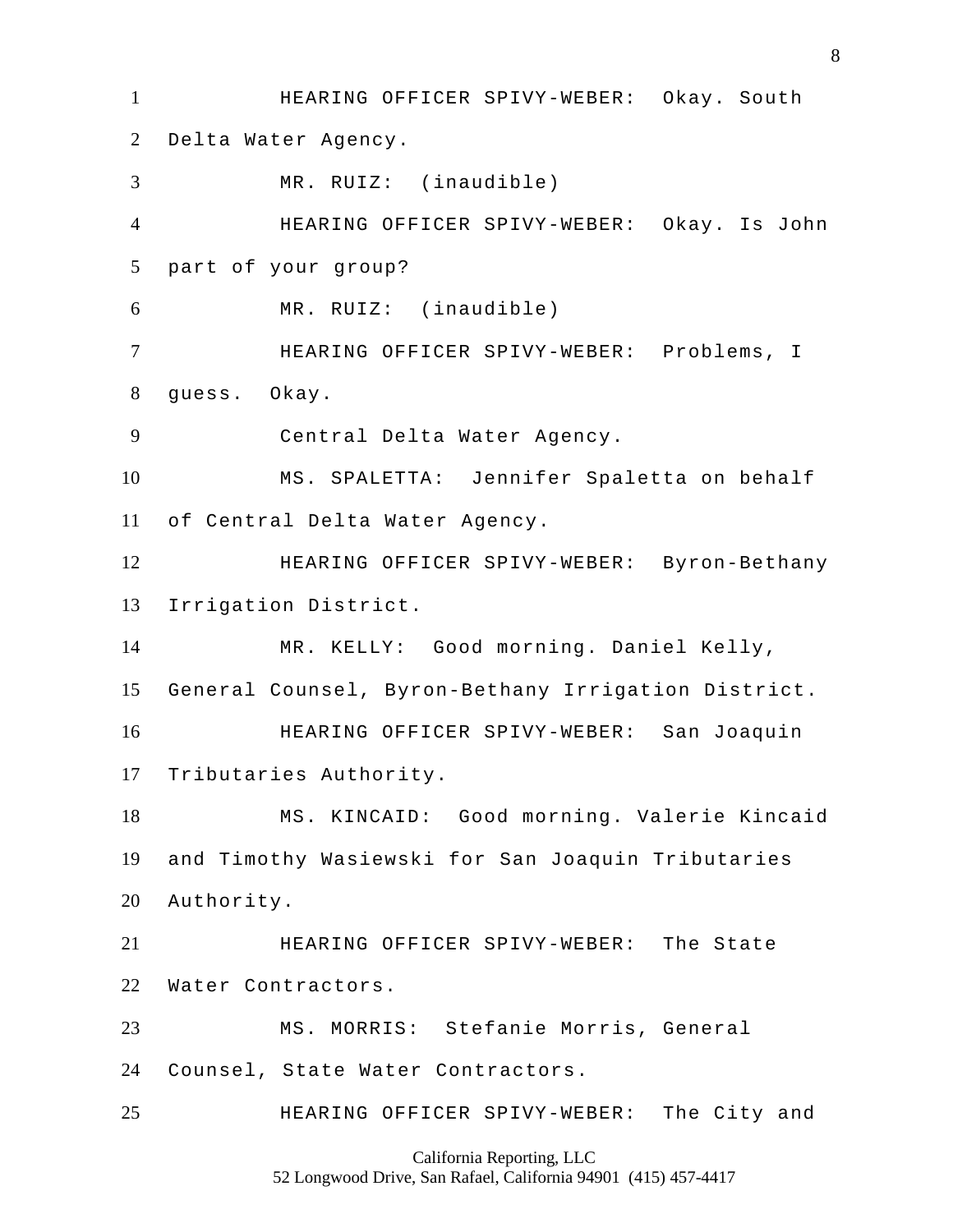1 HEARING OFFICER SPIVY-WEBER: Okay. South
2 Delta Water Agency.
3 MR. RUIZ: (inaudible)
4 HEARING OFFICER SPIVY-WEBER: Okay. Is John
5 part of your group?
6 MR. RUIZ: (inaudible)
7 HEARING OFFICER SPIVY-WEBER: Problems, I
8 guess. Okay.
9 Central Delta Water Agency.
10 MS. SPALETTA: Jennifer Spaletta on behalf
11 of Central Delta Water Agency.
12 HEARING OFFICER SPIVY-WEBER: Byron-Bethany
13 Irrigation District.
14 MR. KELLY: Good morning. Daniel Kelly,
15 General Counsel, Byron-Bethany Irrigation District.
16 HEARING OFFICER SPIVY-WEBER: San Joaquin
17 Tributaries Authority.
18 MS. KINCAID: Good morning. Valerie Kincaid
19 and Timothy Wasiewski for San Joaquin Tributaries
20 Authority.
21 HEARING OFFICER SPIVY-WEBER: The State
22 Water Contractors.
23 MS. MORRIS: Stefanie Morris, General
24 Counsel, State Water Contractors.
25 HEARING OFFICER SPIVY-WEBER: The City and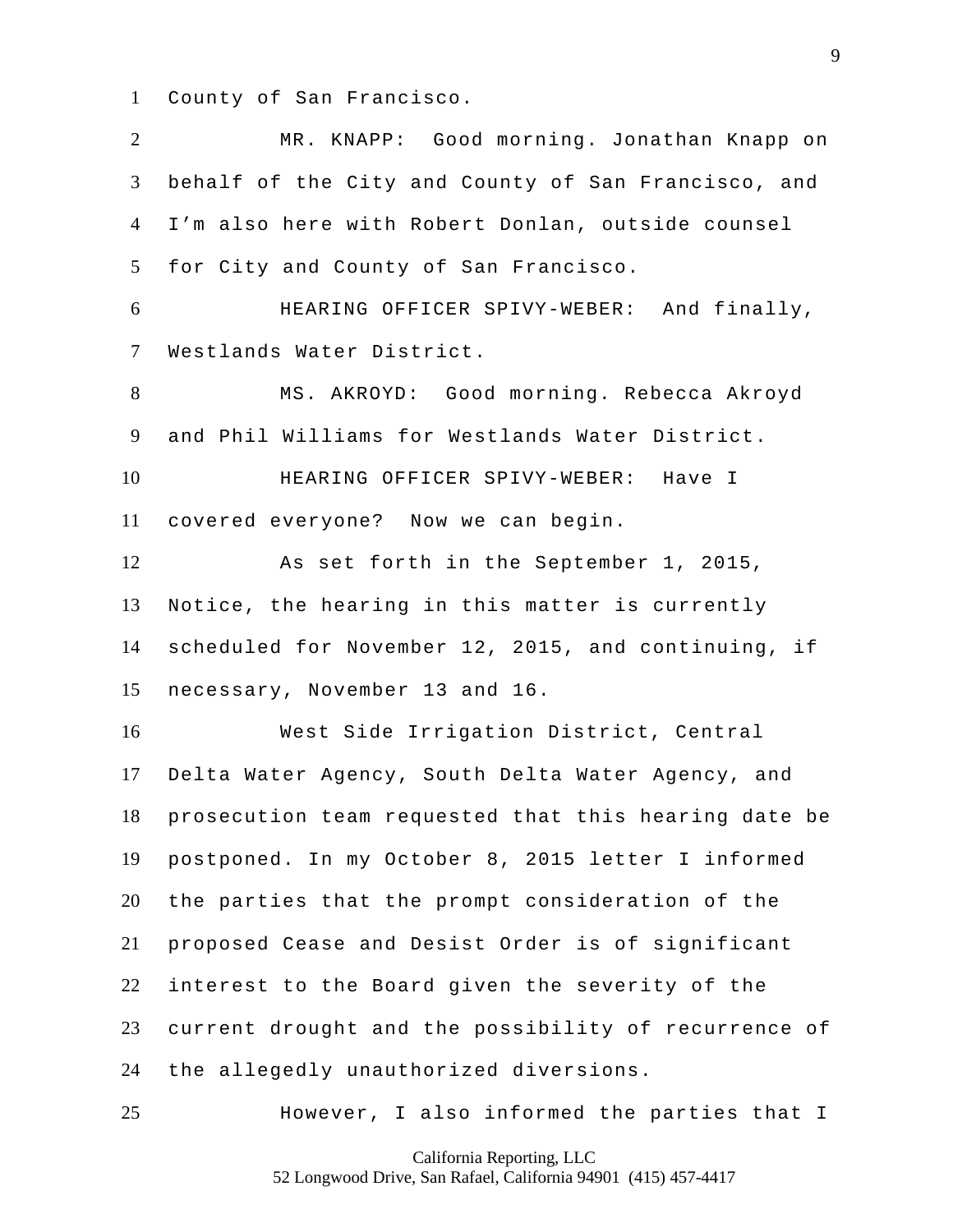County of San Francisco.

MR. KNAPP: Good morning. Jonathan Knapp on behalf of the City and County of San Francisco, and I'm also here with Robert Donlan, outside counsel for City and County of San Francisco.

HEARING OFFICER SPIVY-WEBER: And finally, Westlands Water District.

MS. AKROYD: Good morning. Rebecca Akroyd and Phil Williams for Westlands Water District.

HEARING OFFICER SPIVY-WEBER: Have I covered everyone? Now we can begin.

As set forth in the September 1, 2015, Notice, the hearing in this matter is currently scheduled for November 12, 2015, and continuing, if necessary, November 13 and 16.

West Side Irrigation District, Central Delta Water Agency, South Delta Water Agency, and prosecution team requested that this hearing date be postponed. In my October 8, 2015 letter I informed the parties that the prompt consideration of the proposed Cease and Desist Order is of significant interest to the Board given the severity of the current drought and the possibility of recurrence of the allegedly unauthorized diversions.

However, I also informed the parties that I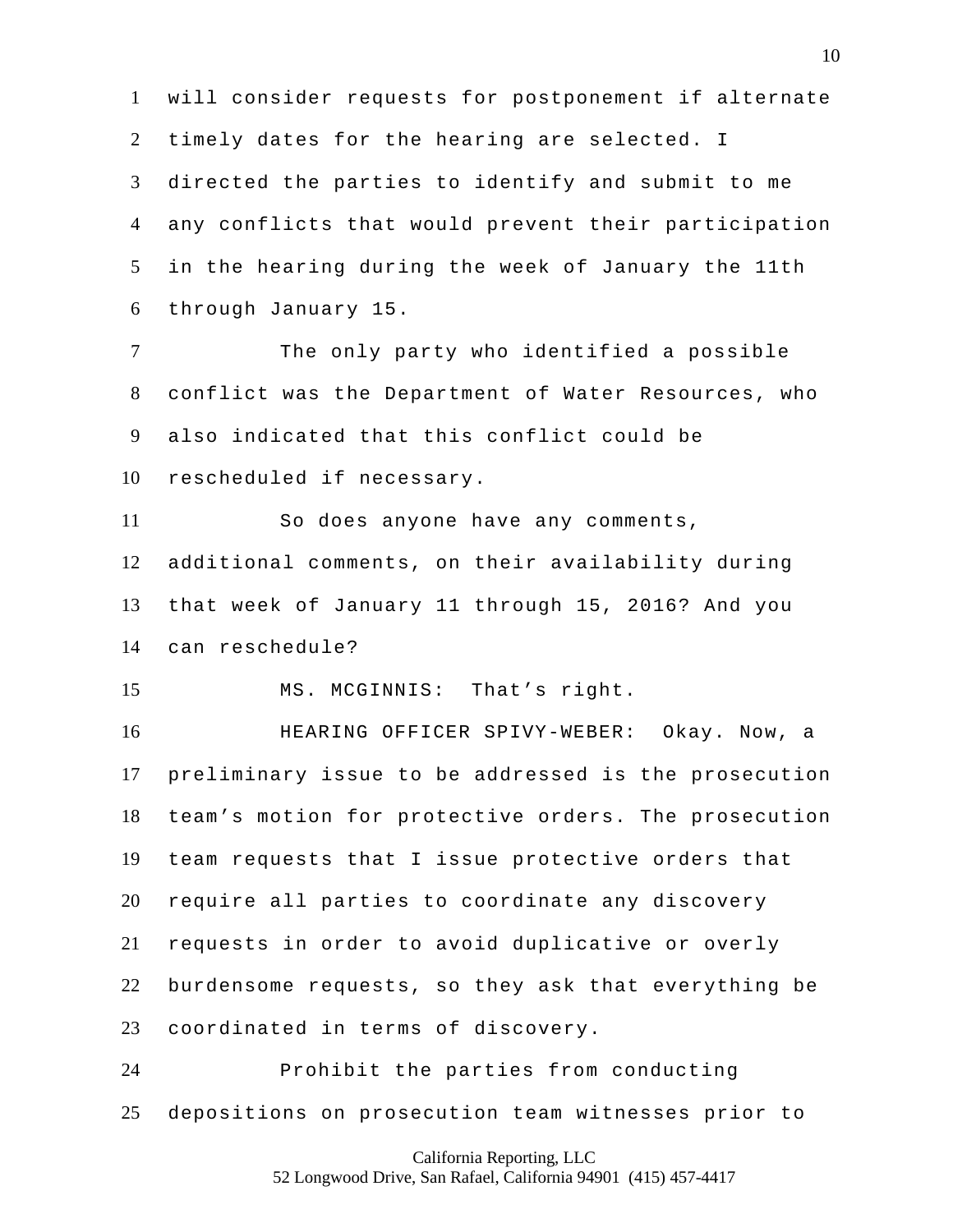will consider requests for postponement if alternate timely dates for the hearing are selected. I directed the parties to identify and submit to me any conflicts that would prevent their participation in the hearing during the week of January the 11th through January 15.

The only party who identified a possible conflict was the Department of Water Resources, who also indicated that this conflict could be rescheduled if necessary.

So does anyone have any comments, additional comments, on their availability during that week of January 11 through 15, 2016? And you can reschedule?

MS. MCGINNIS: That’s right.

HEARING OFFICER SPIVY-WEBER: Okay. Now, a preliminary issue to be addressed is the prosecution team’s motion for protective orders. The prosecution team requests that I issue protective orders that require all parties to coordinate any discovery requests in order to avoid duplicative or overly burdensome requests, so they ask that everything be coordinated in terms of discovery.

Prohibit the parties from conducting depositions on prosecution team witnesses prior to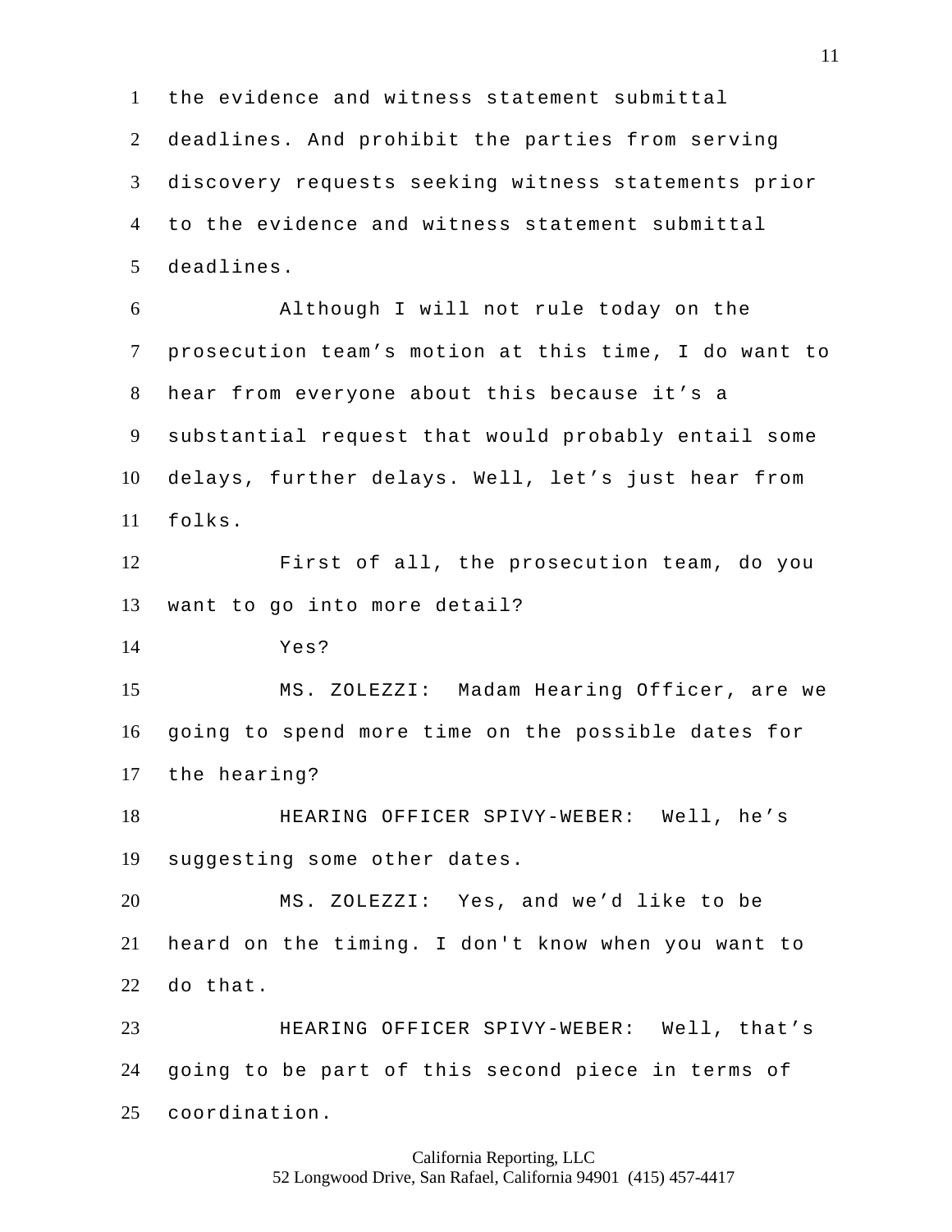the evidence and witness statement submittal deadlines. And prohibit the parties from serving discovery requests seeking witness statements prior to the evidence and witness statement submittal deadlines.

Although I will not rule today on the prosecution team's motion at this time, I do want to hear from everyone about this because it's a substantial request that would probably entail some delays, further delays. Well, let's just hear from folks.

First of all, the prosecution team, do you want to go into more detail?

Yes?

MS. ZOLEZZI: Madam Hearing Officer, are we going to spend more time on the possible dates for the hearing?

HEARING OFFICER SPIVY-WEBER: Well, he's suggesting some other dates.

MS. ZOLEZZI: Yes, and we'd like to be heard on the timing. I don't know when you want to do that.

HEARING OFFICER SPIVY-WEBER: Well, that's going to be part of this second piece in terms of coordination.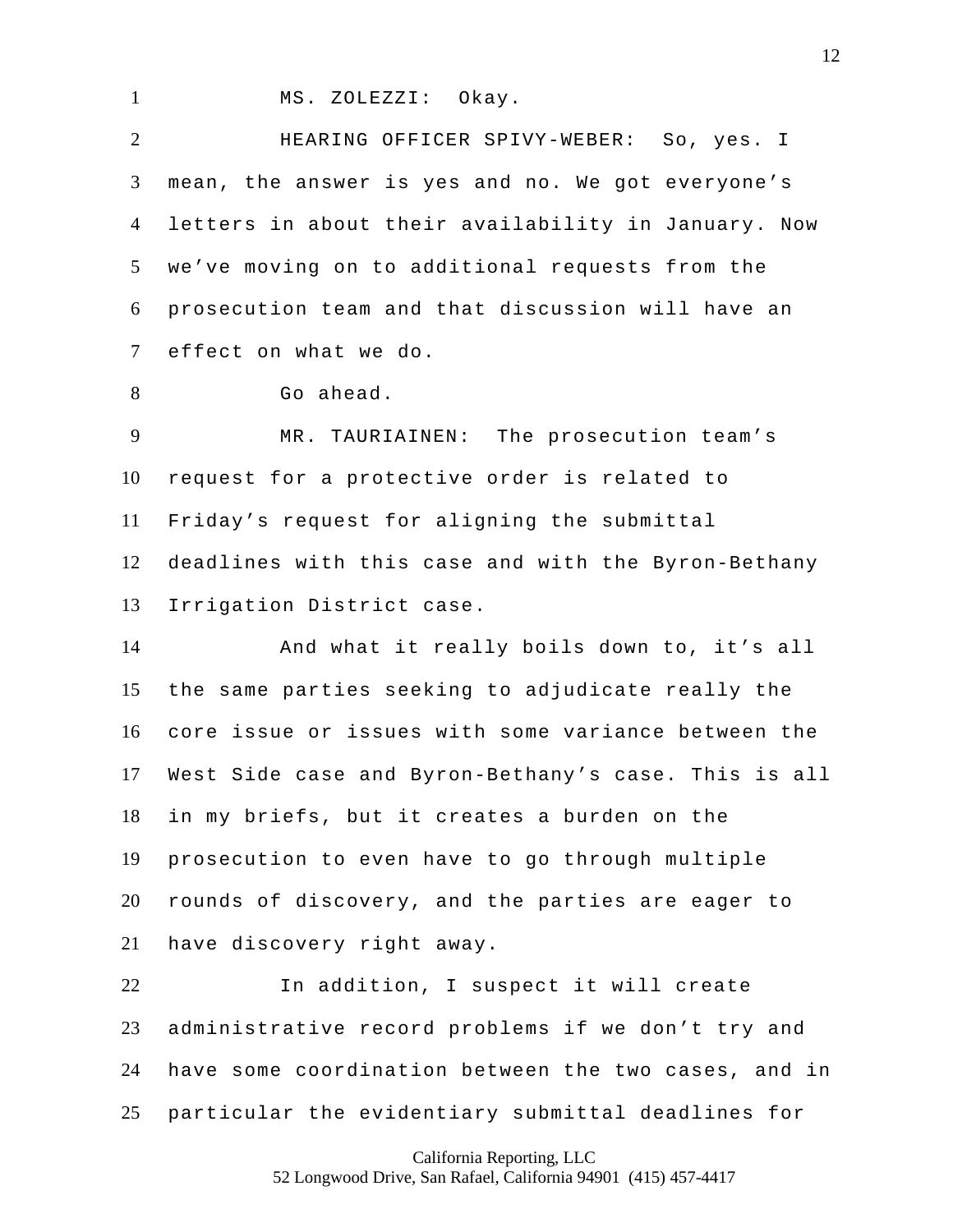MS. ZOLEZZI: Okay.

HEARING OFFICER SPIVY-WEBER: So, yes. I mean, the answer is yes and no. We got everyone's letters in about their availability in January. Now we've moving on to additional requests from the prosecution team and that discussion will have an effect on what we do.

Go ahead.

MR. TAURIAINEN: The prosecution team's request for a protective order is related to Friday's request for aligning the submittal deadlines with this case and with the Byron-Bethany Irrigation District case.

And what it really boils down to, it's all the same parties seeking to adjudicate really the core issue or issues with some variance between the West Side case and Byron-Bethany's case. This is all in my briefs, but it creates a burden on the prosecution to even have to go through multiple rounds of discovery, and the parties are eager to have discovery right away.

In addition, I suspect it will create administrative record problems if we don't try and have some coordination between the two cases, and in particular the evidentiary submittal deadlines for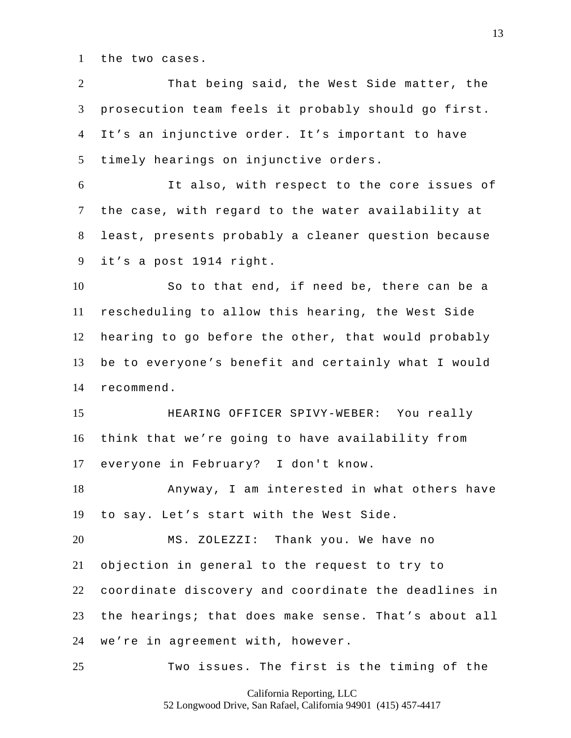the two cases.

That being said, the West Side matter, the prosecution team feels it probably should go first. It's an injunctive order. It's important to have timely hearings on injunctive orders.

It also, with respect to the core issues of the case, with regard to the water availability at least, presents probably a cleaner question because it's a post 1914 right.

So to that end, if need be, there can be a rescheduling to allow this hearing, the West Side hearing to go before the other, that would probably be to everyone's benefit and certainly what I would recommend.

HEARING OFFICER SPIVY-WEBER: You really think that we're going to have availability from everyone in February? I don't know.

Anyway, I am interested in what others have to say. Let's start with the West Side.

MS. ZOLEZZI: Thank you. We have no objection in general to the request to try to coordinate discovery and coordinate the deadlines in the hearings; that does make sense. That's about all we're in agreement with, however.

Two issues. The first is the timing of the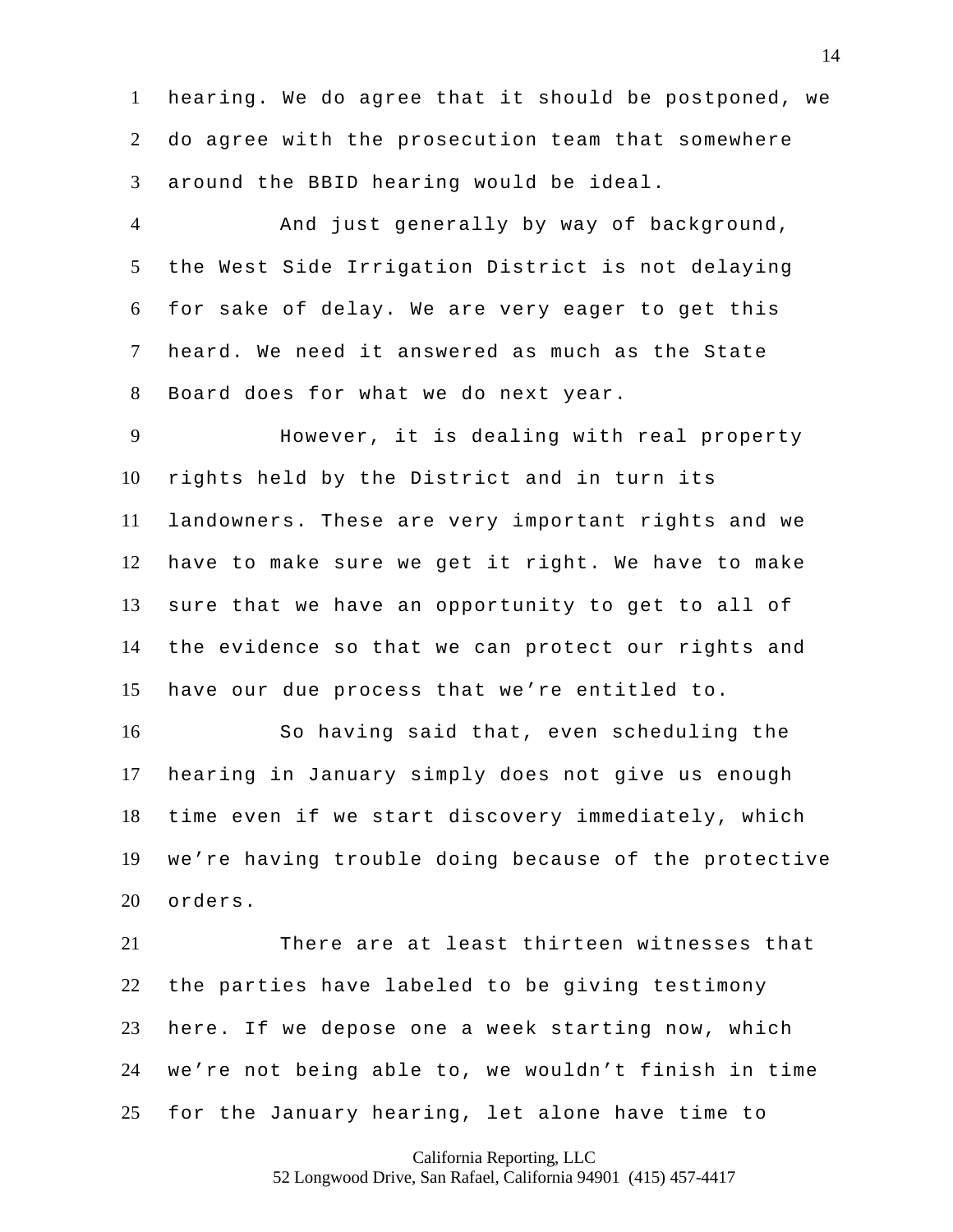hearing. We do agree that it should be postponed, we do agree with the prosecution team that somewhere around the BBID hearing would be ideal.

And just generally by way of background, the West Side Irrigation District is not delaying for sake of delay. We are very eager to get this heard. We need it answered as much as the State Board does for what we do next year.

However, it is dealing with real property rights held by the District and in turn its landowners. These are very important rights and we have to make sure we get it right. We have to make sure that we have an opportunity to get to all of the evidence so that we can protect our rights and have our due process that we're entitled to.

So having said that, even scheduling the hearing in January simply does not give us enough time even if we start discovery immediately, which we're having trouble doing because of the protective orders.

There are at least thirteen witnesses that the parties have labeled to be giving testimony here. If we depose one a week starting now, which we're not being able to, we wouldn't finish in time for the January hearing, let alone have time to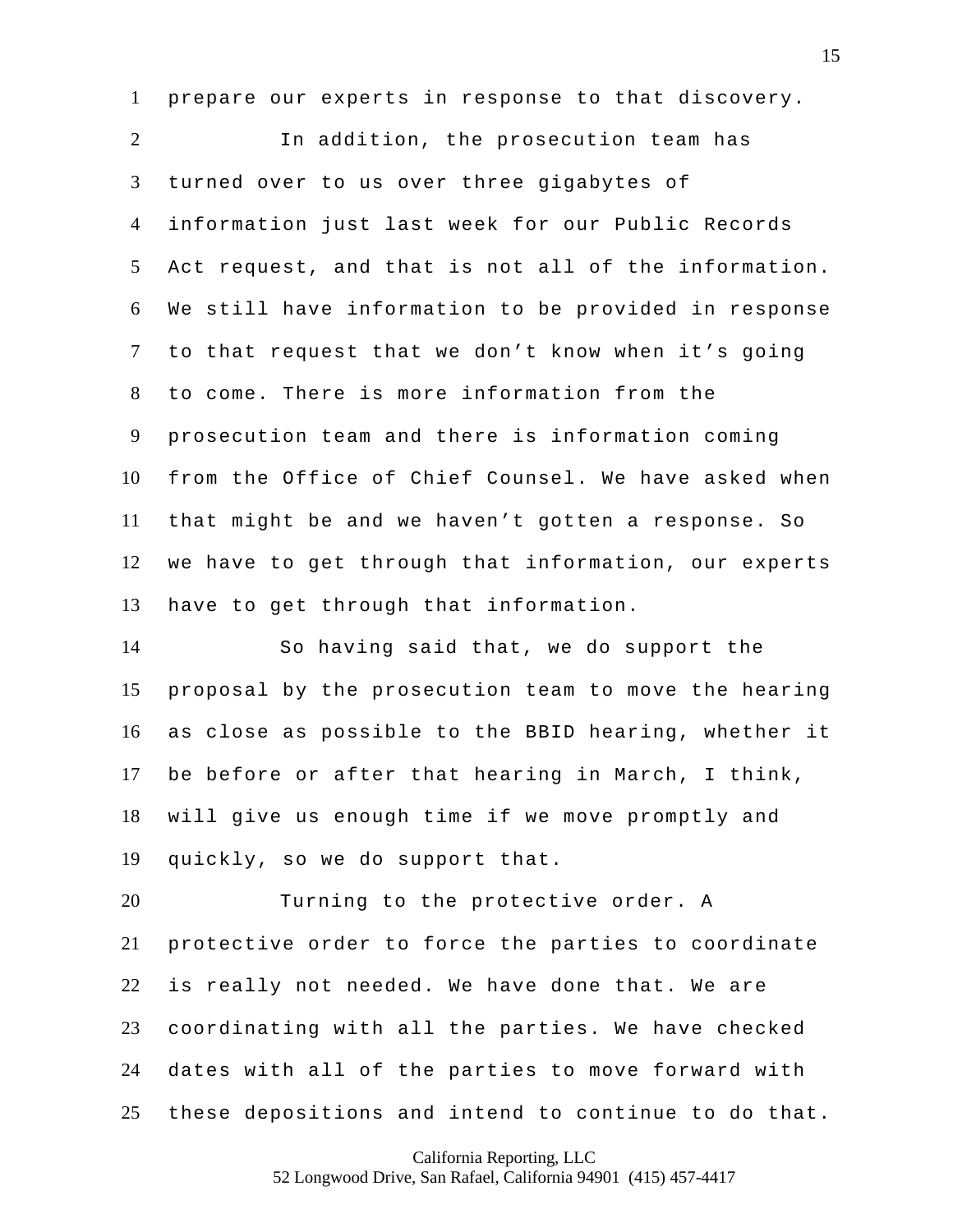prepare our experts in response to that discovery.

In addition, the prosecution team has turned over to us over three gigabytes of information just last week for our Public Records Act request, and that is not all of the information. We still have information to be provided in response to that request that we don't know when it's going to come. There is more information from the prosecution team and there is information coming from the Office of Chief Counsel. We have asked when that might be and we haven't gotten a response. So we have to get through that information, our experts have to get through that information.

So having said that, we do support the proposal by the prosecution team to move the hearing as close as possible to the BBID hearing, whether it be before or after that hearing in March, I think, will give us enough time if we move promptly and quickly, so we do support that.

Turning to the protective order. A protective order to force the parties to coordinate is really not needed. We have done that. We are coordinating with all the parties. We have checked dates with all of the parties to move forward with these depositions and intend to continue to do that.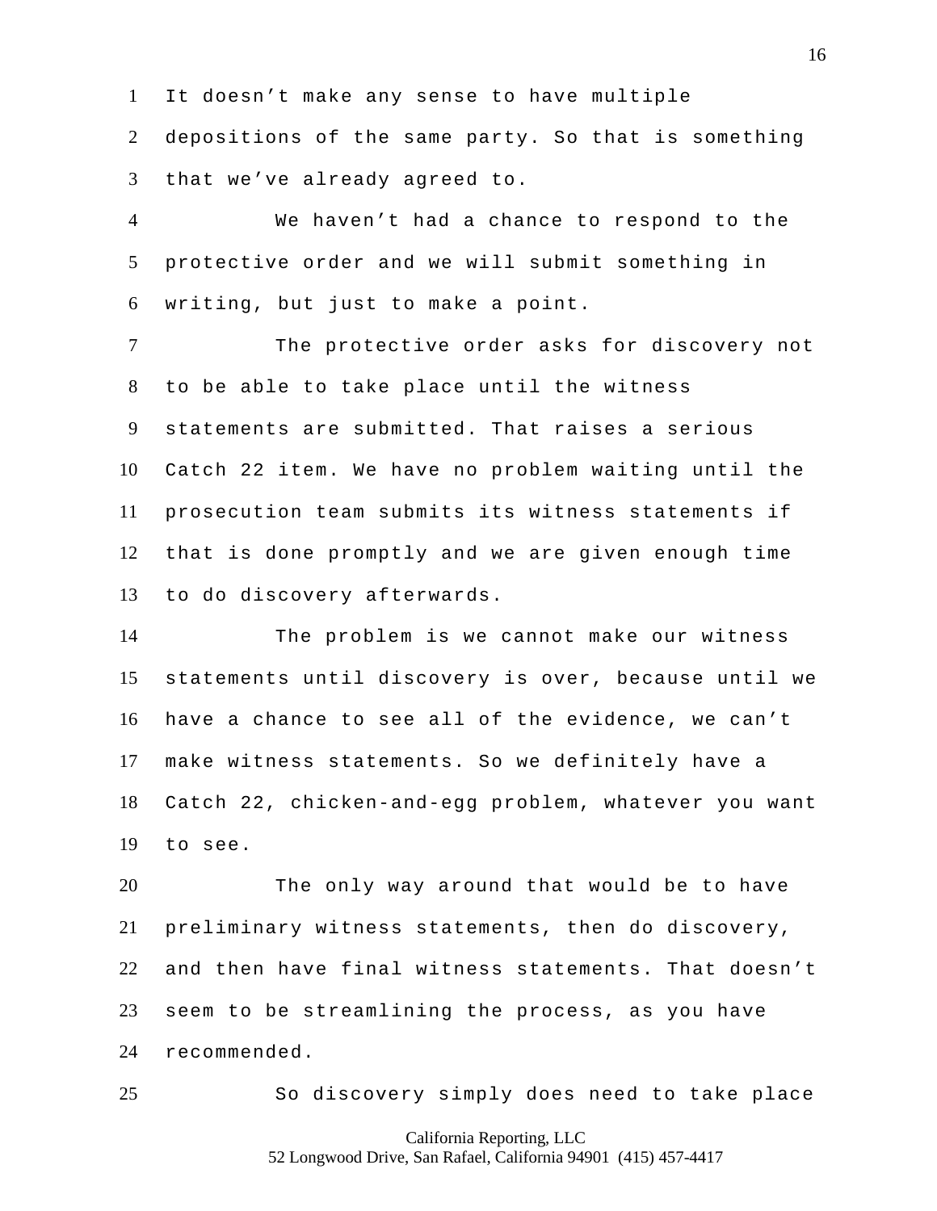It doesn’t make any sense to have multiple depositions of the same party. So that is something that we’ve already agreed to.

We haven’t had a chance to respond to the protective order and we will submit something in writing, but just to make a point.

The protective order asks for discovery not to be able to take place until the witness statements are submitted. That raises a serious Catch 22 item. We have no problem waiting until the prosecution team submits its witness statements if that is done promptly and we are given enough time to do discovery afterwards.

The problem is we cannot make our witness statements until discovery is over, because until we have a chance to see all of the evidence, we can’t make witness statements. So we definitely have a Catch 22, chicken-and-egg problem, whatever you want to see.

The only way around that would be to have preliminary witness statements, then do discovery, and then have final witness statements. That doesn’t seem to be streamlining the process, as you have recommended.

So discovery simply does need to take place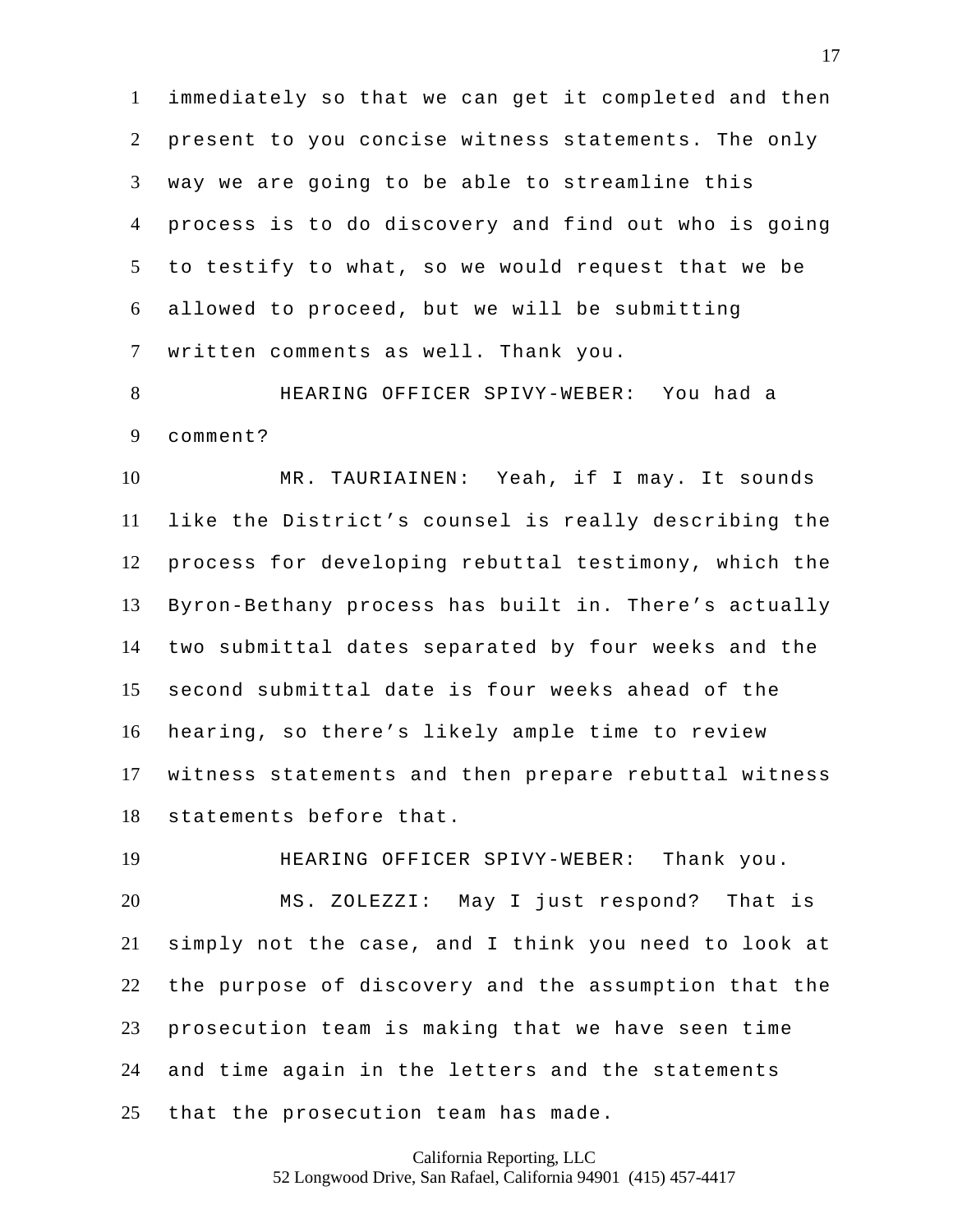immediately so that we can get it completed and then present to you concise witness statements. The only way we are going to be able to streamline this process is to do discovery and find out who is going to testify to what, so we would request that we be allowed to proceed, but we will be submitting written comments as well. Thank you.

HEARING OFFICER SPIVY-WEBER: You had a comment?

MR. TAURIAINEN: Yeah, if I may. It sounds like the District's counsel is really describing the process for developing rebuttal testimony, which the Byron-Bethany process has built in. There's actually two submittal dates separated by four weeks and the second submittal date is four weeks ahead of the hearing, so there's likely ample time to review witness statements and then prepare rebuttal witness statements before that.

HEARING OFFICER SPIVY-WEBER: Thank you.

MS. ZOLEZZI: May I just respond? That is simply not the case, and I think you need to look at the purpose of discovery and the assumption that the prosecution team is making that we have seen time and time again in the letters and the statements that the prosecution team has made.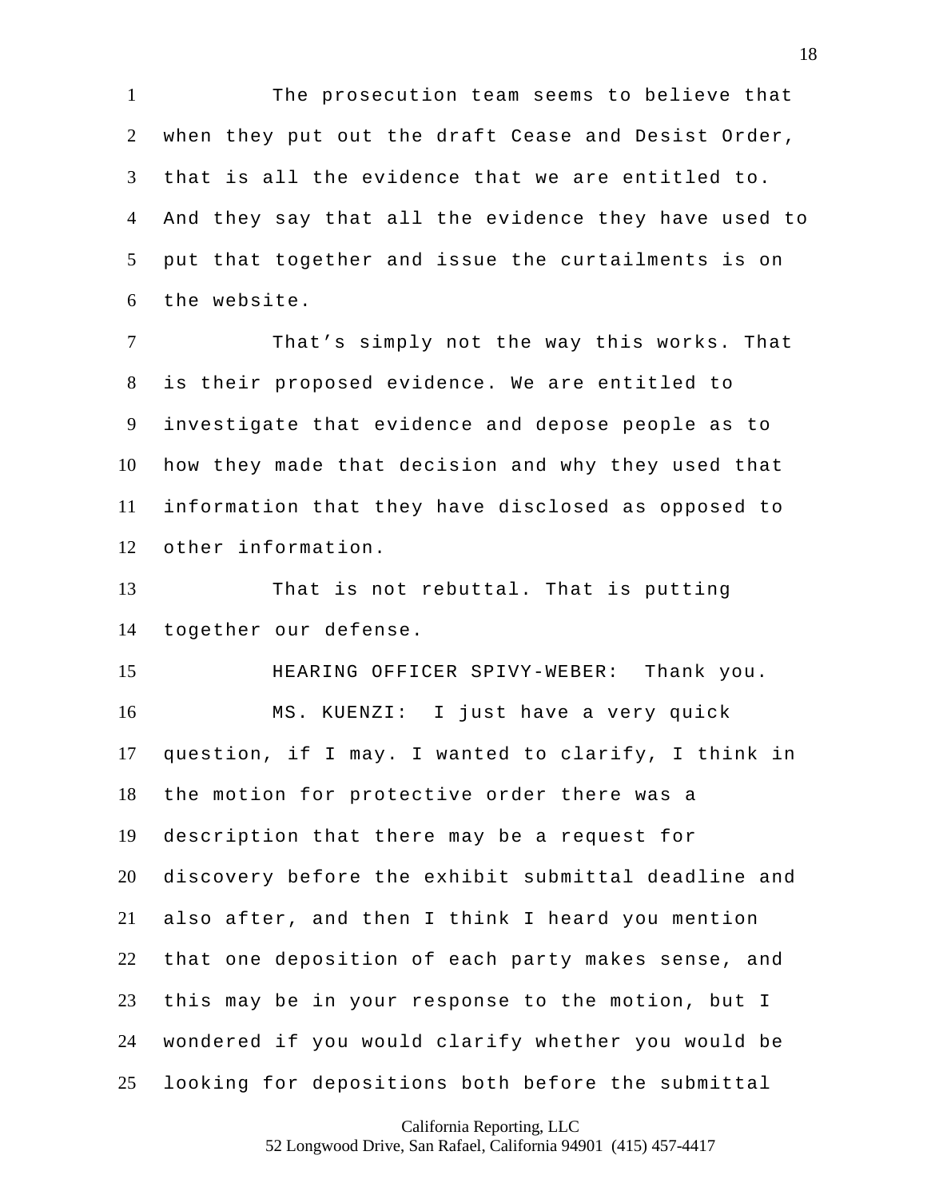The prosecution team seems to believe that when they put out the draft Cease and Desist Order, that is all the evidence that we are entitled to. And they say that all the evidence they have used to put that together and issue the curtailments is on the website.

That's simply not the way this works. That is their proposed evidence. We are entitled to investigate that evidence and depose people as to how they made that decision and why they used that information that they have disclosed as opposed to other information.

That is not rebuttal. That is putting together our defense.

HEARING OFFICER SPIVY-WEBER: Thank you.

MS. KUENZI: I just have a very quick question, if I may. I wanted to clarify, I think in the motion for protective order there was a description that there may be a request for discovery before the exhibit submittal deadline and also after, and then I think I heard you mention that one deposition of each party makes sense, and this may be in your response to the motion, but I wondered if you would clarify whether you would be looking for depositions both before the submittal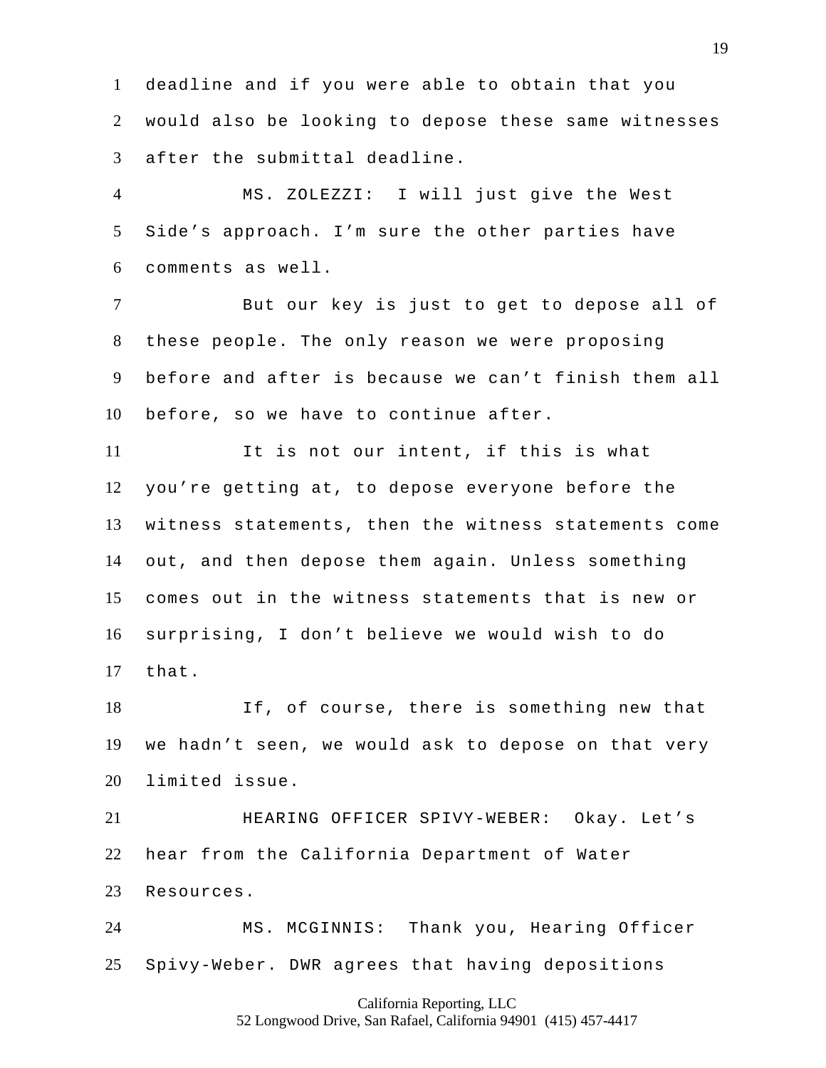deadline and if you were able to obtain that you would also be looking to depose these same witnesses after the submittal deadline.

MS. ZOLEZZI: I will just give the West Side's approach. I'm sure the other parties have comments as well.

But our key is just to get to depose all of these people. The only reason we were proposing before and after is because we can't finish them all before, so we have to continue after.

It is not our intent, if this is what you're getting at, to depose everyone before the witness statements, then the witness statements come out, and then depose them again. Unless something comes out in the witness statements that is new or surprising, I don't believe we would wish to do that.

If, of course, there is something new that we hadn't seen, we would ask to depose on that very limited issue.

HEARING OFFICER SPIVY-WEBER: Okay. Let's hear from the California Department of Water Resources.

MS. MCGINNIS: Thank you, Hearing Officer Spivy-Weber. DWR agrees that having depositions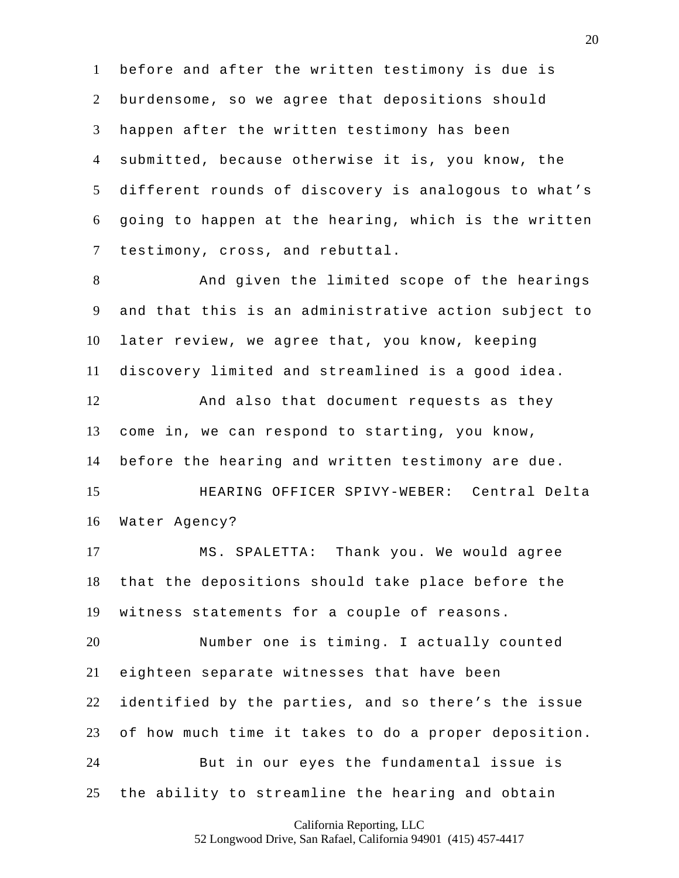before and after the written testimony is due is burdensome, so we agree that depositions should happen after the written testimony has been submitted, because otherwise it is, you know, the different rounds of discovery is analogous to what's going to happen at the hearing, which is the written testimony, cross, and rebuttal.

And given the limited scope of the hearings and that this is an administrative action subject to later review, we agree that, you know, keeping discovery limited and streamlined is a good idea.

And also that document requests as they come in, we can respond to starting, you know, before the hearing and written testimony are due.

HEARING OFFICER SPIVY-WEBER: Central Delta Water Agency?

MS. SPALETTA: Thank you. We would agree that the depositions should take place before the witness statements for a couple of reasons.

Number one is timing. I actually counted eighteen separate witnesses that have been identified by the parties, and so there's the issue of how much time it takes to do a proper deposition.

But in our eyes the fundamental issue is the ability to streamline the hearing and obtain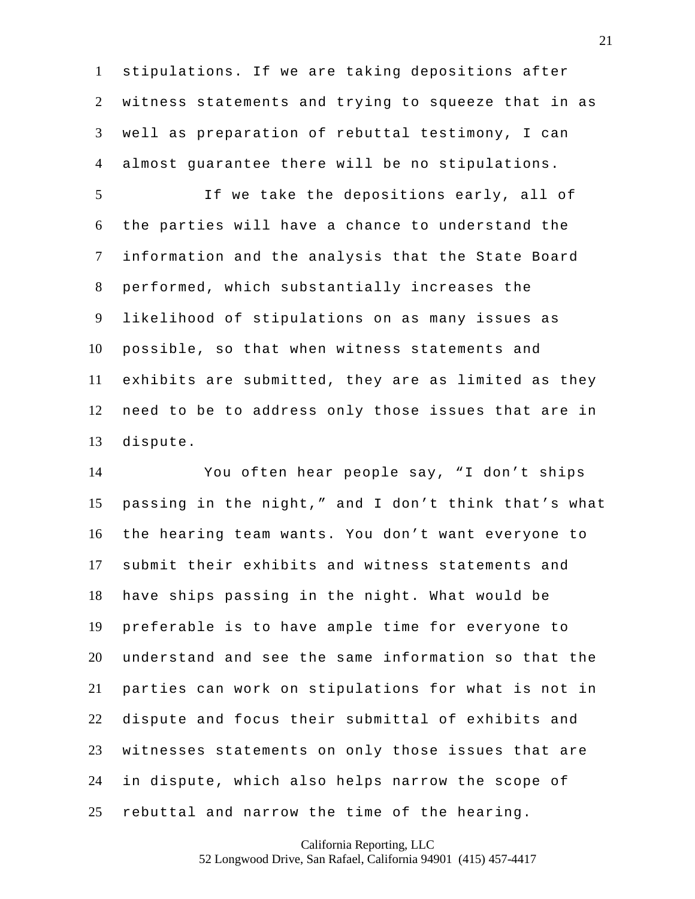stipulations. If we are taking depositions after witness statements and trying to squeeze that in as well as preparation of rebuttal testimony, I can almost guarantee there will be no stipulations.

If we take the depositions early, all of the parties will have a chance to understand the information and the analysis that the State Board performed, which substantially increases the likelihood of stipulations on as many issues as possible, so that when witness statements and exhibits are submitted, they are as limited as they need to be to address only those issues that are in dispute.

You often hear people say, “I don’t ships passing in the night,” and I don’t think that’s what the hearing team wants. You don’t want everyone to submit their exhibits and witness statements and have ships passing in the night. What would be preferable is to have ample time for everyone to understand and see the same information so that the parties can work on stipulations for what is not in dispute and focus their submittal of exhibits and witnesses statements on only those issues that are in dispute, which also helps narrow the scope of rebuttal and narrow the time of the hearing.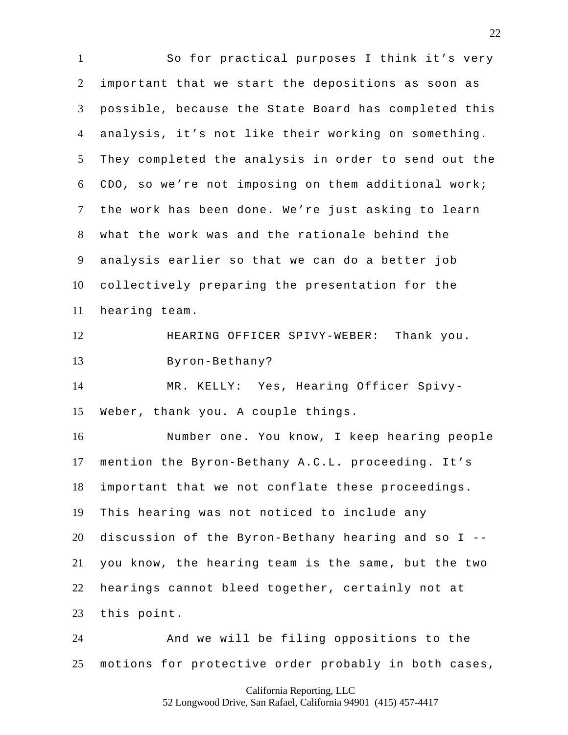So for practical purposes I think it's very important that we start the depositions as soon as possible, because the State Board has completed this analysis, it's not like their working on something. They completed the analysis in order to send out the CDO, so we're not imposing on them additional work; the work has been done. We're just asking to learn what the work was and the rationale behind the analysis earlier so that we can do a better job collectively preparing the presentation for the hearing team.

HEARING OFFICER SPIVY-WEBER: Thank you. Byron-Bethany?

MR. KELLY: Yes, Hearing Officer Spivy-Weber, thank you. A couple things.

Number one. You know, I keep hearing people mention the Byron-Bethany A.C.L. proceeding. It's important that we not conflate these proceedings. This hearing was not noticed to include any discussion of the Byron-Bethany hearing and so I -- you know, the hearing team is the same, but the two hearings cannot bleed together, certainly not at this point.

And we will be filing oppositions to the motions for protective order probably in both cases,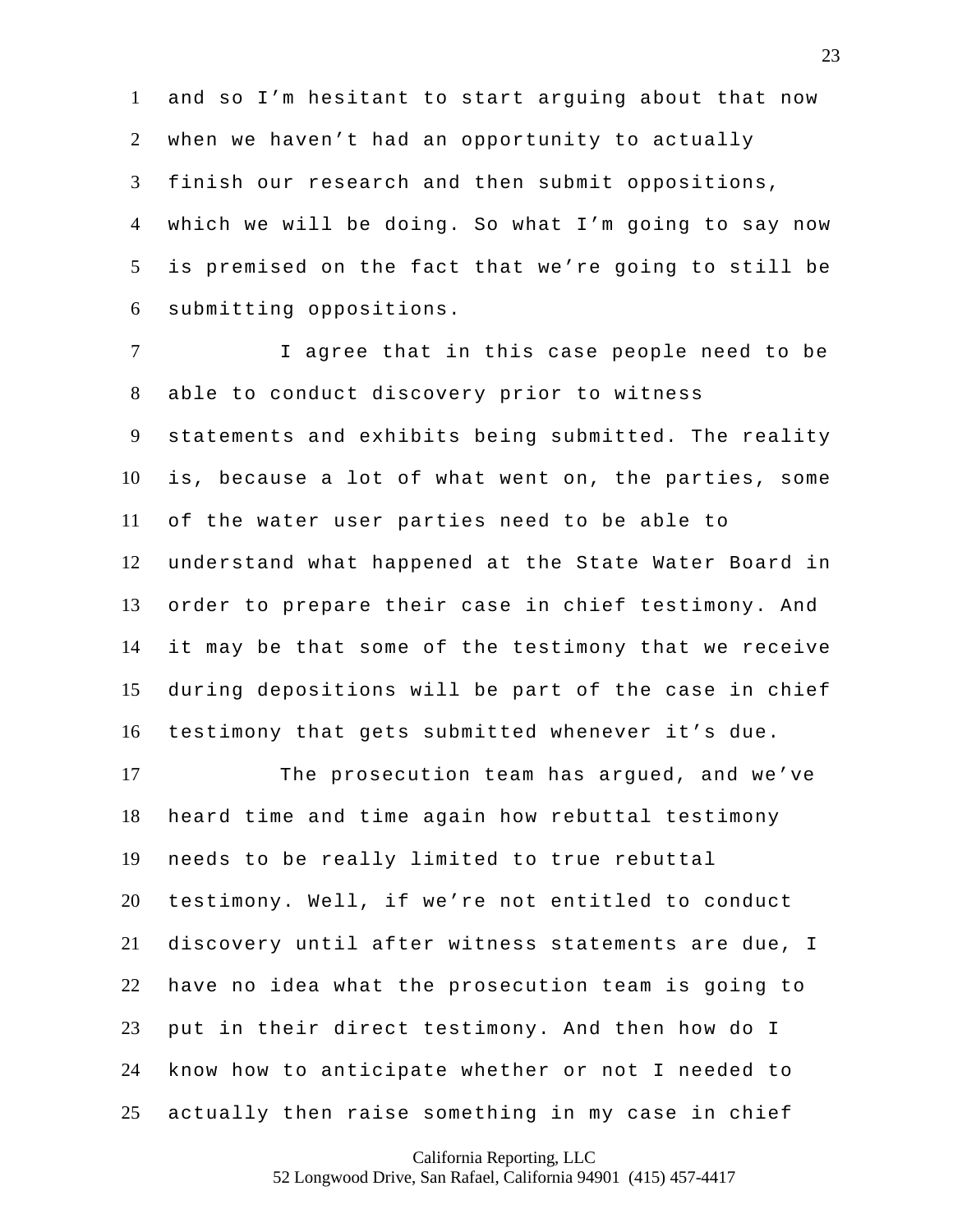and so I'm hesitant to start arguing about that now when we haven't had an opportunity to actually finish our research and then submit oppositions, which we will be doing. So what I'm going to say now is premised on the fact that we're going to still be submitting oppositions.

I agree that in this case people need to be able to conduct discovery prior to witness statements and exhibits being submitted. The reality is, because a lot of what went on, the parties, some of the water user parties need to be able to understand what happened at the State Water Board in order to prepare their case in chief testimony. And it may be that some of the testimony that we receive during depositions will be part of the case in chief testimony that gets submitted whenever it's due.

The prosecution team has argued, and we've heard time and time again how rebuttal testimony needs to be really limited to true rebuttal testimony. Well, if we're not entitled to conduct discovery until after witness statements are due, I have no idea what the prosecution team is going to put in their direct testimony. And then how do I know how to anticipate whether or not I needed to actually then raise something in my case in chief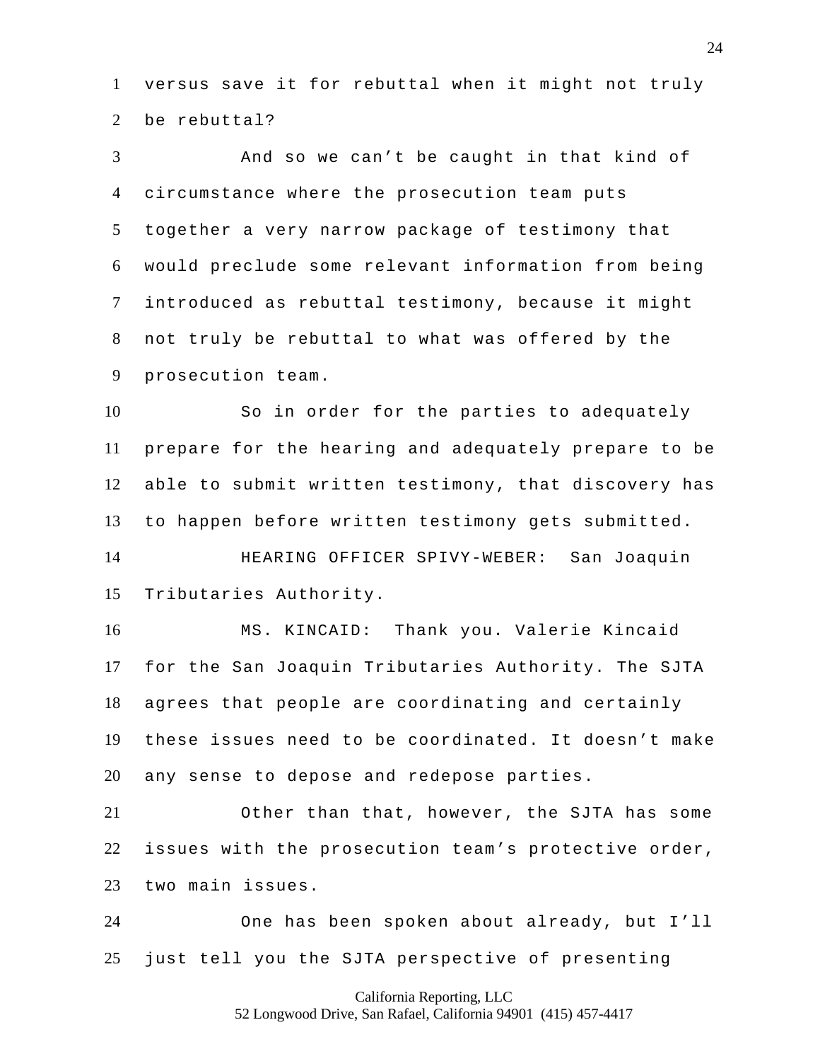versus save it for rebuttal when it might not truly be rebuttal?

And so we can't be caught in that kind of circumstance where the prosecution team puts together a very narrow package of testimony that would preclude some relevant information from being introduced as rebuttal testimony, because it might not truly be rebuttal to what was offered by the prosecution team.

So in order for the parties to adequately prepare for the hearing and adequately prepare to be able to submit written testimony, that discovery has to happen before written testimony gets submitted.

HEARING OFFICER SPIVY-WEBER: San Joaquin Tributaries Authority.

MS. KINCAID: Thank you. Valerie Kincaid for the San Joaquin Tributaries Authority. The SJTA agrees that people are coordinating and certainly these issues need to be coordinated. It doesn't make any sense to depose and redepose parties.

Other than that, however, the SJTA has some issues with the prosecution team's protective order, two main issues.

One has been spoken about already, but I'll just tell you the SJTA perspective of presenting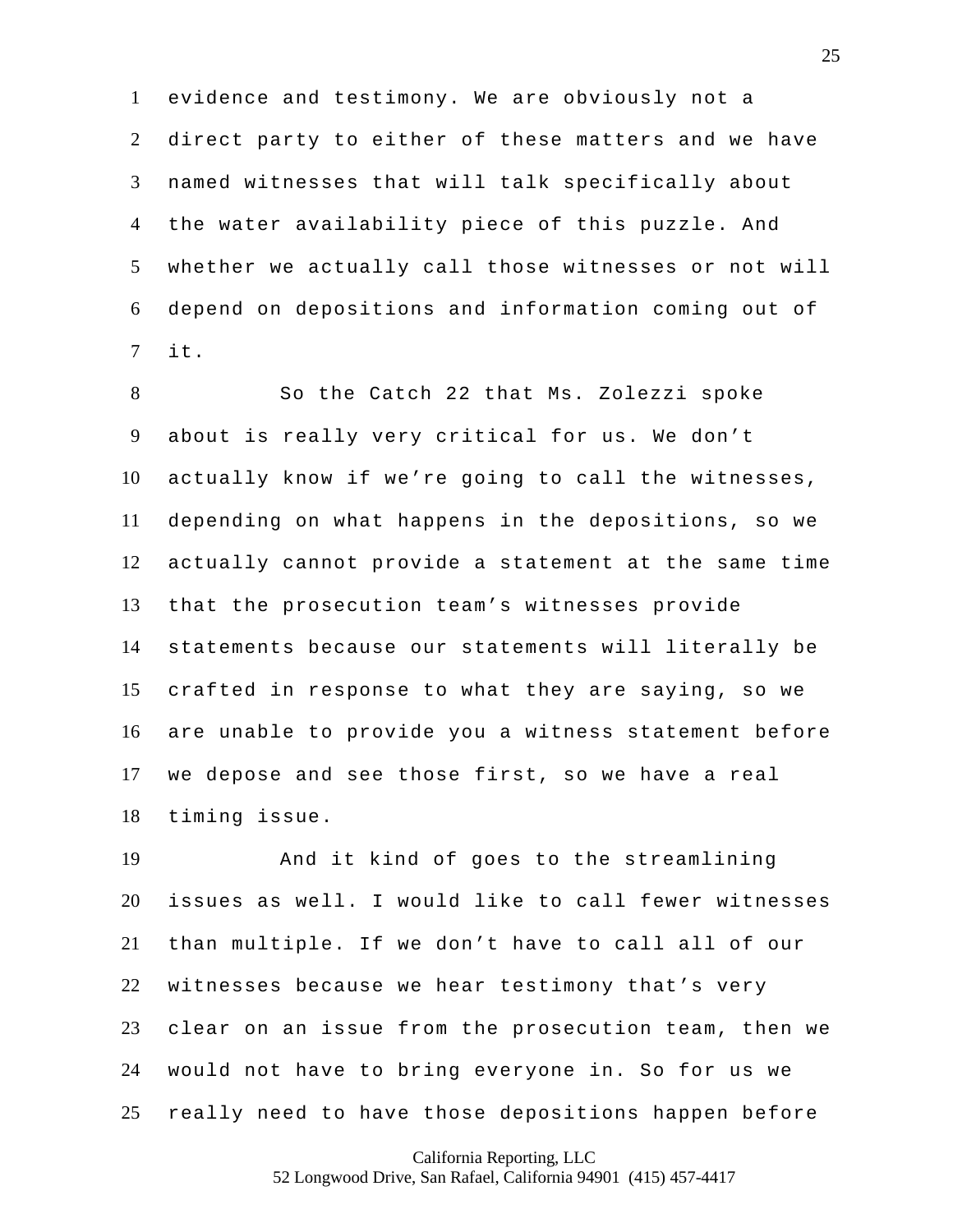evidence and testimony. We are obviously not a direct party to either of these matters and we have named witnesses that will talk specifically about the water availability piece of this puzzle. And whether we actually call those witnesses or not will depend on depositions and information coming out of it.

So the Catch 22 that Ms. Zolezzi spoke about is really very critical for us. We don't actually know if we're going to call the witnesses, depending on what happens in the depositions, so we actually cannot provide a statement at the same time that the prosecution team's witnesses provide statements because our statements will literally be crafted in response to what they are saying, so we are unable to provide you a witness statement before we depose and see those first, so we have a real timing issue.

And it kind of goes to the streamlining issues as well. I would like to call fewer witnesses than multiple. If we don't have to call all of our witnesses because we hear testimony that's very clear on an issue from the prosecution team, then we would not have to bring everyone in. So for us we really need to have those depositions happen before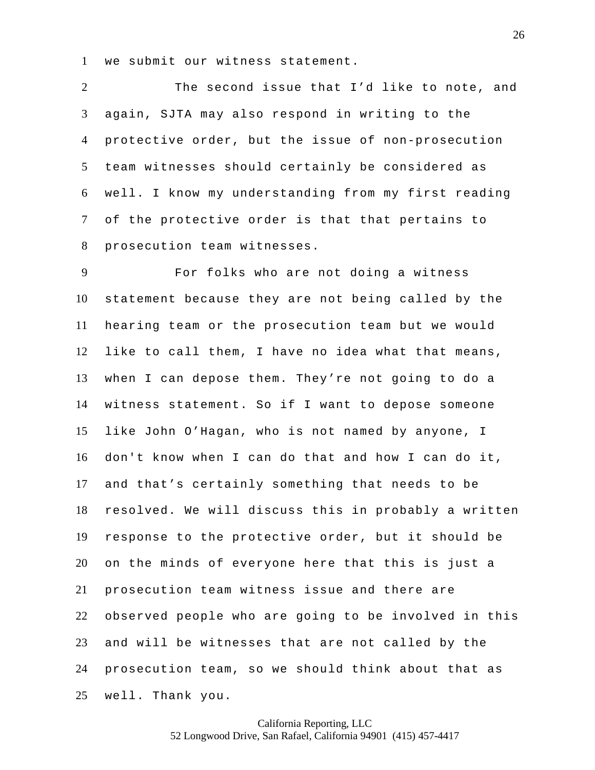we submit our witness statement.

The second issue that I'd like to note, and again, SJTA may also respond in writing to the protective order, but the issue of non-prosecution team witnesses should certainly be considered as well. I know my understanding from my first reading of the protective order is that that pertains to prosecution team witnesses.

For folks who are not doing a witness statement because they are not being called by the hearing team or the prosecution team but we would like to call them, I have no idea what that means, when I can depose them. They're not going to do a witness statement. So if I want to depose someone like John O'Hagan, who is not named by anyone, I don't know when I can do that and how I can do it, and that's certainly something that needs to be resolved. We will discuss this in probably a written response to the protective order, but it should be on the minds of everyone here that this is just a prosecution team witness issue and there are observed people who are going to be involved in this and will be witnesses that are not called by the prosecution team, so we should think about that as well. Thank you.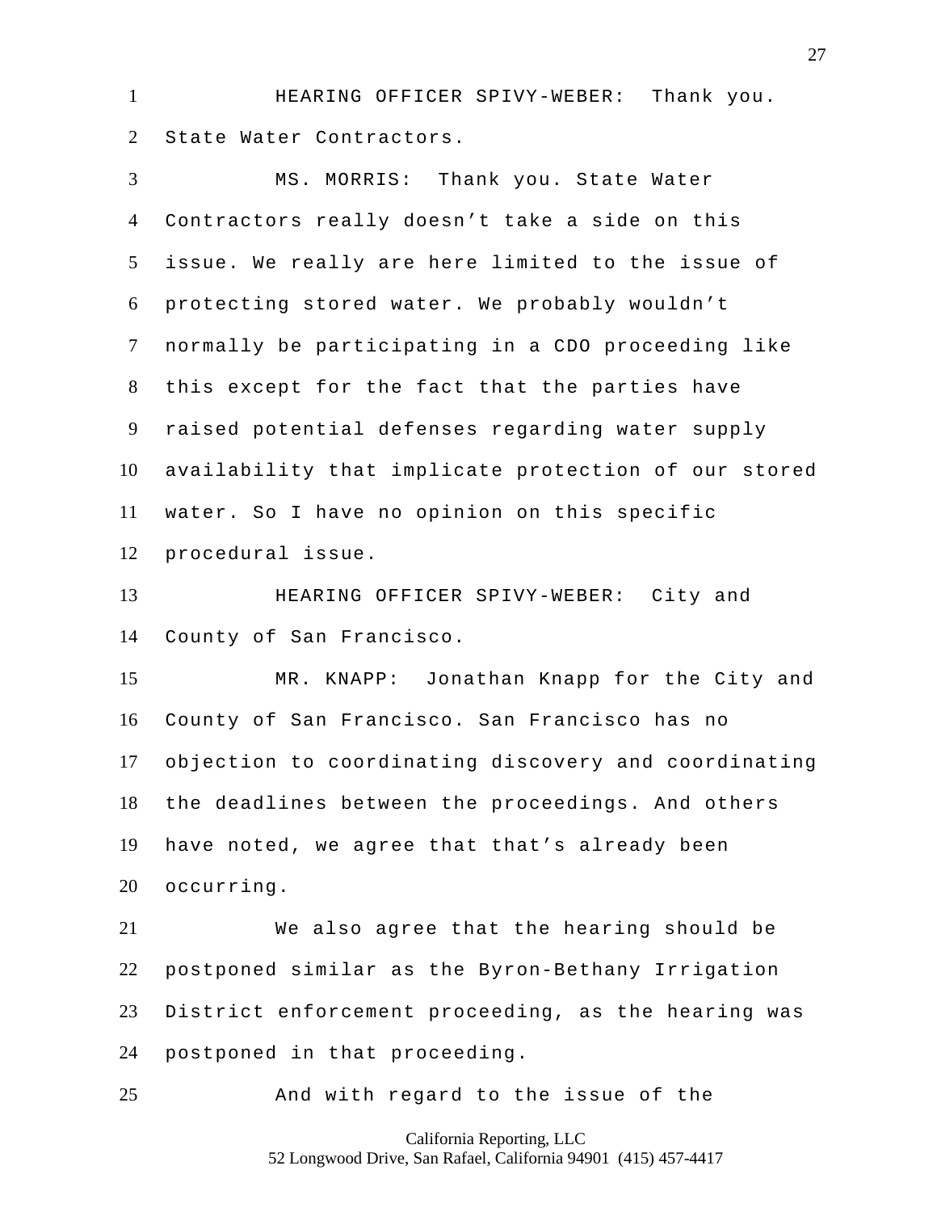HEARING OFFICER SPIVY-WEBER: Thank you. State Water Contractors.

MS. MORRIS: Thank you. State Water Contractors really doesn't take a side on this issue. We really are here limited to the issue of protecting stored water. We probably wouldn't normally be participating in a CDO proceeding like this except for the fact that the parties have raised potential defenses regarding water supply availability that implicate protection of our stored water. So I have no opinion on this specific procedural issue.

HEARING OFFICER SPIVY-WEBER: City and County of San Francisco.

MR. KNAPP: Jonathan Knapp for the City and County of San Francisco. San Francisco has no objection to coordinating discovery and coordinating the deadlines between the proceedings. And others have noted, we agree that that's already been occurring.

We also agree that the hearing should be postponed similar as the Byron-Bethany Irrigation District enforcement proceeding, as the hearing was postponed in that proceeding.

And with regard to the issue of the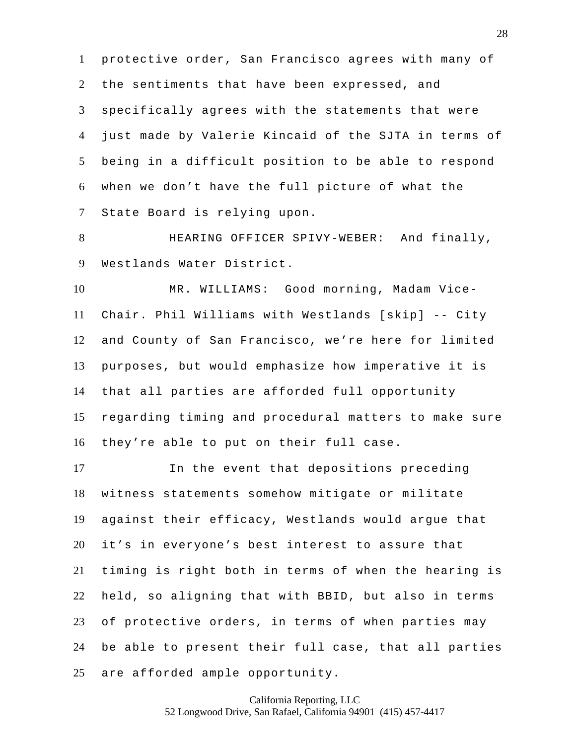protective order, San Francisco agrees with many of the sentiments that have been expressed, and specifically agrees with the statements that were just made by Valerie Kincaid of the SJTA in terms of being in a difficult position to be able to respond when we don't have the full picture of what the State Board is relying upon.

HEARING OFFICER SPIVY-WEBER: And finally, Westlands Water District.

MR. WILLIAMS: Good morning, Madam Vice-Chair. Phil Williams with Westlands [skip] -- City and County of San Francisco, we're here for limited purposes, but would emphasize how imperative it is that all parties are afforded full opportunity regarding timing and procedural matters to make sure they're able to put on their full case.

In the event that depositions preceding witness statements somehow mitigate or militate against their efficacy, Westlands would argue that it's in everyone's best interest to assure that timing is right both in terms of when the hearing is held, so aligning that with BBID, but also in terms of protective orders, in terms of when parties may be able to present their full case, that all parties are afforded ample opportunity.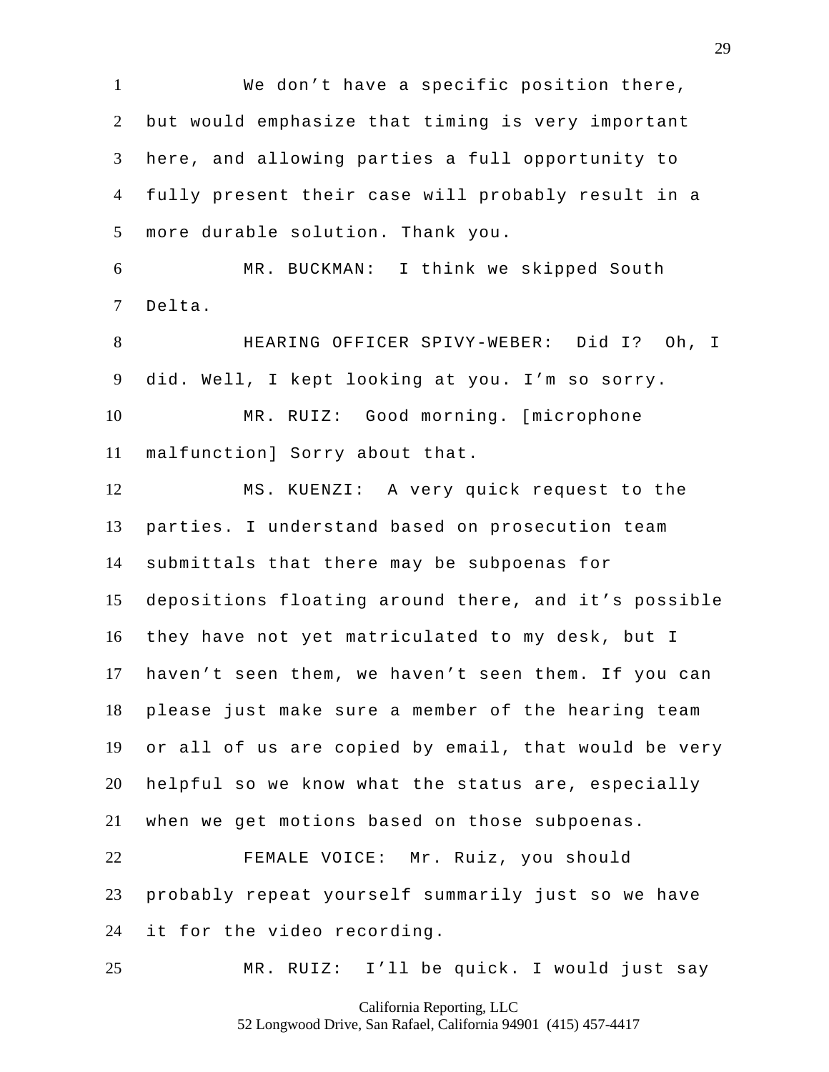We don't have a specific position there, but would emphasize that timing is very important here, and allowing parties a full opportunity to fully present their case will probably result in a more durable solution. Thank you.

MR. BUCKMAN: I think we skipped South Delta.

HEARING OFFICER SPIVY-WEBER: Did I? Oh, I did. Well, I kept looking at you. I'm so sorry.

MR. RUIZ: Good morning. [microphone malfunction] Sorry about that.

MS. KUENZI: A very quick request to the parties. I understand based on prosecution team submittals that there may be subpoenas for depositions floating around there, and it's possible they have not yet matriculated to my desk, but I haven't seen them, we haven't seen them. If you can please just make sure a member of the hearing team or all of us are copied by email, that would be very helpful so we know what the status are, especially when we get motions based on those subpoenas.

FEMALE VOICE: Mr. Ruiz, you should probably repeat yourself summarily just so we have it for the video recording.

MR. RUIZ: I'll be quick. I would just say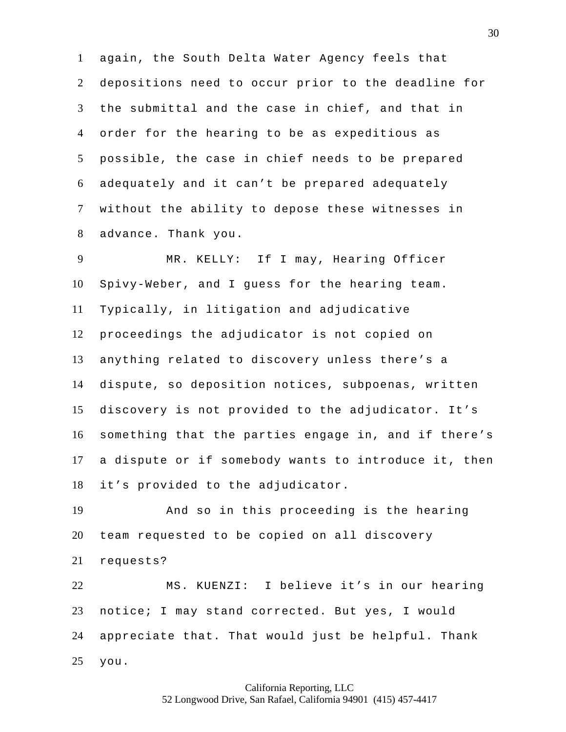again, the South Delta Water Agency feels that depositions need to occur prior to the deadline for the submittal and the case in chief, and that in order for the hearing to be as expeditious as possible, the case in chief needs to be prepared adequately and it can't be prepared adequately without the ability to depose these witnesses in advance. Thank you.

MR. KELLY: If I may, Hearing Officer Spivy-Weber, and I guess for the hearing team. Typically, in litigation and adjudicative proceedings the adjudicator is not copied on anything related to discovery unless there's a dispute, so deposition notices, subpoenas, written discovery is not provided to the adjudicator. It's something that the parties engage in, and if there's a dispute or if somebody wants to introduce it, then it's provided to the adjudicator.

And so in this proceeding is the hearing team requested to be copied on all discovery requests?

MS. KUENZI: I believe it's in our hearing notice; I may stand corrected. But yes, I would appreciate that. That would just be helpful. Thank you.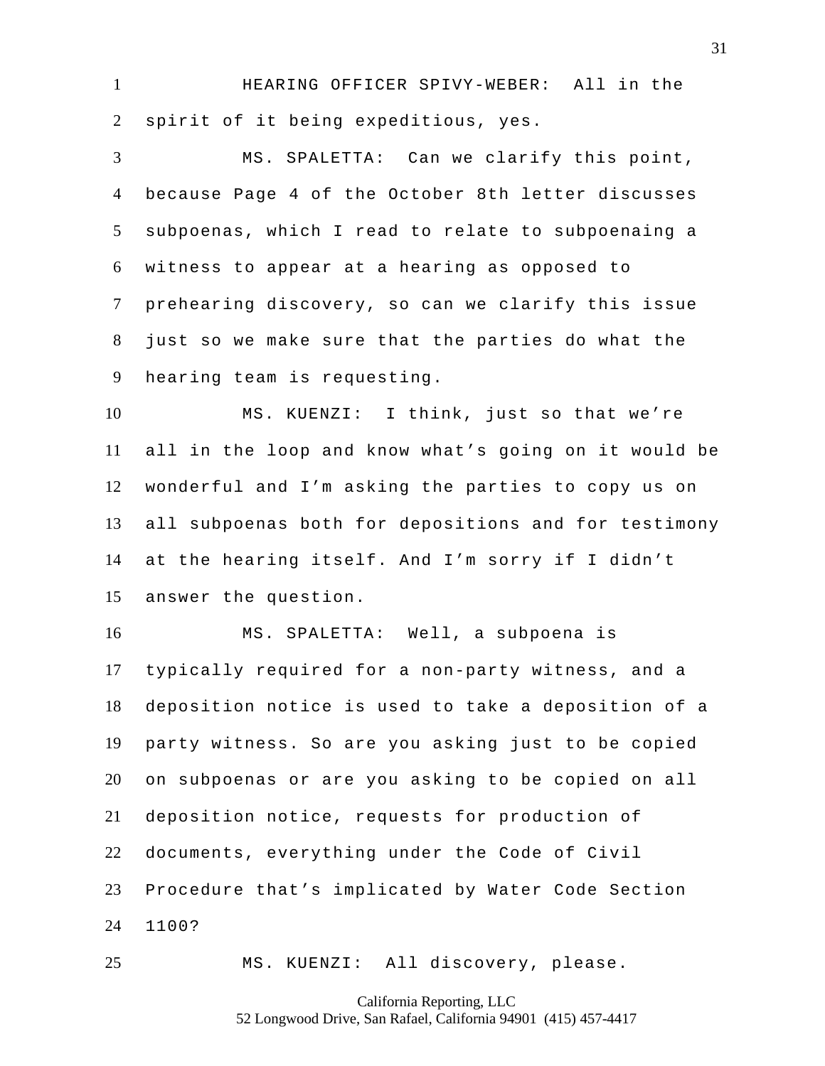HEARING OFFICER SPIVY-WEBER: All in the spirit of it being expeditious, yes.

MS. SPALETTA: Can we clarify this point, because Page 4 of the October 8th letter discusses subpoenas, which I read to relate to subpoenaing a witness to appear at a hearing as opposed to prehearing discovery, so can we clarify this issue just so we make sure that the parties do what the hearing team is requesting.

MS. KUENZI: I think, just so that we're all in the loop and know what's going on it would be wonderful and I'm asking the parties to copy us on all subpoenas both for depositions and for testimony at the hearing itself. And I'm sorry if I didn't answer the question.

MS. SPALETTA: Well, a subpoena is typically required for a non-party witness, and a deposition notice is used to take a deposition of a party witness. So are you asking just to be copied on subpoenas or are you asking to be copied on all deposition notice, requests for production of documents, everything under the Code of Civil Procedure that's implicated by Water Code Section 1100?

MS. KUENZI: All discovery, please.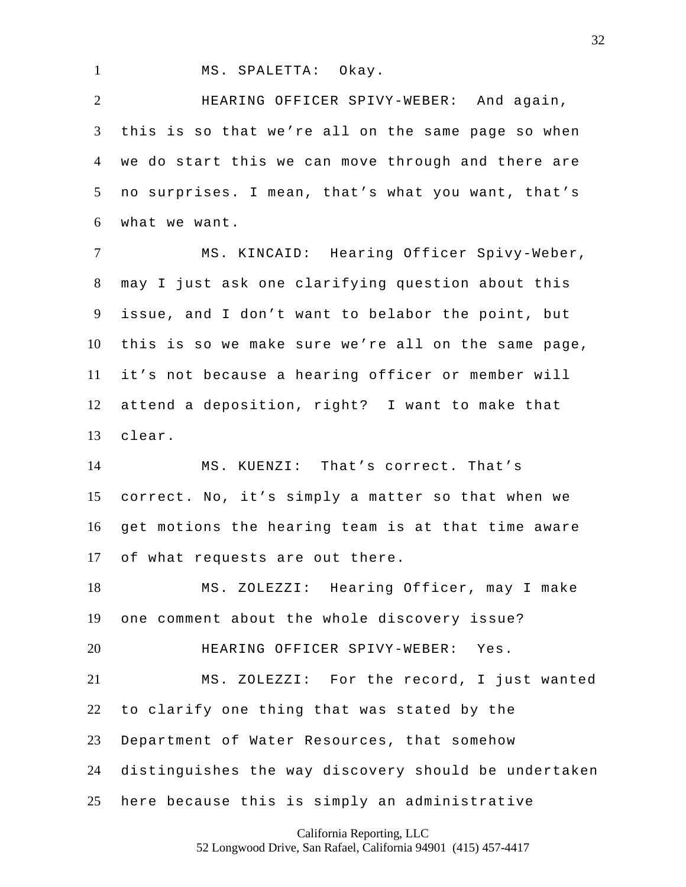MS. SPALETTA: Okay.

HEARING OFFICER SPIVY-WEBER: And again, this is so that we're all on the same page so when we do start this we can move through and there are no surprises. I mean, that's what you want, that's what we want.

MS. KINCAID: Hearing Officer Spivy-Weber, may I just ask one clarifying question about this issue, and I don't want to belabor the point, but this is so we make sure we're all on the same page, it's not because a hearing officer or member will attend a deposition, right? I want to make that clear.

MS. KUENZI: That's correct. That's correct. No, it's simply a matter so that when we get motions the hearing team is at that time aware of what requests are out there.

MS. ZOLEZZI: Hearing Officer, may I make one comment about the whole discovery issue?

HEARING OFFICER SPIVY-WEBER: Yes.

MS. ZOLEZZI: For the record, I just wanted to clarify one thing that was stated by the Department of Water Resources, that somehow distinguishes the way discovery should be undertaken here because this is simply an administrative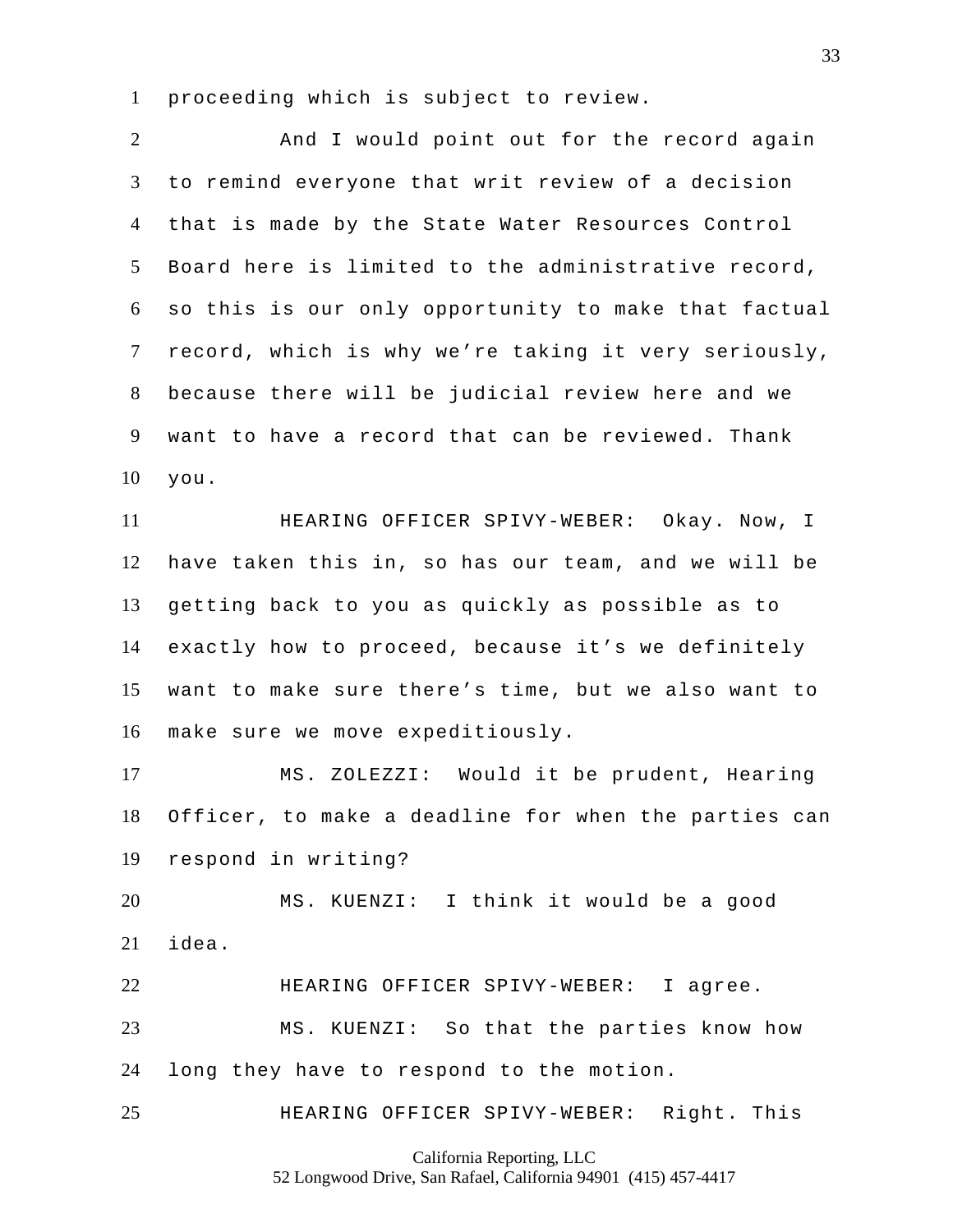proceeding which is subject to review.

And I would point out for the record again to remind everyone that writ review of a decision that is made by the State Water Resources Control Board here is limited to the administrative record, so this is our only opportunity to make that factual record, which is why we're taking it very seriously, because there will be judicial review here and we want to have a record that can be reviewed. Thank you.

HEARING OFFICER SPIVY-WEBER: Okay. Now, I have taken this in, so has our team, and we will be getting back to you as quickly as possible as to exactly how to proceed, because it's we definitely want to make sure there's time, but we also want to make sure we move expeditiously.

MS. ZOLEZZI: Would it be prudent, Hearing Officer, to make a deadline for when the parties can respond in writing?

MS. KUENZI: I think it would be a good idea.

HEARING OFFICER SPIVY-WEBER: I agree.

MS. KUENZI: So that the parties know how long they have to respond to the motion.

HEARING OFFICER SPIVY-WEBER: Right. This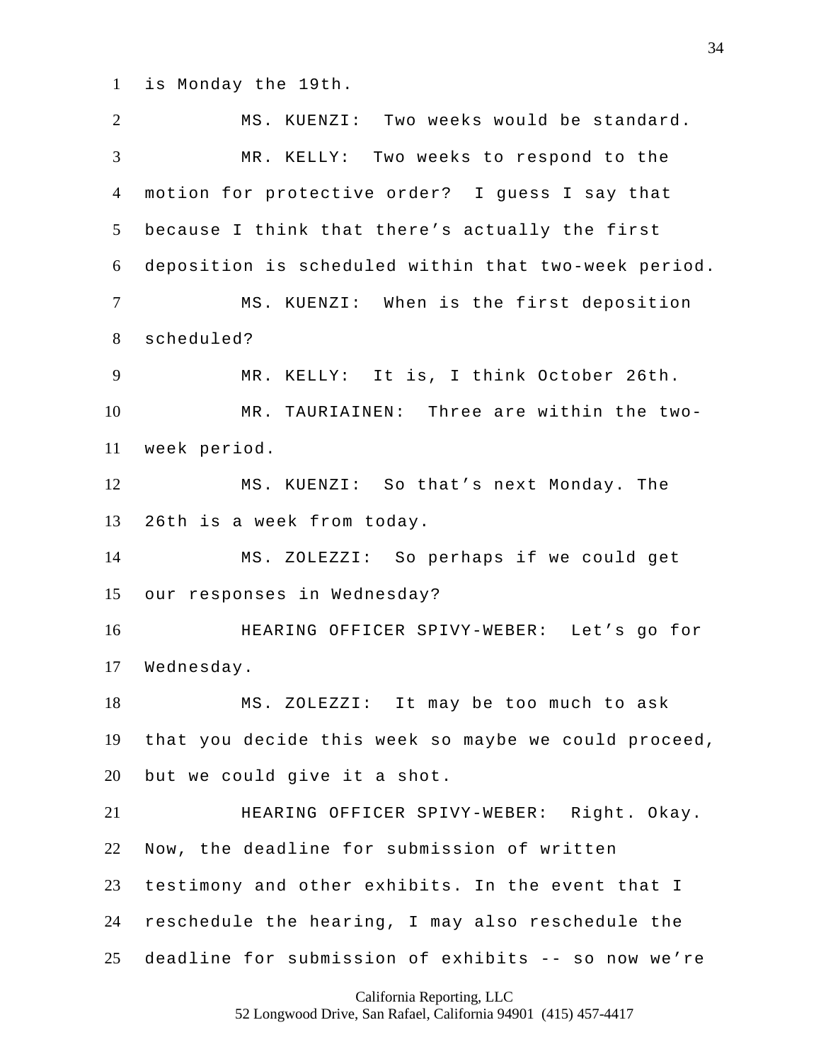is Monday the 19th.

MS. KUENZI: Two weeks would be standard.

MR. KELLY: Two weeks to respond to the motion for protective order? I guess I say that because I think that there's actually the first deposition is scheduled within that two-week period.

MS. KUENZI: When is the first deposition scheduled?

MR. KELLY: It is, I think October 26th.

MR. TAURIAINEN: Three are within the two-week period.

MS. KUENZI: So that's next Monday. The 26th is a week from today.

MS. ZOLEZZI: So perhaps if we could get our responses in Wednesday?

HEARING OFFICER SPIVY-WEBER: Let's go for Wednesday.

MS. ZOLEZZI: It may be too much to ask that you decide this week so maybe we could proceed, but we could give it a shot.

HEARING OFFICER SPIVY-WEBER: Right. Okay. Now, the deadline for submission of written testimony and other exhibits. In the event that I reschedule the hearing, I may also reschedule the deadline for submission of exhibits -- so now we're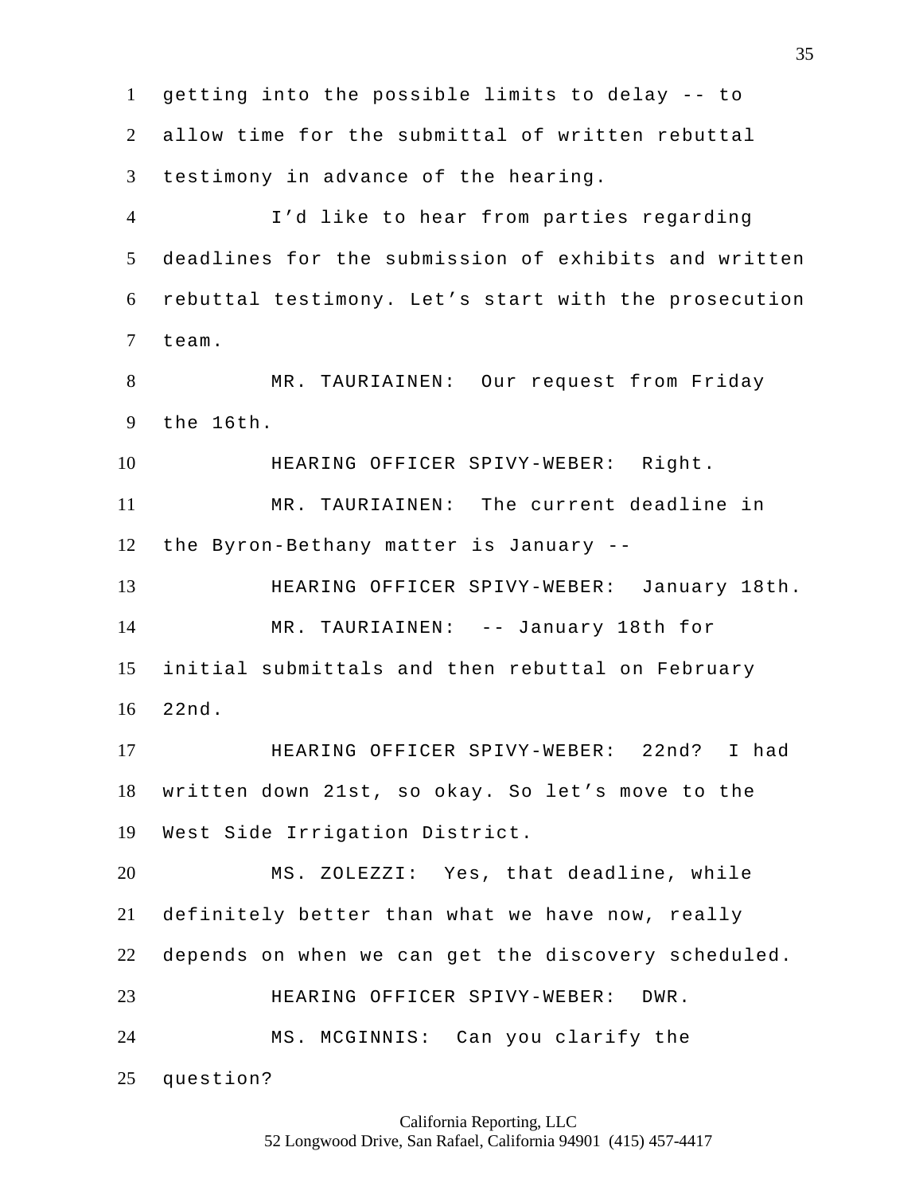getting into the possible limits to delay -- to allow time for the submittal of written rebuttal testimony in advance of the hearing.

I'd like to hear from parties regarding deadlines for the submission of exhibits and written rebuttal testimony. Let's start with the prosecution team.

MR. TAURIAINEN: Our request from Friday the 16th.

HEARING OFFICER SPIVY-WEBER: Right.

MR. TAURIAINEN: The current deadline in the Byron-Bethany matter is January --

HEARING OFFICER SPIVY-WEBER: January 18th.

MR. TAURIAINEN: -- January 18th for initial submittals and then rebuttal on February 22nd.

HEARING OFFICER SPIVY-WEBER: 22nd? I had written down 21st, so okay. So let's move to the West Side Irrigation District.

MS. ZOLEZZI: Yes, that deadline, while definitely better than what we have now, really depends on when we can get the discovery scheduled.

HEARING OFFICER SPIVY-WEBER: DWR.

MS. MCGINNIS: Can you clarify the question?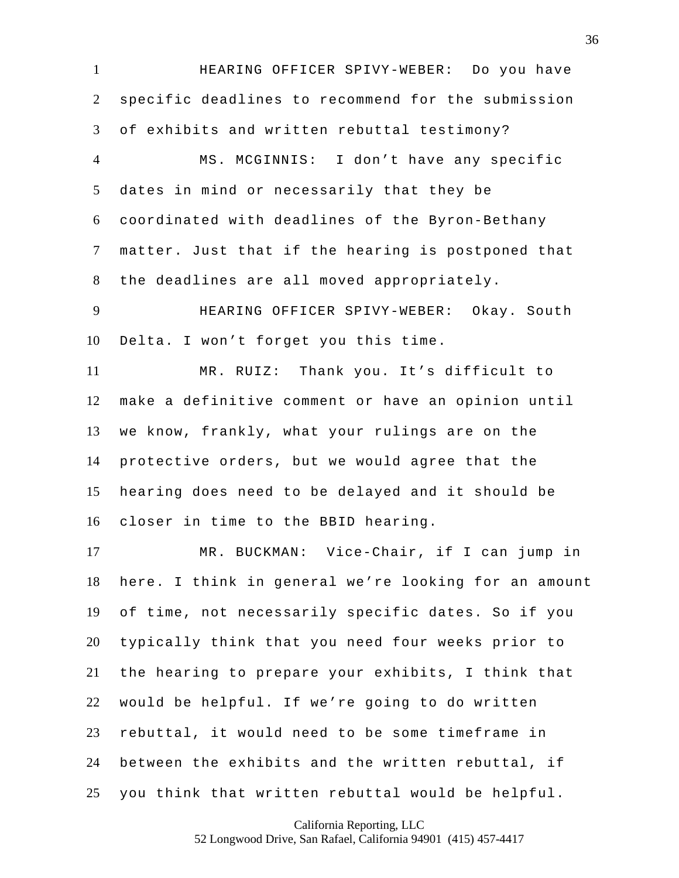HEARING OFFICER SPIVY-WEBER: Do you have specific deadlines to recommend for the submission of exhibits and written rebuttal testimony?

MS. MCGINNIS: I don't have any specific dates in mind or necessarily that they be coordinated with deadlines of the Byron-Bethany matter. Just that if the hearing is postponed that the deadlines are all moved appropriately.

HEARING OFFICER SPIVY-WEBER: Okay. South Delta. I won't forget you this time.

MR. RUIZ: Thank you. It's difficult to make a definitive comment or have an opinion until we know, frankly, what your rulings are on the protective orders, but we would agree that the hearing does need to be delayed and it should be closer in time to the BBID hearing.

MR. BUCKMAN: Vice-Chair, if I can jump in here. I think in general we're looking for an amount of time, not necessarily specific dates. So if you typically think that you need four weeks prior to the hearing to prepare your exhibits, I think that would be helpful. If we're going to do written rebuttal, it would need to be some timeframe in between the exhibits and the written rebuttal, if you think that written rebuttal would be helpful.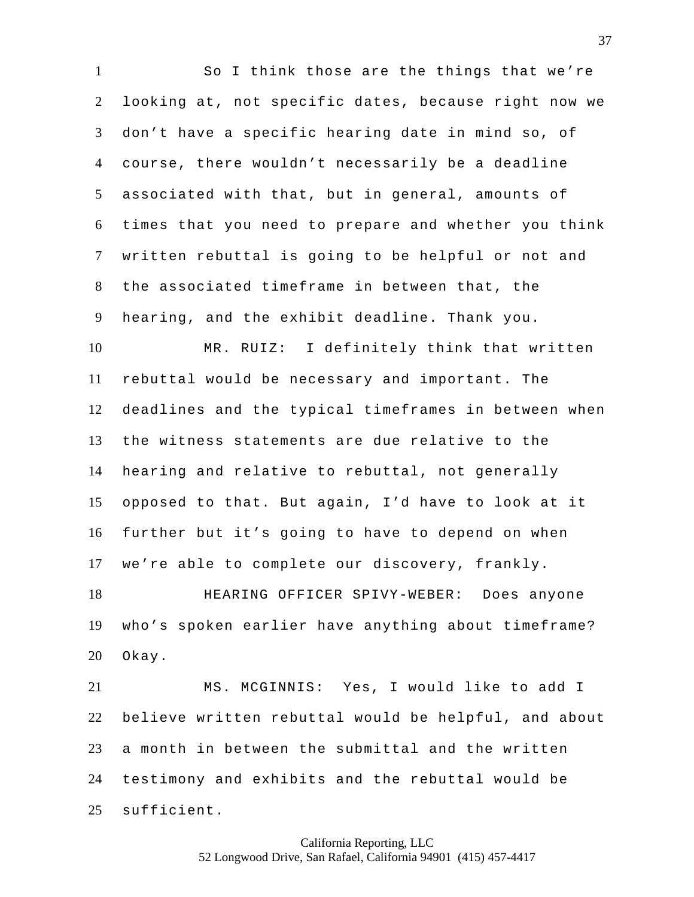So I think those are the things that we're looking at, not specific dates, because right now we don't have a specific hearing date in mind so, of course, there wouldn't necessarily be a deadline associated with that, but in general, amounts of times that you need to prepare and whether you think written rebuttal is going to be helpful or not and the associated timeframe in between that, the hearing, and the exhibit deadline. Thank you.

MR. RUIZ: I definitely think that written rebuttal would be necessary and important. The deadlines and the typical timeframes in between when the witness statements are due relative to the hearing and relative to rebuttal, not generally opposed to that. But again, I'd have to look at it further but it's going to have to depend on when we're able to complete our discovery, frankly.

HEARING OFFICER SPIVY-WEBER: Does anyone who's spoken earlier have anything about timeframe? Okay.

MS. MCGINNIS: Yes, I would like to add I believe written rebuttal would be helpful, and about a month in between the submittal and the written testimony and exhibits and the rebuttal would be sufficient.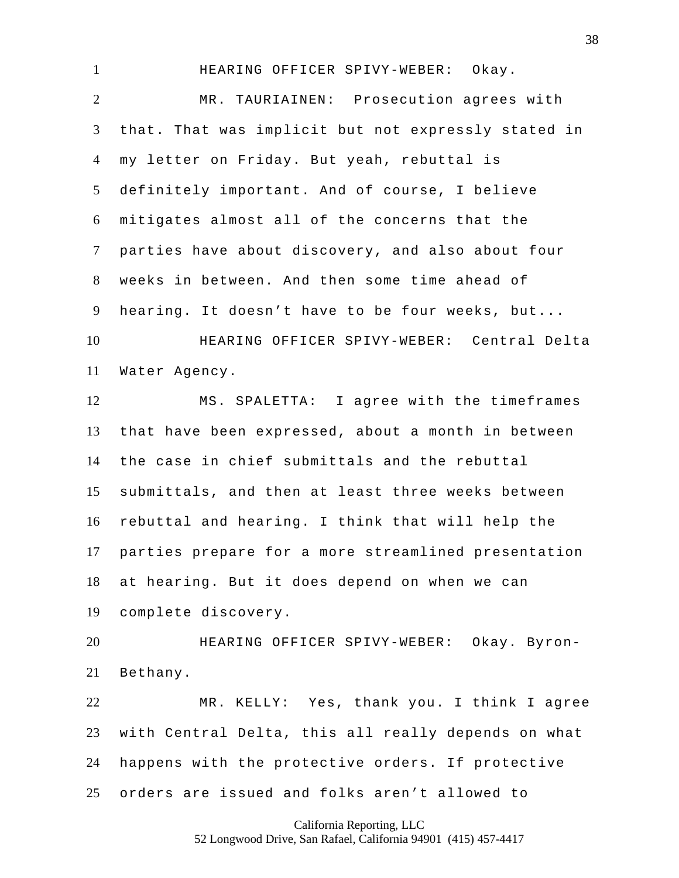HEARING OFFICER SPIVY-WEBER: Okay.

MR. TAURIAINEN: Prosecution agrees with that. That was implicit but not expressly stated in my letter on Friday. But yeah, rebuttal is definitely important. And of course, I believe mitigates almost all of the concerns that the parties have about discovery, and also about four weeks in between. And then some time ahead of hearing. It doesn’t have to be four weeks, but...

HEARING OFFICER SPIVY-WEBER: Central Delta Water Agency.

MS. SPALETTA: I agree with the timeframes that have been expressed, about a month in between the case in chief submittals and the rebuttal submittals, and then at least three weeks between rebuttal and hearing. I think that will help the parties prepare for a more streamlined presentation at hearing. But it does depend on when we can complete discovery.

HEARING OFFICER SPIVY-WEBER: Okay. Byron-Bethany.

MR. KELLY: Yes, thank you. I think I agree with Central Delta, this all really depends on what happens with the protective orders. If protective orders are issued and folks aren’t allowed to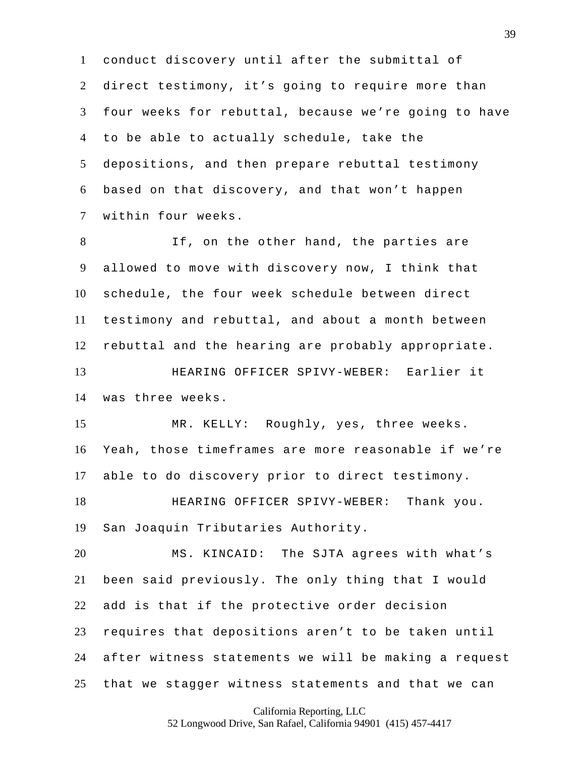conduct discovery until after the submittal of direct testimony, it's going to require more than four weeks for rebuttal, because we're going to have to be able to actually schedule, take the depositions, and then prepare rebuttal testimony based on that discovery, and that won't happen within four weeks.

If, on the other hand, the parties are allowed to move with discovery now, I think that schedule, the four week schedule between direct testimony and rebuttal, and about a month between rebuttal and the hearing are probably appropriate.

HEARING OFFICER SPIVY-WEBER: Earlier it was three weeks.

MR. KELLY: Roughly, yes, three weeks. Yeah, those timeframes are more reasonable if we're able to do discovery prior to direct testimony.

HEARING OFFICER SPIVY-WEBER: Thank you. San Joaquin Tributaries Authority.

MS. KINCAID: The SJTA agrees with what's been said previously. The only thing that I would add is that if the protective order decision requires that depositions aren't to be taken until after witness statements we will be making a request that we stagger witness statements and that we can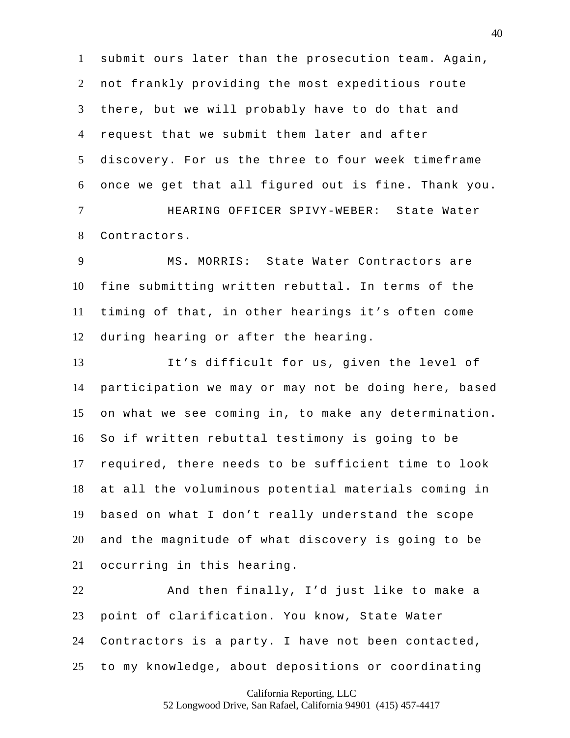submit ours later than the prosecution team. Again, not frankly providing the most expeditious route there, but we will probably have to do that and request that we submit them later and after discovery. For us the three to four week timeframe once we get that all figured out is fine. Thank you.

HEARING OFFICER SPIVY-WEBER: State Water Contractors.

MS. MORRIS: State Water Contractors are fine submitting written rebuttal. In terms of the timing of that, in other hearings it's often come during hearing or after the hearing.

It's difficult for us, given the level of participation we may or may not be doing here, based on what we see coming in, to make any determination. So if written rebuttal testimony is going to be required, there needs to be sufficient time to look at all the voluminous potential materials coming in based on what I don't really understand the scope and the magnitude of what discovery is going to be occurring in this hearing.

And then finally, I'd just like to make a point of clarification. You know, State Water Contractors is a party. I have not been contacted, to my knowledge, about depositions or coordinating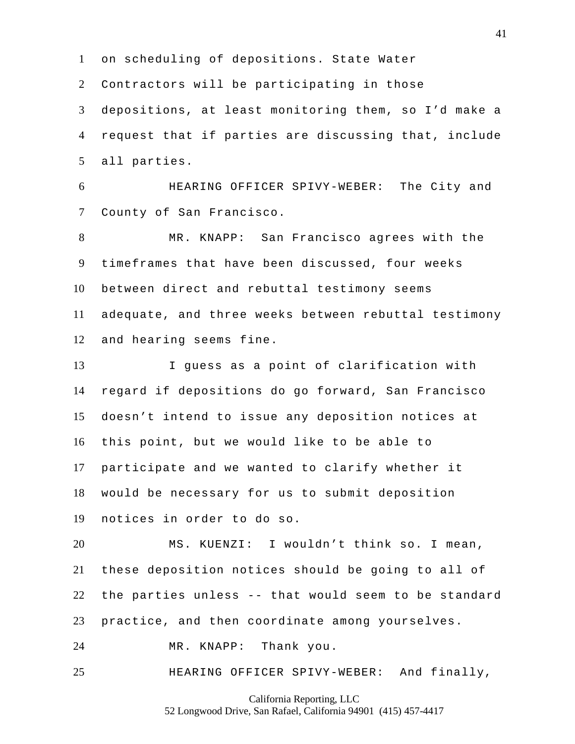on scheduling of depositions. State Water Contractors will be participating in those depositions, at least monitoring them, so I'd make a request that if parties are discussing that, include all parties.

HEARING OFFICER SPIVY-WEBER: The City and County of San Francisco.

MR. KNAPP: San Francisco agrees with the timeframes that have been discussed, four weeks between direct and rebuttal testimony seems adequate, and three weeks between rebuttal testimony and hearing seems fine.

I guess as a point of clarification with regard if depositions do go forward, San Francisco doesn't intend to issue any deposition notices at this point, but we would like to be able to participate and we wanted to clarify whether it would be necessary for us to submit deposition notices in order to do so.

MS. KUENZI: I wouldn't think so. I mean, these deposition notices should be going to all of the parties unless -- that would seem to be standard practice, and then coordinate among yourselves.

MR. KNAPP: Thank you.

HEARING OFFICER SPIVY-WEBER: And finally,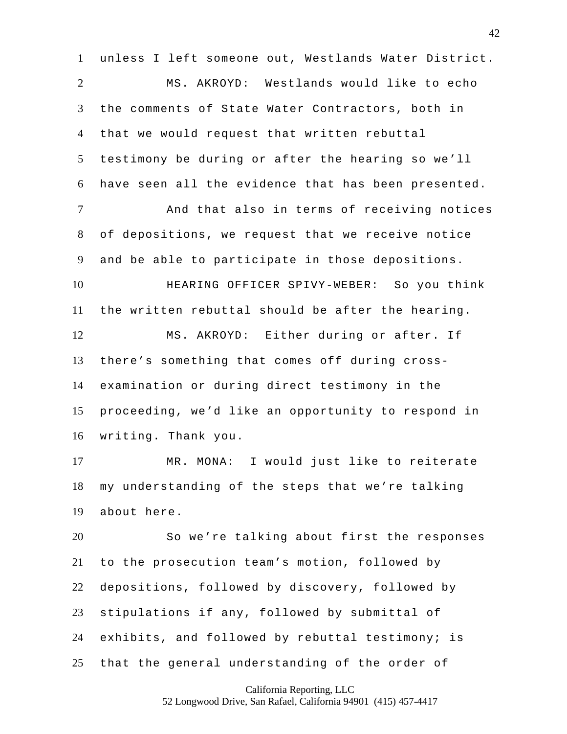unless I left someone out, Westlands Water District.

MS. AKROYD: Westlands would like to echo the comments of State Water Contractors, both in that we would request that written rebuttal testimony be during or after the hearing so we'll have seen all the evidence that has been presented.

And that also in terms of receiving notices of depositions, we request that we receive notice and be able to participate in those depositions.

HEARING OFFICER SPIVY-WEBER: So you think the written rebuttal should be after the hearing.

MS. AKROYD: Either during or after. If there's something that comes off during cross-examination or during direct testimony in the proceeding, we'd like an opportunity to respond in writing. Thank you.

MR. MONA: I would just like to reiterate my understanding of the steps that we're talking about here.

So we're talking about first the responses to the prosecution team's motion, followed by depositions, followed by discovery, followed by stipulations if any, followed by submittal of exhibits, and followed by rebuttal testimony; is that the general understanding of the order of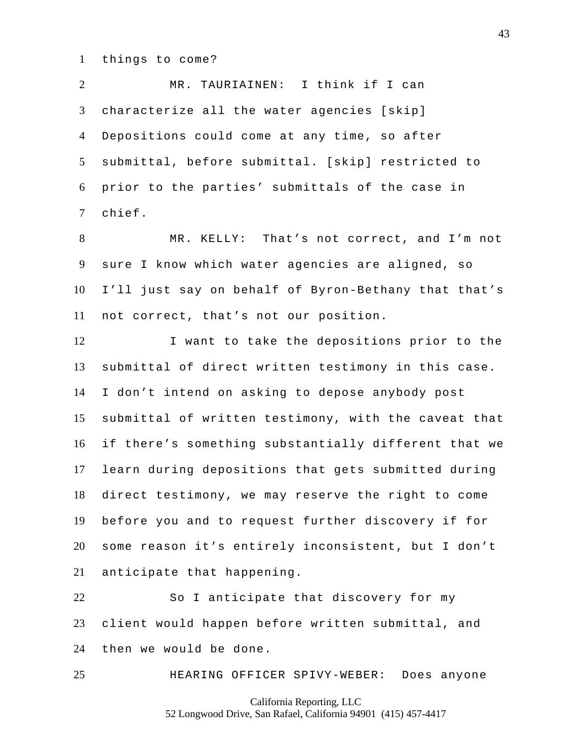things to come?

MR. TAURIAINEN: I think if I can characterize all the water agencies [skip] Depositions could come at any time, so after submittal, before submittal. [skip] restricted to prior to the parties' submittals of the case in chief.

MR. KELLY: That's not correct, and I'm not sure I know which water agencies are aligned, so I'll just say on behalf of Byron-Bethany that that's not correct, that's not our position.

I want to take the depositions prior to the submittal of direct written testimony in this case. I don't intend on asking to depose anybody post submittal of written testimony, with the caveat that if there's something substantially different that we learn during depositions that gets submitted during direct testimony, we may reserve the right to come before you and to request further discovery if for some reason it's entirely inconsistent, but I don't anticipate that happening.

So I anticipate that discovery for my client would happen before written submittal, and then we would be done.

HEARING OFFICER SPIVY-WEBER: Does anyone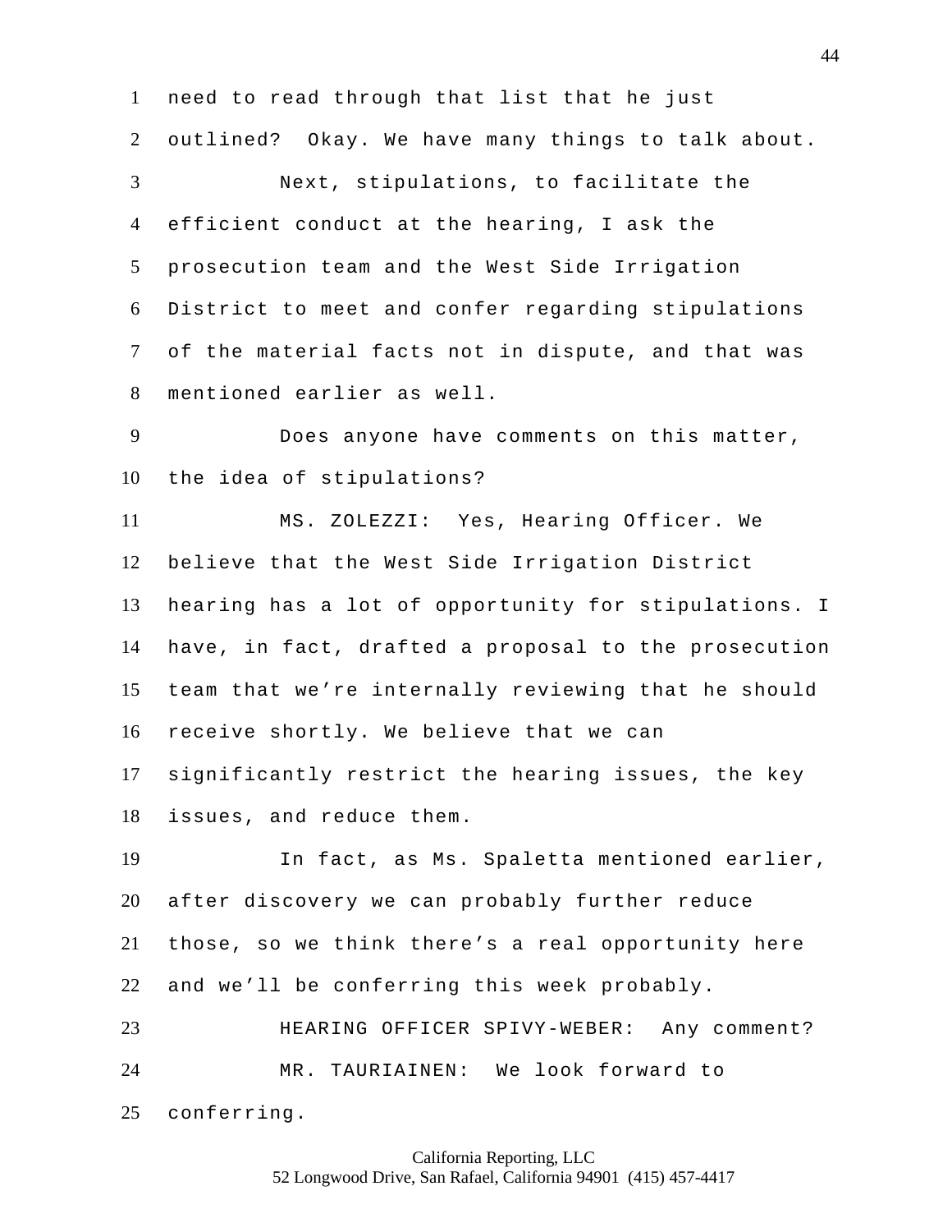need to read through that list that he just outlined? Okay. We have many things to talk about.

Next, stipulations, to facilitate the efficient conduct at the hearing, I ask the prosecution team and the West Side Irrigation District to meet and confer regarding stipulations of the material facts not in dispute, and that was mentioned earlier as well.

Does anyone have comments on this matter, the idea of stipulations?

MS. ZOLEZZI: Yes, Hearing Officer. We believe that the West Side Irrigation District hearing has a lot of opportunity for stipulations. I have, in fact, drafted a proposal to the prosecution team that we're internally reviewing that he should receive shortly. We believe that we can significantly restrict the hearing issues, the key issues, and reduce them.

In fact, as Ms. Spaletta mentioned earlier, after discovery we can probably further reduce those, so we think there's a real opportunity here and we'll be conferring this week probably.

HEARING OFFICER SPIVY-WEBER: Any comment?

MR. TAURIAINEN: We look forward to conferring.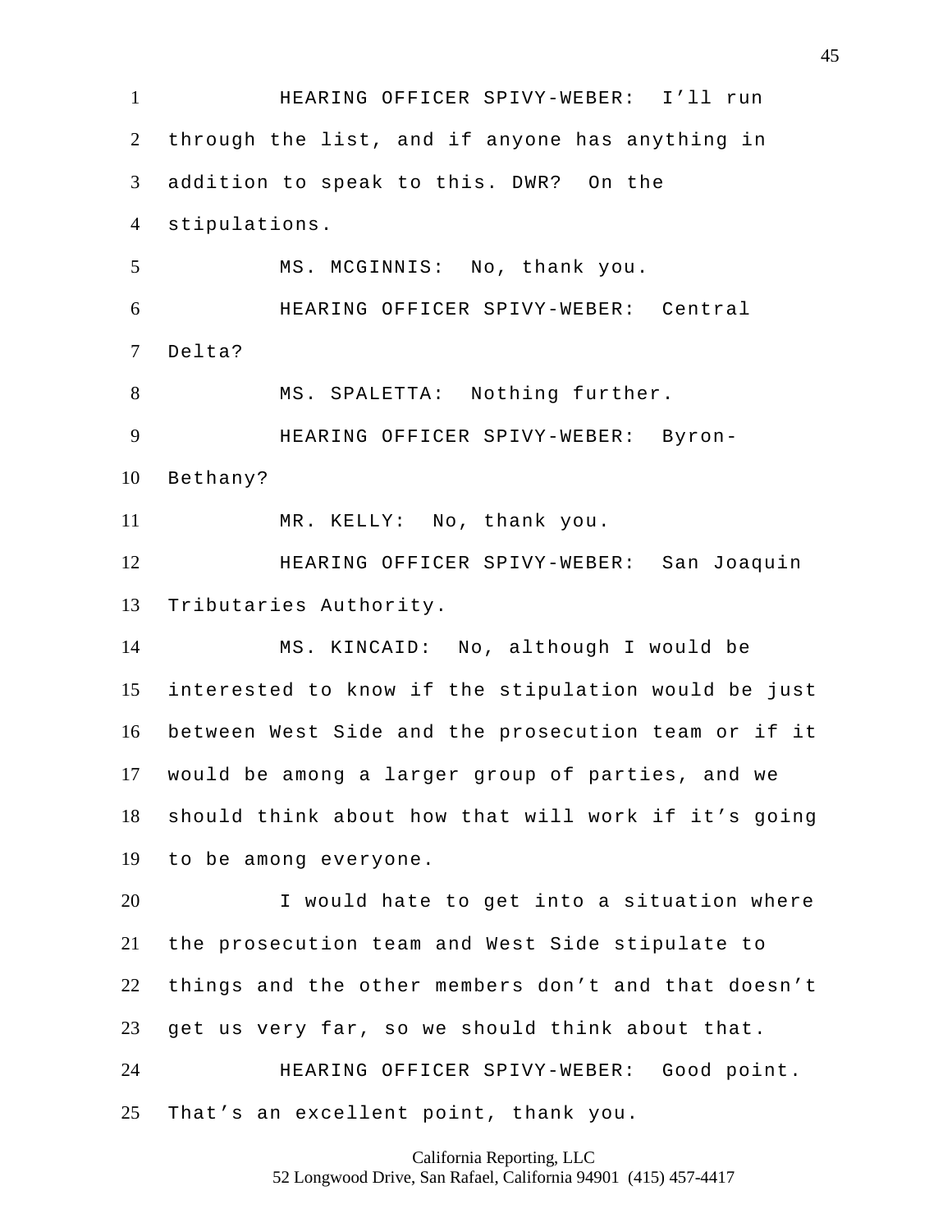HEARING OFFICER SPIVY-WEBER: I'll run through the list, and if anyone has anything in addition to speak to this. DWR? On the stipulations.

MS. MCGINNIS: No, thank you.

HEARING OFFICER SPIVY-WEBER: Central Delta?

MS. SPALETTA: Nothing further.

HEARING OFFICER SPIVY-WEBER: Byron-Bethany?

MR. KELLY: No, thank you.

HEARING OFFICER SPIVY-WEBER: San Joaquin Tributaries Authority.

MS. KINCAID: No, although I would be interested to know if the stipulation would be just between West Side and the prosecution team or if it would be among a larger group of parties, and we should think about how that will work if it's going to be among everyone.

I would hate to get into a situation where the prosecution team and West Side stipulate to things and the other members don't and that doesn't get us very far, so we should think about that.

HEARING OFFICER SPIVY-WEBER: Good point. That's an excellent point, thank you.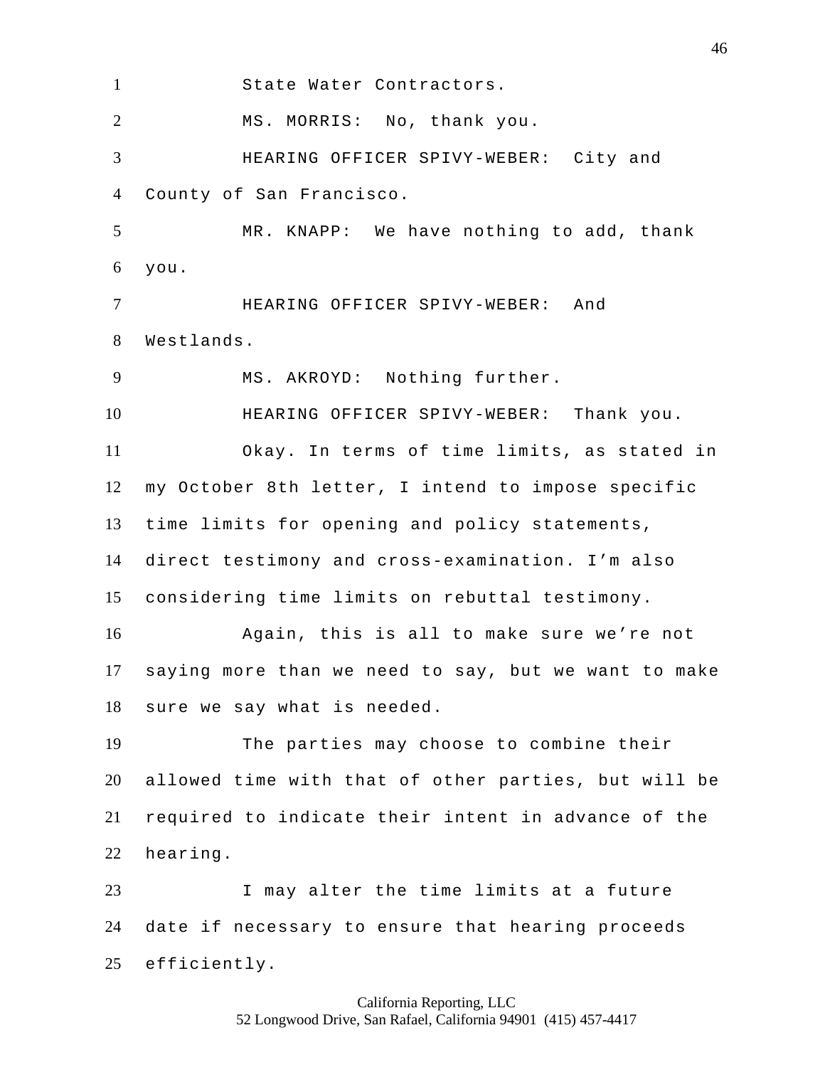State Water Contractors.

MS. MORRIS: No, thank you.

HEARING OFFICER SPIVY-WEBER: City and County of San Francisco.

MR. KNAPP: We have nothing to add, thank you.

HEARING OFFICER SPIVY-WEBER: And Westlands.

MS. AKROYD: Nothing further.

HEARING OFFICER SPIVY-WEBER: Thank you.

Okay. In terms of time limits, as stated in my October 8th letter, I intend to impose specific time limits for opening and policy statements, direct testimony and cross-examination. I'm also considering time limits on rebuttal testimony.

Again, this is all to make sure we're not saying more than we need to say, but we want to make sure we say what is needed.

The parties may choose to combine their allowed time with that of other parties, but will be required to indicate their intent in advance of the hearing.

I may alter the time limits at a future date if necessary to ensure that hearing proceeds efficiently.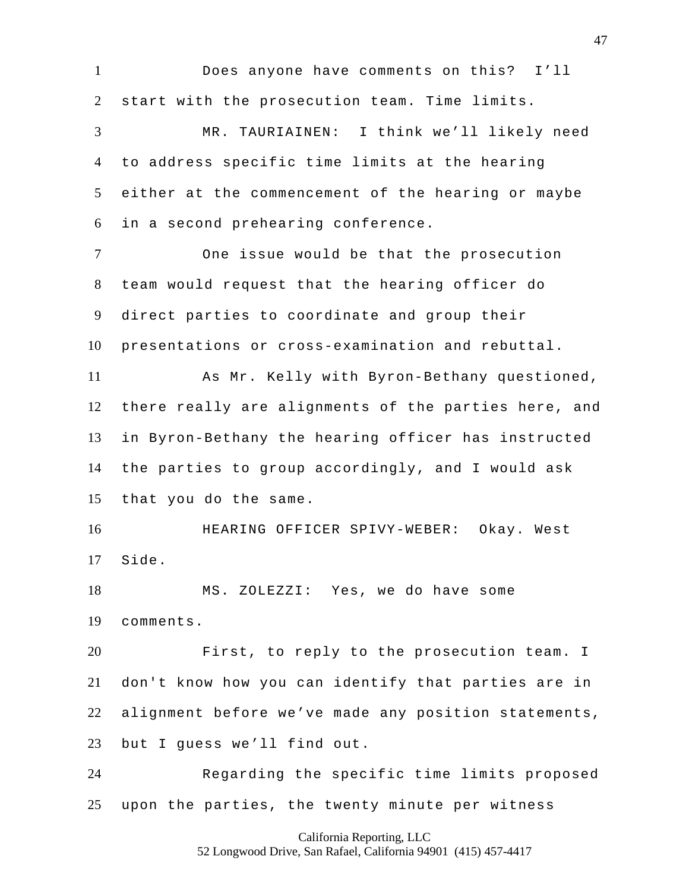Does anyone have comments on this? I'll start with the prosecution team. Time limits.

MR. TAURIAINEN: I think we'll likely need to address specific time limits at the hearing either at the commencement of the hearing or maybe in a second prehearing conference.

One issue would be that the prosecution team would request that the hearing officer do direct parties to coordinate and group their presentations or cross-examination and rebuttal.

As Mr. Kelly with Byron-Bethany questioned, there really are alignments of the parties here, and in Byron-Bethany the hearing officer has instructed the parties to group accordingly, and I would ask that you do the same.

HEARING OFFICER SPIVY-WEBER: Okay. West Side.

MS. ZOLEZZI: Yes, we do have some comments.

First, to reply to the prosecution team. I don't know how you can identify that parties are in alignment before we've made any position statements, but I guess we'll find out.

Regarding the specific time limits proposed upon the parties, the twenty minute per witness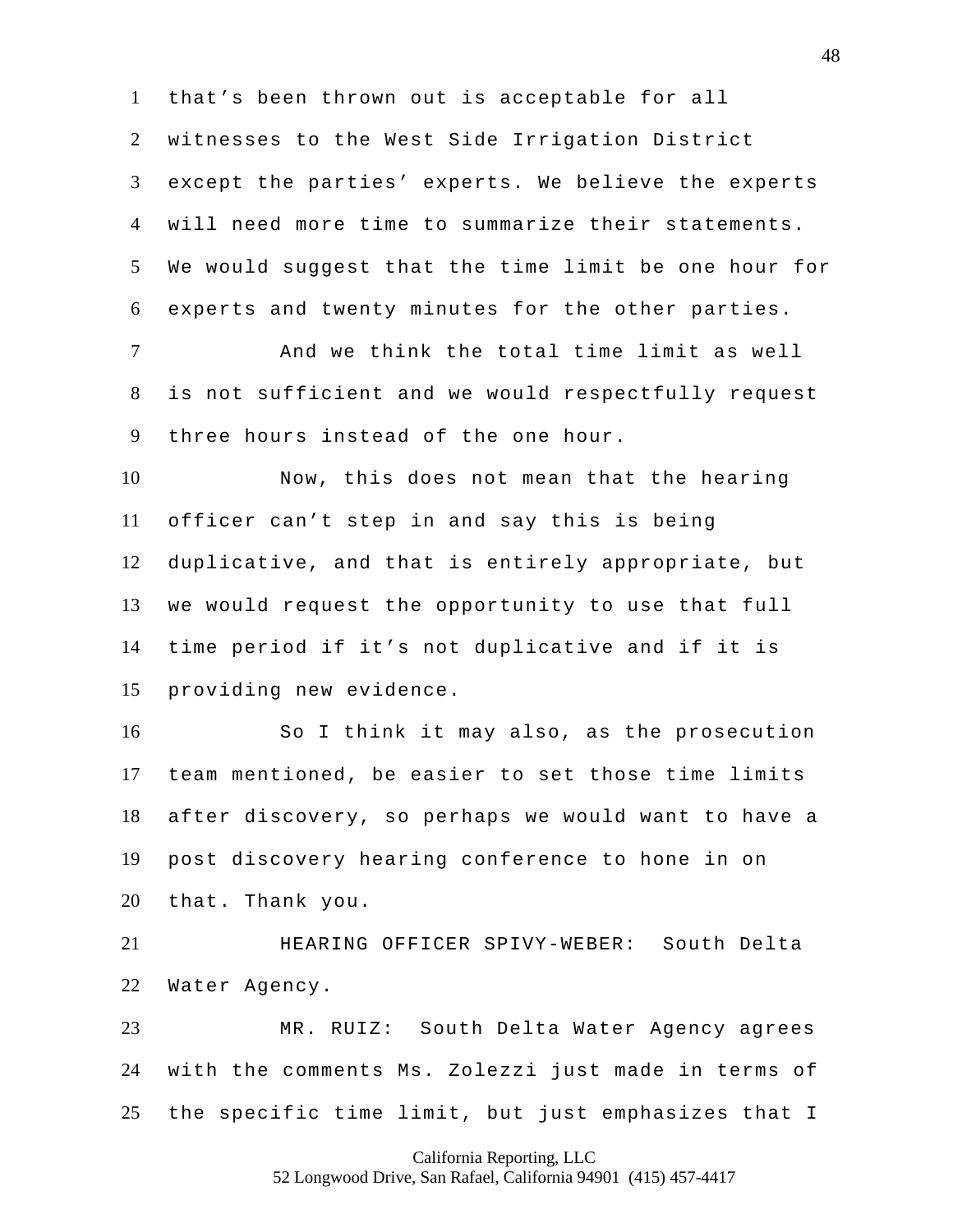that's been thrown out is acceptable for all witnesses to the West Side Irrigation District except the parties' experts. We believe the experts will need more time to summarize their statements. We would suggest that the time limit be one hour for experts and twenty minutes for the other parties.

And we think the total time limit as well is not sufficient and we would respectfully request three hours instead of the one hour.

Now, this does not mean that the hearing officer can't step in and say this is being duplicative, and that is entirely appropriate, but we would request the opportunity to use that full time period if it's not duplicative and if it is providing new evidence.

So I think it may also, as the prosecution team mentioned, be easier to set those time limits after discovery, so perhaps we would want to have a post discovery hearing conference to hone in on that. Thank you.

HEARING OFFICER SPIVY-WEBER: South Delta Water Agency.

MR. RUIZ: South Delta Water Agency agrees with the comments Ms. Zolezzi just made in terms of the specific time limit, but just emphasizes that I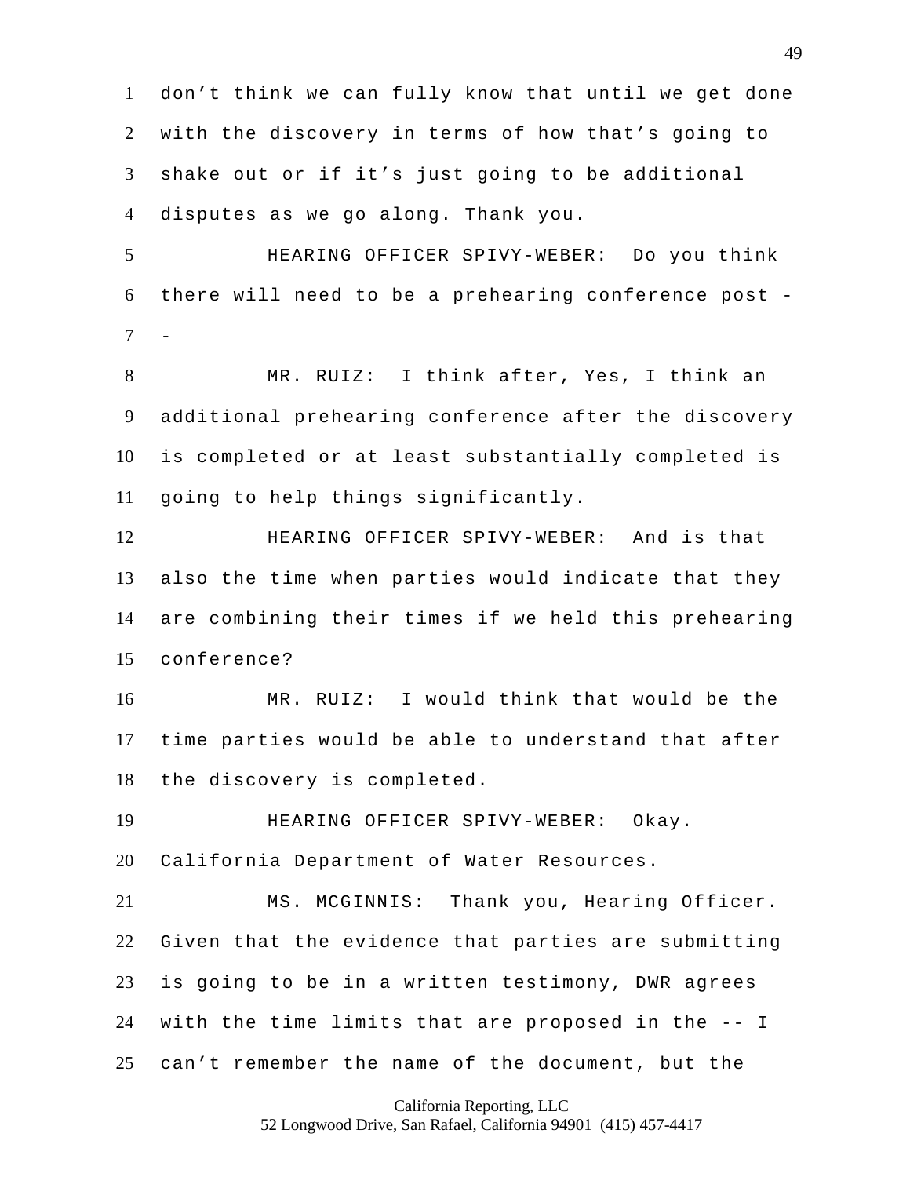don’t think we can fully know that until we get done with the discovery in terms of how that’s going to shake out or if it’s just going to be additional disputes as we go along. Thank you.

HEARING OFFICER SPIVY-WEBER: Do you think there will need to be a prehearing conference post --

MR. RUIZ: I think after, Yes, I think an additional prehearing conference after the discovery is completed or at least substantially completed is going to help things significantly.

HEARING OFFICER SPIVY-WEBER: And is that also the time when parties would indicate that they are combining their times if we held this prehearing conference?

MR. RUIZ: I would think that would be the time parties would be able to understand that after the discovery is completed.

HEARING OFFICER SPIVY-WEBER: Okay. California Department of Water Resources.

MS. MCGINNIS: Thank you, Hearing Officer. Given that the evidence that parties are submitting is going to be in a written testimony, DWR agrees with the time limits that are proposed in the -- I can’t remember the name of the document, but the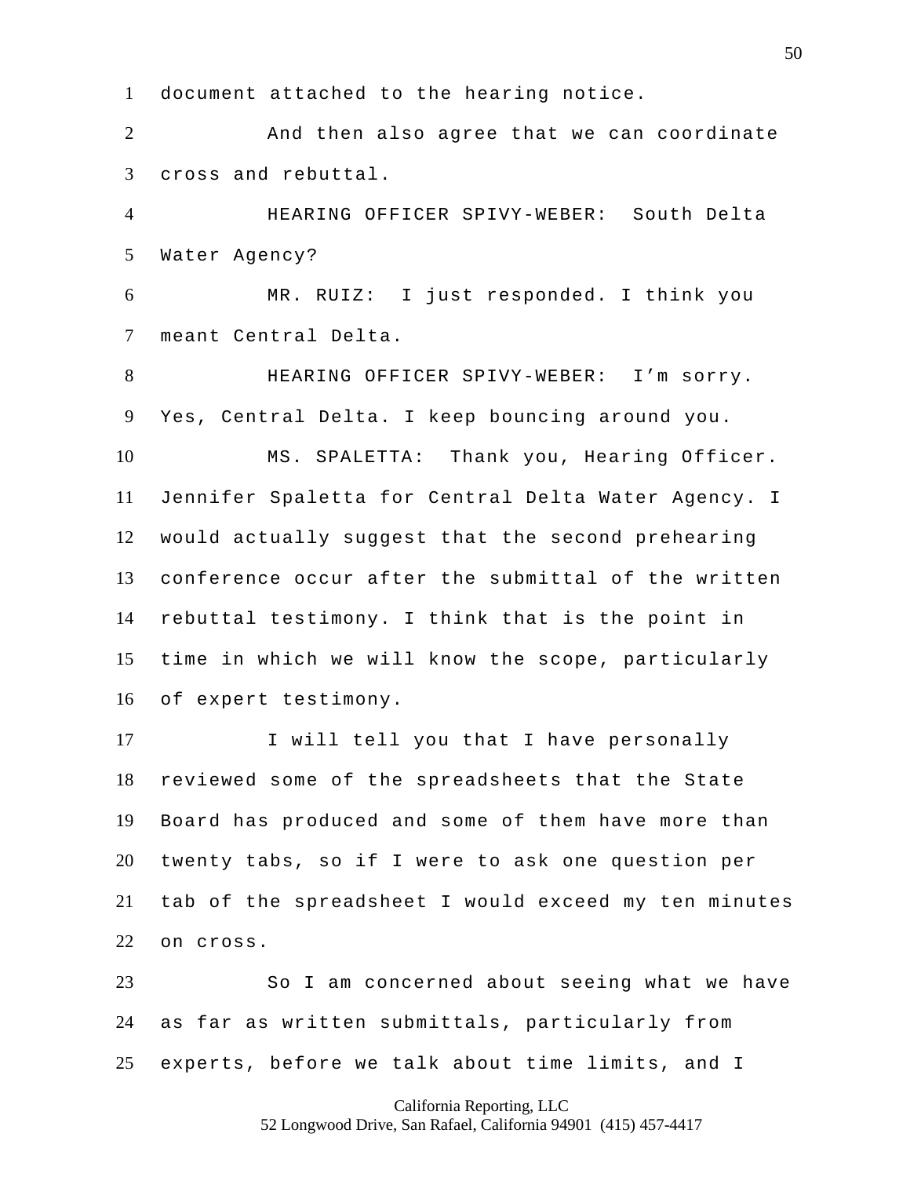document attached to the hearing notice.

And then also agree that we can coordinate cross and rebuttal.

HEARING OFFICER SPIVY-WEBER: South Delta Water Agency?

MR. RUIZ: I just responded. I think you meant Central Delta.

HEARING OFFICER SPIVY-WEBER: I'm sorry. Yes, Central Delta. I keep bouncing around you.

MS. SPALETTA: Thank you, Hearing Officer. Jennifer Spaletta for Central Delta Water Agency. I would actually suggest that the second prehearing conference occur after the submittal of the written rebuttal testimony. I think that is the point in time in which we will know the scope, particularly of expert testimony.

I will tell you that I have personally reviewed some of the spreadsheets that the State Board has produced and some of them have more than twenty tabs, so if I were to ask one question per tab of the spreadsheet I would exceed my ten minutes on cross.

So I am concerned about seeing what we have as far as written submittals, particularly from experts, before we talk about time limits, and I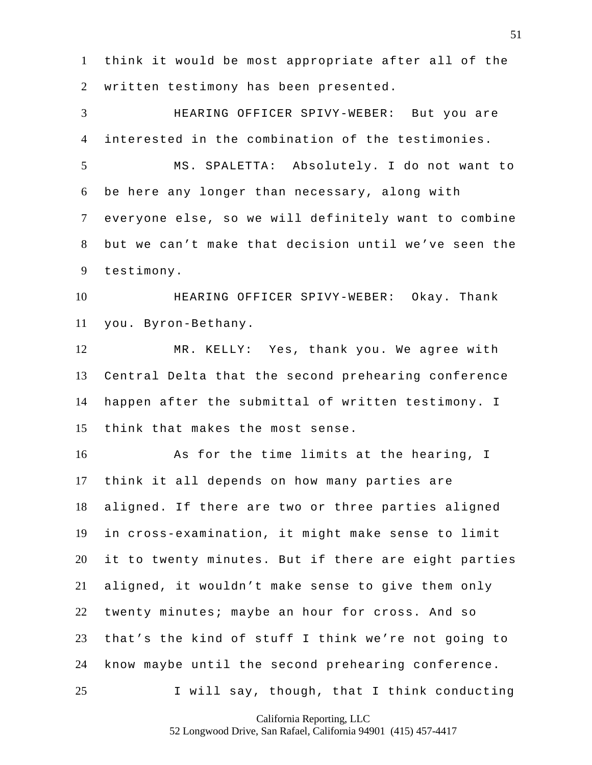think it would be most appropriate after all of the written testimony has been presented.

HEARING OFFICER SPIVY-WEBER: But you are interested in the combination of the testimonies.

MS. SPALETTA: Absolutely. I do not want to be here any longer than necessary, along with everyone else, so we will definitely want to combine but we can't make that decision until we've seen the testimony.

HEARING OFFICER SPIVY-WEBER: Okay. Thank you. Byron-Bethany.

MR. KELLY: Yes, thank you. We agree with Central Delta that the second prehearing conference happen after the submittal of written testimony. I think that makes the most sense.

As for the time limits at the hearing, I think it all depends on how many parties are aligned. If there are two or three parties aligned in cross-examination, it might make sense to limit it to twenty minutes. But if there are eight parties aligned, it wouldn't make sense to give them only twenty minutes; maybe an hour for cross. And so that's the kind of stuff I think we're not going to know maybe until the second prehearing conference.

I will say, though, that I think conducting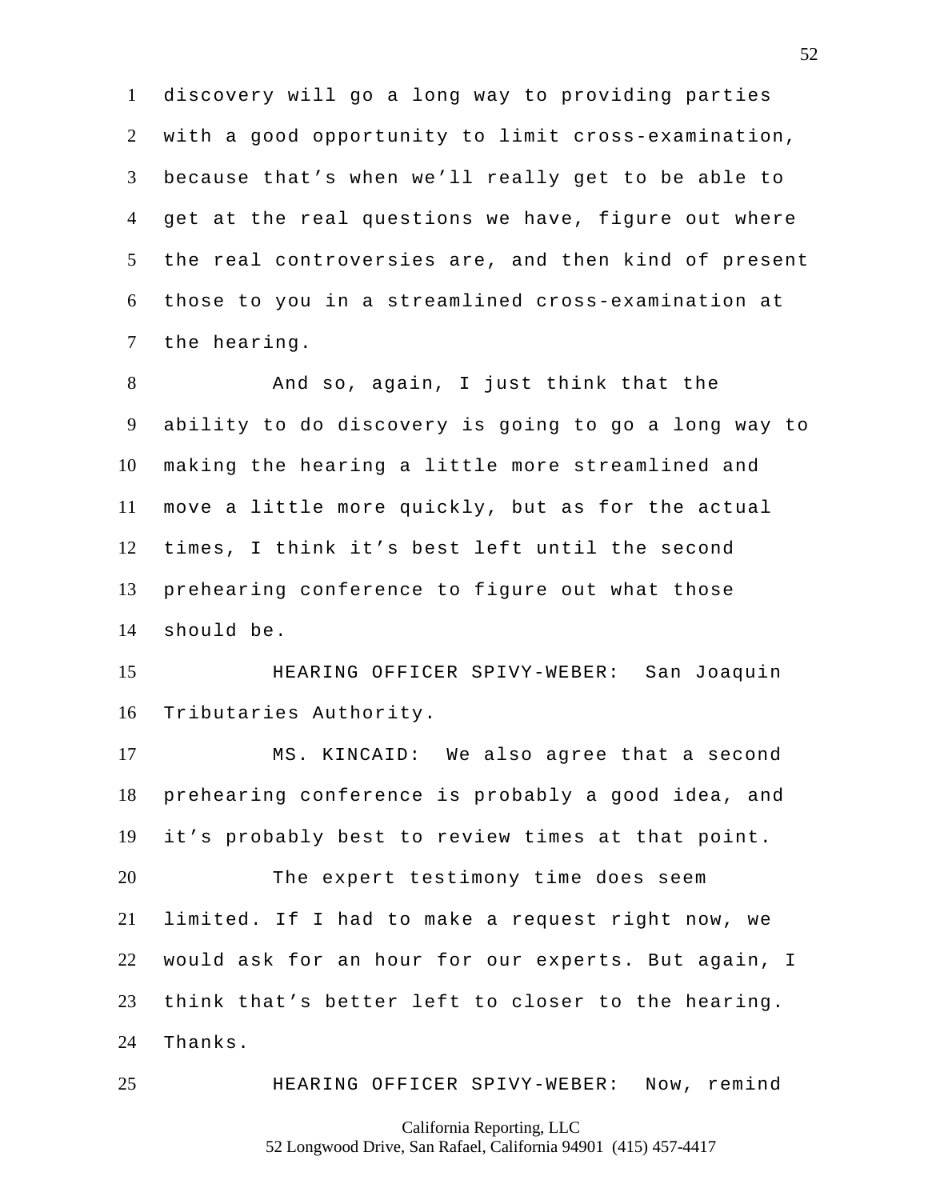discovery will go a long way to providing parties with a good opportunity to limit cross-examination, because that's when we'll really get to be able to get at the real questions we have, figure out where the real controversies are, and then kind of present those to you in a streamlined cross-examination at the hearing.

And so, again, I just think that the ability to do discovery is going to go a long way to making the hearing a little more streamlined and move a little more quickly, but as for the actual times, I think it's best left until the second prehearing conference to figure out what those should be.

HEARING OFFICER SPIVY-WEBER: San Joaquin Tributaries Authority.

MS. KINCAID: We also agree that a second prehearing conference is probably a good idea, and it's probably best to review times at that point.

The expert testimony time does seem limited. If I had to make a request right now, we would ask for an hour for our experts. But again, I think that's better left to closer to the hearing. Thanks.

HEARING OFFICER SPIVY-WEBER: Now, remind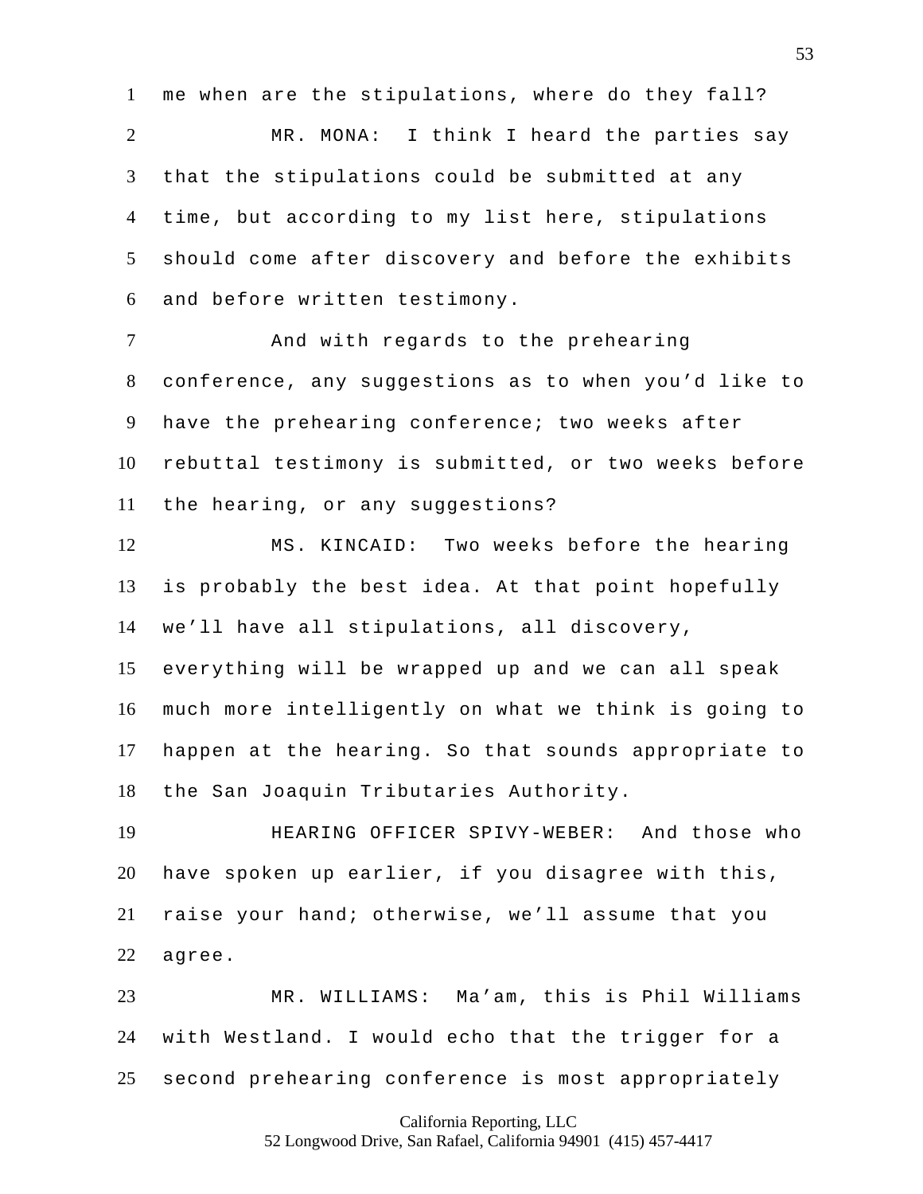me when are the stipulations, where do they fall?

MR. MONA: I think I heard the parties say that the stipulations could be submitted at any time, but according to my list here, stipulations should come after discovery and before the exhibits and before written testimony.

And with regards to the prehearing conference, any suggestions as to when you'd like to have the prehearing conference; two weeks after rebuttal testimony is submitted, or two weeks before the hearing, or any suggestions?

MS. KINCAID: Two weeks before the hearing is probably the best idea. At that point hopefully we'll have all stipulations, all discovery, everything will be wrapped up and we can all speak much more intelligently on what we think is going to happen at the hearing. So that sounds appropriate to the San Joaquin Tributaries Authority.

HEARING OFFICER SPIVY-WEBER: And those who have spoken up earlier, if you disagree with this, raise your hand; otherwise, we'll assume that you agree.

MR. WILLIAMS: Ma'am, this is Phil Williams with Westland. I would echo that the trigger for a second prehearing conference is most appropriately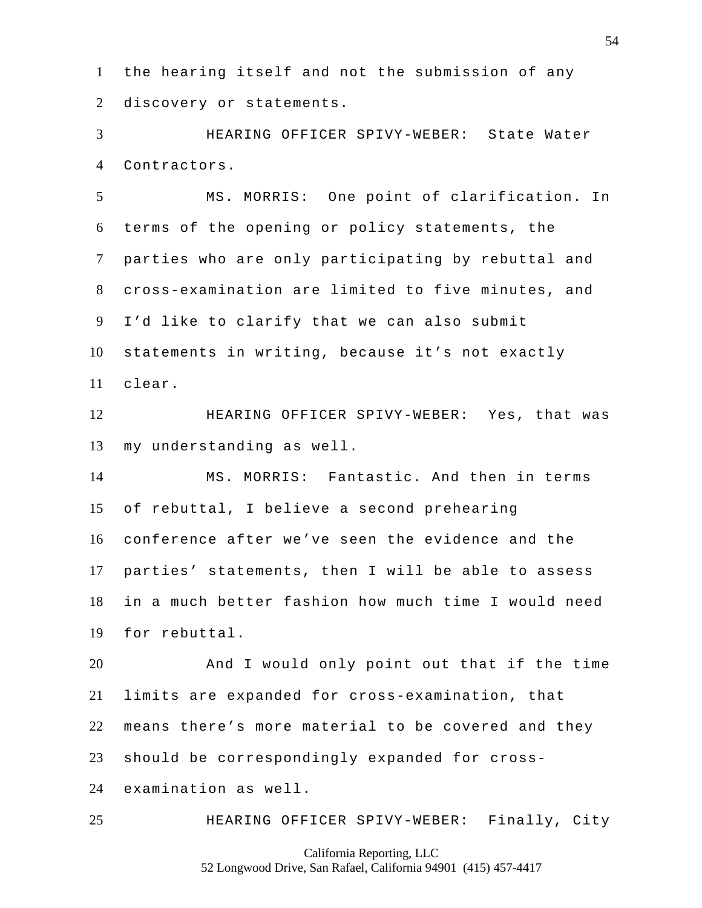the hearing itself and not the submission of any discovery or statements.

HEARING OFFICER SPIVY-WEBER: State Water Contractors.

MS. MORRIS: One point of clarification. In terms of the opening or policy statements, the parties who are only participating by rebuttal and cross-examination are limited to five minutes, and I'd like to clarify that we can also submit statements in writing, because it's not exactly clear.

HEARING OFFICER SPIVY-WEBER: Yes, that was my understanding as well.

MS. MORRIS: Fantastic. And then in terms of rebuttal, I believe a second prehearing conference after we've seen the evidence and the parties' statements, then I will be able to assess in a much better fashion how much time I would need for rebuttal.

And I would only point out that if the time limits are expanded for cross-examination, that means there's more material to be covered and they should be correspondingly expanded for cross-examination as well.

HEARING OFFICER SPIVY-WEBER: Finally, City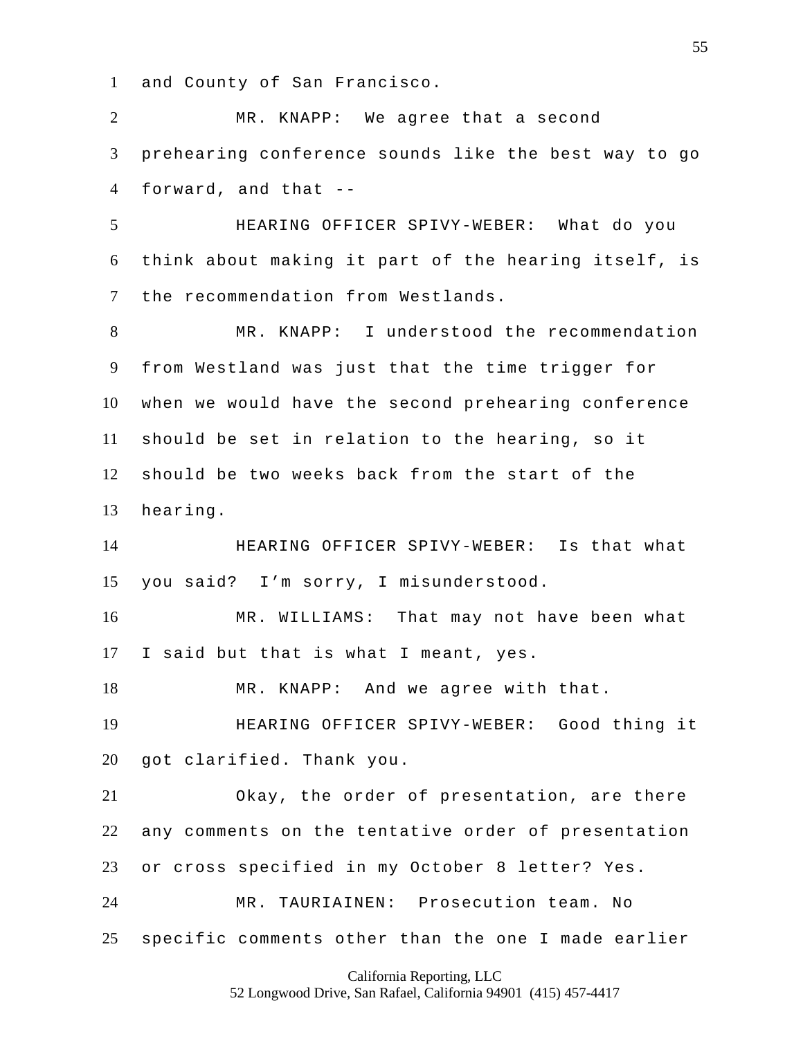and County of San Francisco.

MR. KNAPP: We agree that a second prehearing conference sounds like the best way to go forward, and that --

HEARING OFFICER SPIVY-WEBER: What do you think about making it part of the hearing itself, is the recommendation from Westlands.

MR. KNAPP: I understood the recommendation from Westland was just that the time trigger for when we would have the second prehearing conference should be set in relation to the hearing, so it should be two weeks back from the start of the hearing.

HEARING OFFICER SPIVY-WEBER: Is that what you said? I'm sorry, I misunderstood.

MR. WILLIAMS: That may not have been what I said but that is what I meant, yes.

MR. KNAPP: And we agree with that.

HEARING OFFICER SPIVY-WEBER: Good thing it got clarified. Thank you.

Okay, the order of presentation, are there any comments on the tentative order of presentation or cross specified in my October 8 letter? Yes.

MR. TAURIAINEN: Prosecution team. No specific comments other than the one I made earlier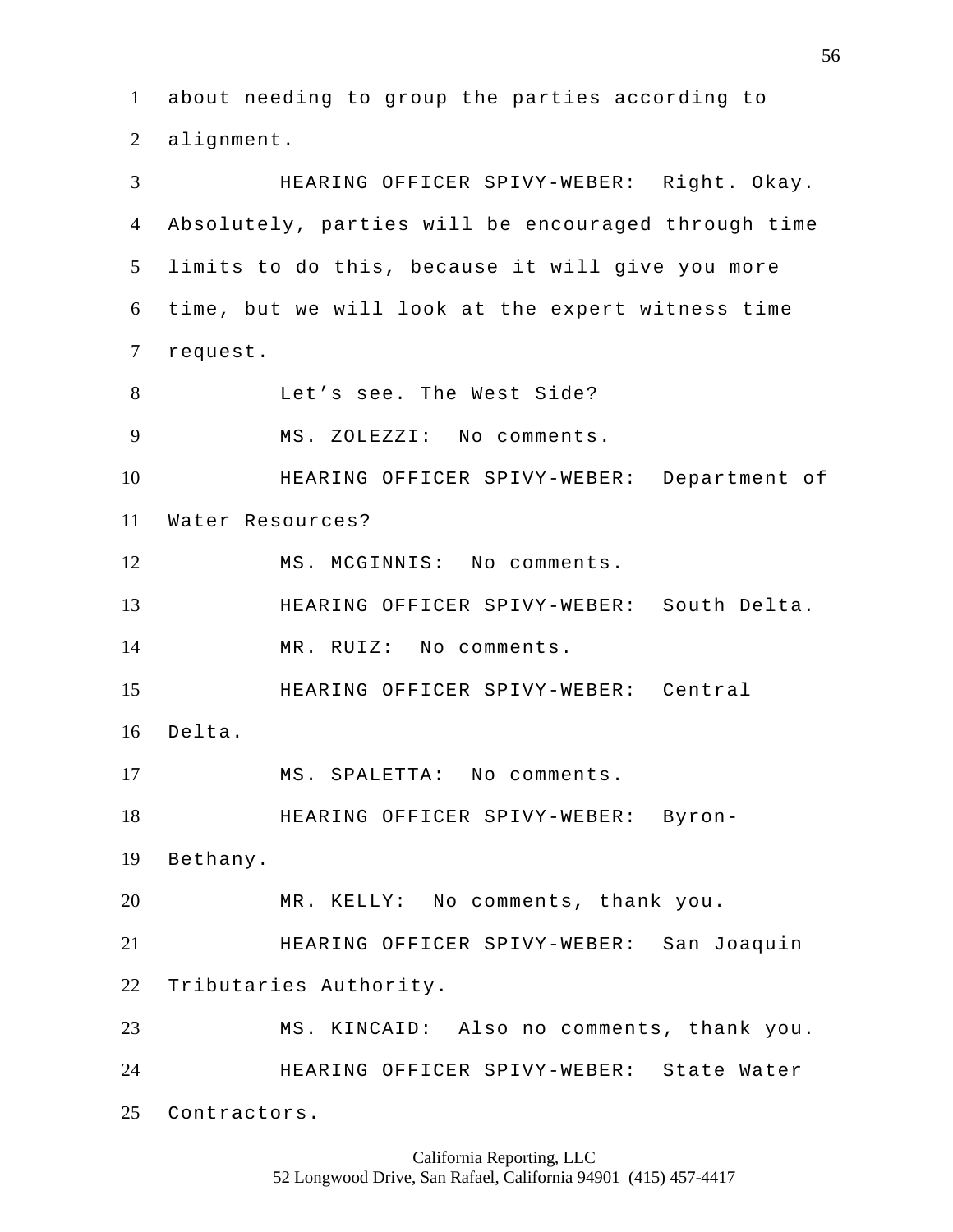about needing to group the parties according to alignment.

HEARING OFFICER SPIVY-WEBER: Right. Okay. Absolutely, parties will be encouraged through time limits to do this, because it will give you more time, but we will look at the expert witness time request.

Let's see. The West Side?

MS. ZOLEZZI: No comments.

HEARING OFFICER SPIVY-WEBER: Department of Water Resources?

MS. MCGINNIS: No comments.

HEARING OFFICER SPIVY-WEBER: South Delta.

MR. RUIZ: No comments.

HEARING OFFICER SPIVY-WEBER: Central Delta.

MS. SPALETTA: No comments.

HEARING OFFICER SPIVY-WEBER: Byron-Bethany.

MR. KELLY: No comments, thank you.

HEARING OFFICER SPIVY-WEBER: San Joaquin Tributaries Authority.

MS. KINCAID: Also no comments, thank you.

HEARING OFFICER SPIVY-WEBER: State Water Contractors.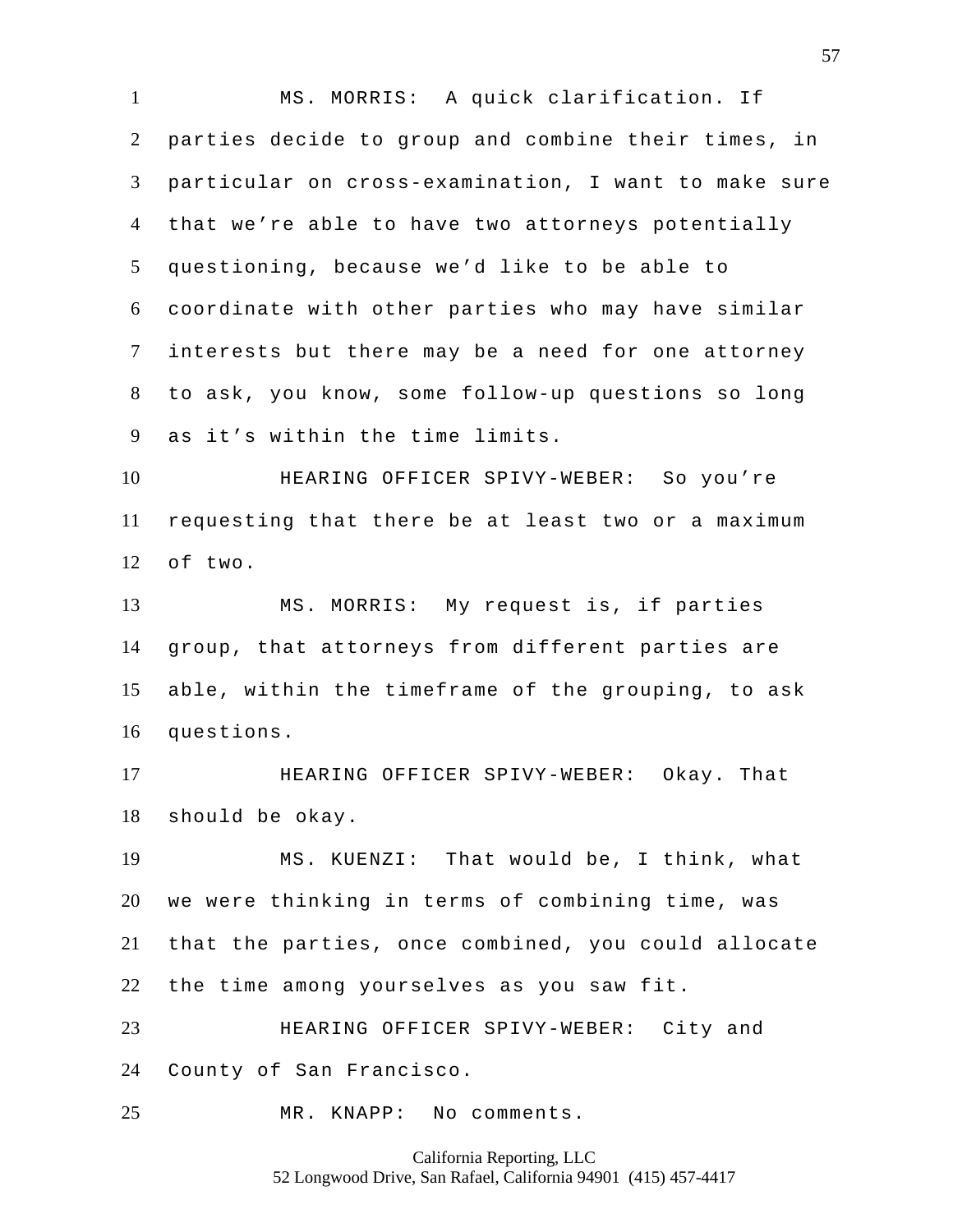MS. MORRIS: A quick clarification. If parties decide to group and combine their times, in particular on cross-examination, I want to make sure that we're able to have two attorneys potentially questioning, because we'd like to be able to coordinate with other parties who may have similar interests but there may be a need for one attorney to ask, you know, some follow-up questions so long as it's within the time limits.

HEARING OFFICER SPIVY-WEBER: So you're requesting that there be at least two or a maximum of two.

MS. MORRIS: My request is, if parties group, that attorneys from different parties are able, within the timeframe of the grouping, to ask questions.

HEARING OFFICER SPIVY-WEBER: Okay. That should be okay.

MS. KUENZI: That would be, I think, what we were thinking in terms of combining time, was that the parties, once combined, you could allocate the time among yourselves as you saw fit.

HEARING OFFICER SPIVY-WEBER: City and County of San Francisco.

MR. KNAPP: No comments.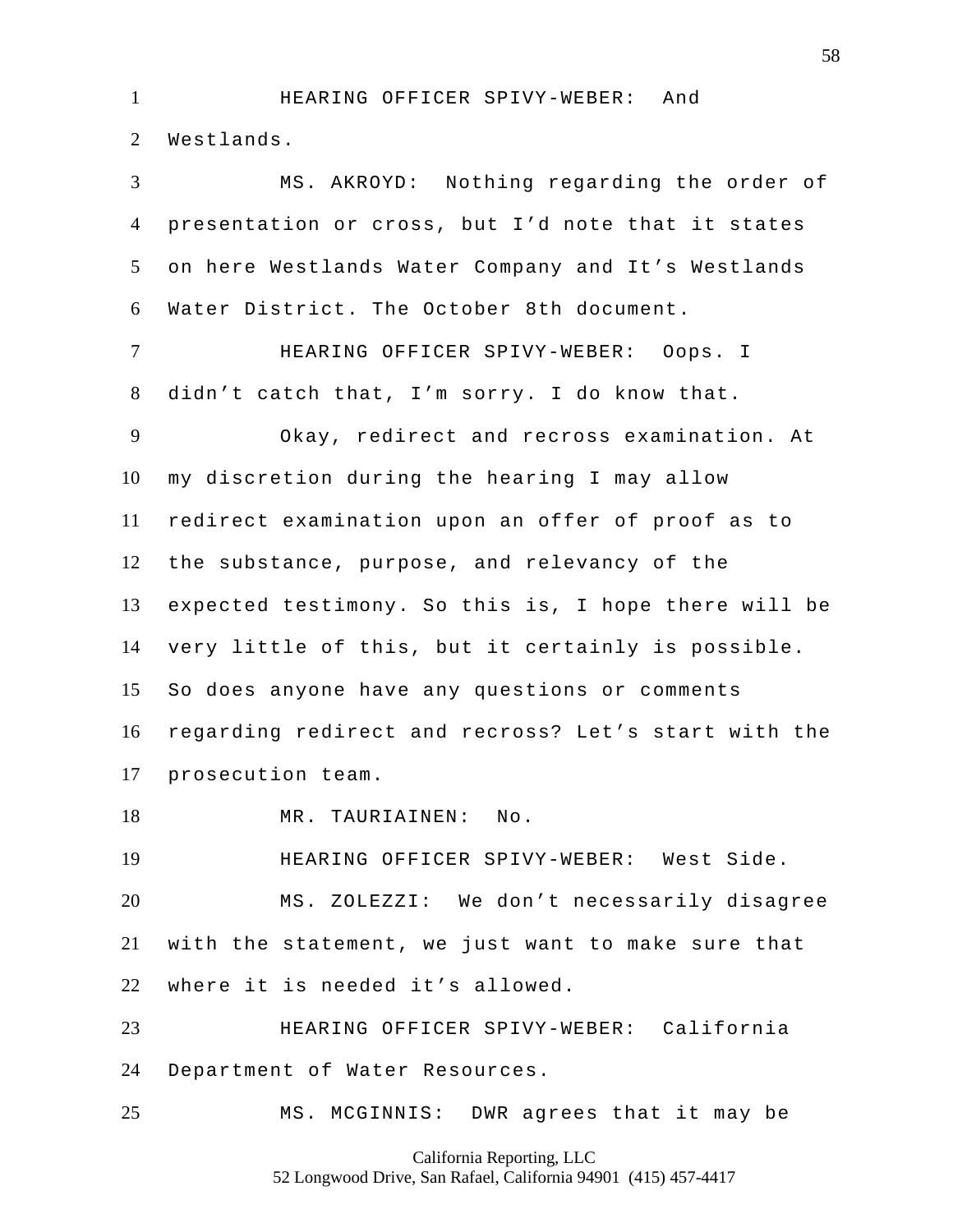HEARING OFFICER SPIVY-WEBER: And Westlands.

MS. AKROYD: Nothing regarding the order of presentation or cross, but I'd note that it states on here Westlands Water Company and It's Westlands Water District. The October 8th document.

HEARING OFFICER SPIVY-WEBER: Oops. I didn't catch that, I'm sorry. I do know that.

Okay, redirect and recross examination. At my discretion during the hearing I may allow redirect examination upon an offer of proof as to the substance, purpose, and relevancy of the expected testimony. So this is, I hope there will be very little of this, but it certainly is possible. So does anyone have any questions or comments regarding redirect and recross? Let's start with the prosecution team.

MR. TAURIAINEN: No.

HEARING OFFICER SPIVY-WEBER: West Side.

MS. ZOLEZZI: We don't necessarily disagree with the statement, we just want to make sure that where it is needed it's allowed.

HEARING OFFICER SPIVY-WEBER: California Department of Water Resources.

MS. MCGINNIS: DWR agrees that it may be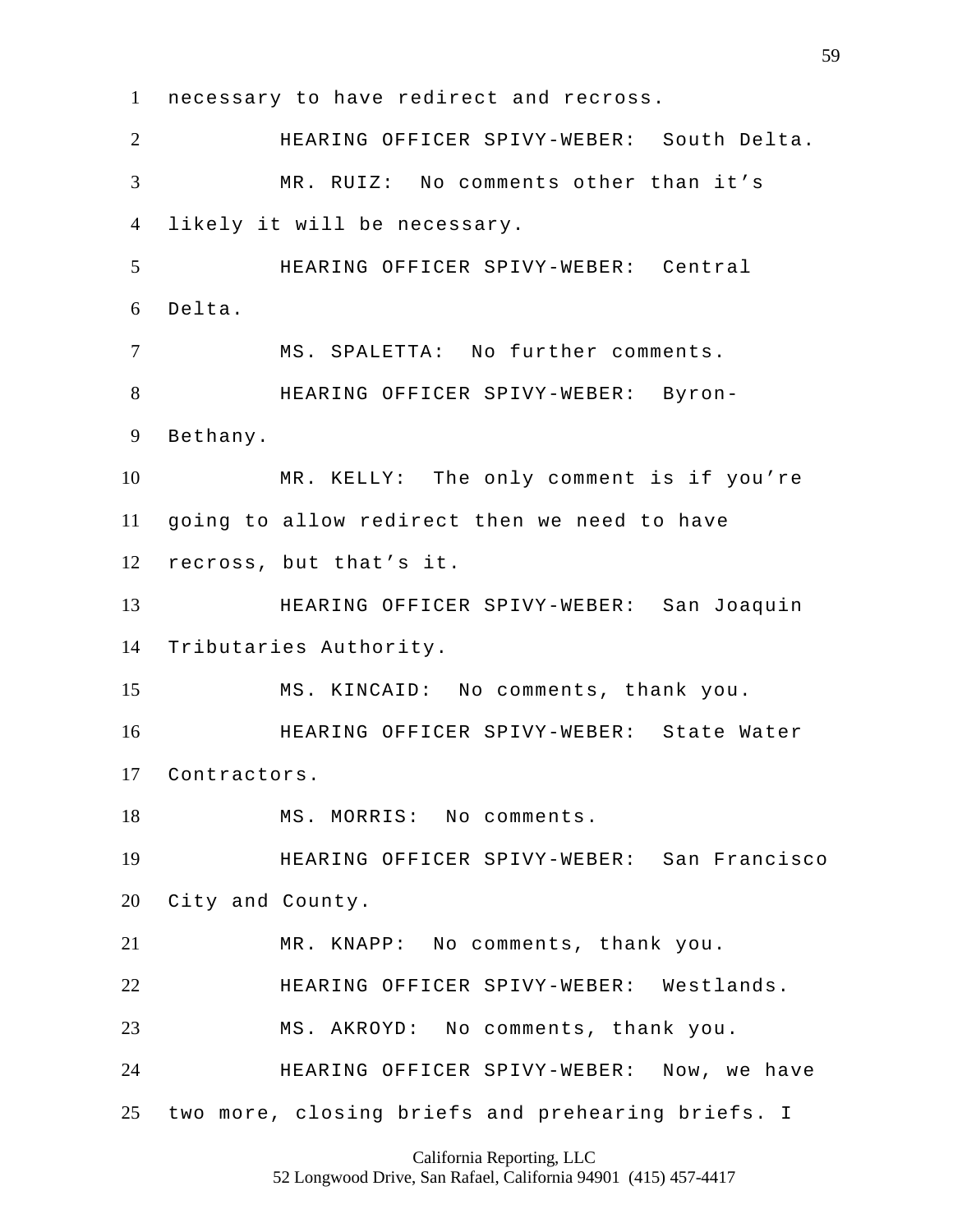1 necessary to have redirect and recross.

2 HEARING OFFICER SPIVY-WEBER: South Delta.

3 MR. RUIZ: No comments other than it’s

4 likely it will be necessary.

5 HEARING OFFICER SPIVY-WEBER: Central

6 Delta.

7 MS. SPALETTA: No further comments.

8 HEARING OFFICER SPIVY-WEBER: Byron-

9 Bethany.

10 MR. KELLY: The only comment is if you’re

11 going to allow redirect then we need to have

12 recross, but that’s it.

13 HEARING OFFICER SPIVY-WEBER: San Joaquin

14 Tributaries Authority.

15 MS. KINCAID: No comments, thank you.

16 HEARING OFFICER SPIVY-WEBER: State Water

17 Contractors.

18 MS. MORRIS: No comments.

19 HEARING OFFICER SPIVY-WEBER: San Francisco

20 City and County.

21 MR. KNAPP: No comments, thank you.

22 HEARING OFFICER SPIVY-WEBER: Westlands.

23 MS. AKROYD: No comments, thank you.

24 HEARING OFFICER SPIVY-WEBER: Now, we have

25 two more, closing briefs and prehearing briefs. I

California Reporting, LLC
52 Longwood Drive, San Rafael, California 94901 (415) 457-4417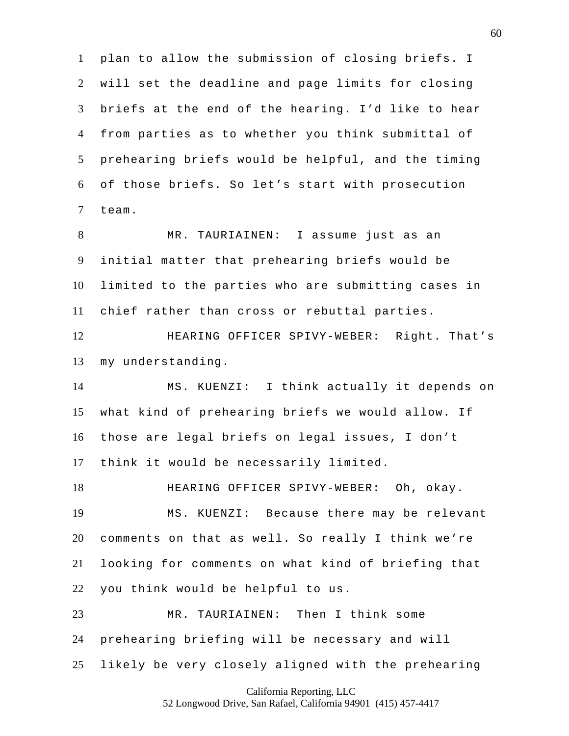plan to allow the submission of closing briefs. I will set the deadline and page limits for closing briefs at the end of the hearing. I'd like to hear from parties as to whether you think submittal of prehearing briefs would be helpful, and the timing of those briefs. So let's start with prosecution team.

MR. TAURIAINEN: I assume just as an initial matter that prehearing briefs would be limited to the parties who are submitting cases in chief rather than cross or rebuttal parties.

HEARING OFFICER SPIVY-WEBER: Right. That's my understanding.

MS. KUENZI: I think actually it depends on what kind of prehearing briefs we would allow. If those are legal briefs on legal issues, I don't think it would be necessarily limited.

HEARING OFFICER SPIVY-WEBER: Oh, okay.

MS. KUENZI: Because there may be relevant comments on that as well. So really I think we're looking for comments on what kind of briefing that you think would be helpful to us.

MR. TAURIAINEN: Then I think some prehearing briefing will be necessary and will likely be very closely aligned with the prehearing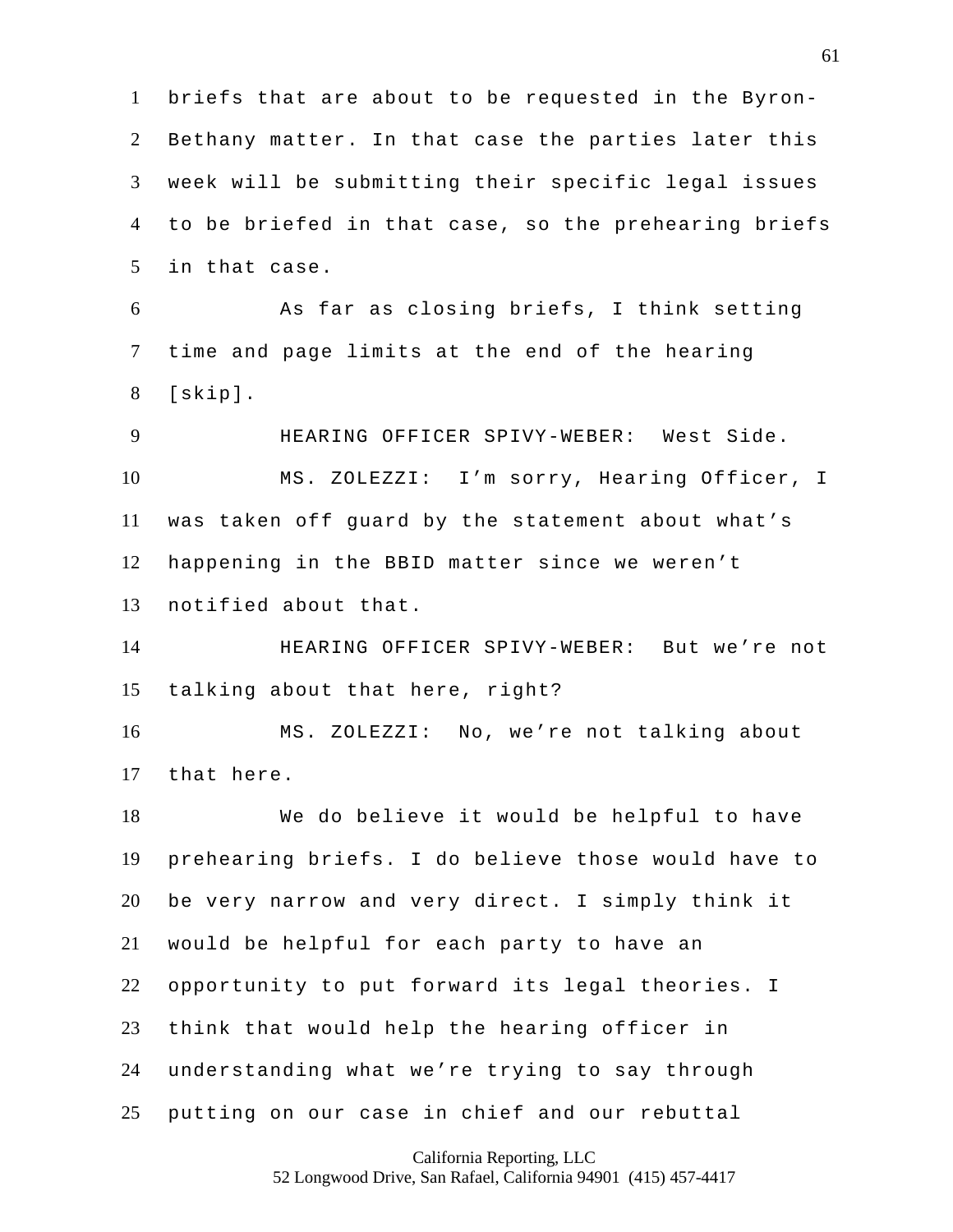briefs that are about to be requested in the Byron-Bethany matter. In that case the parties later this week will be submitting their specific legal issues to be briefed in that case, so the prehearing briefs in that case.

As far as closing briefs, I think setting time and page limits at the end of the hearing [skip].

HEARING OFFICER SPIVY-WEBER: West Side.

MS. ZOLEZZI: I'm sorry, Hearing Officer, I was taken off guard by the statement about what's happening in the BBID matter since we weren't notified about that.

HEARING OFFICER SPIVY-WEBER: But we're not talking about that here, right?

MS. ZOLEZZI: No, we're not talking about that here.

We do believe it would be helpful to have prehearing briefs. I do believe those would have to be very narrow and very direct. I simply think it would be helpful for each party to have an opportunity to put forward its legal theories. I think that would help the hearing officer in understanding what we're trying to say through putting on our case in chief and our rebuttal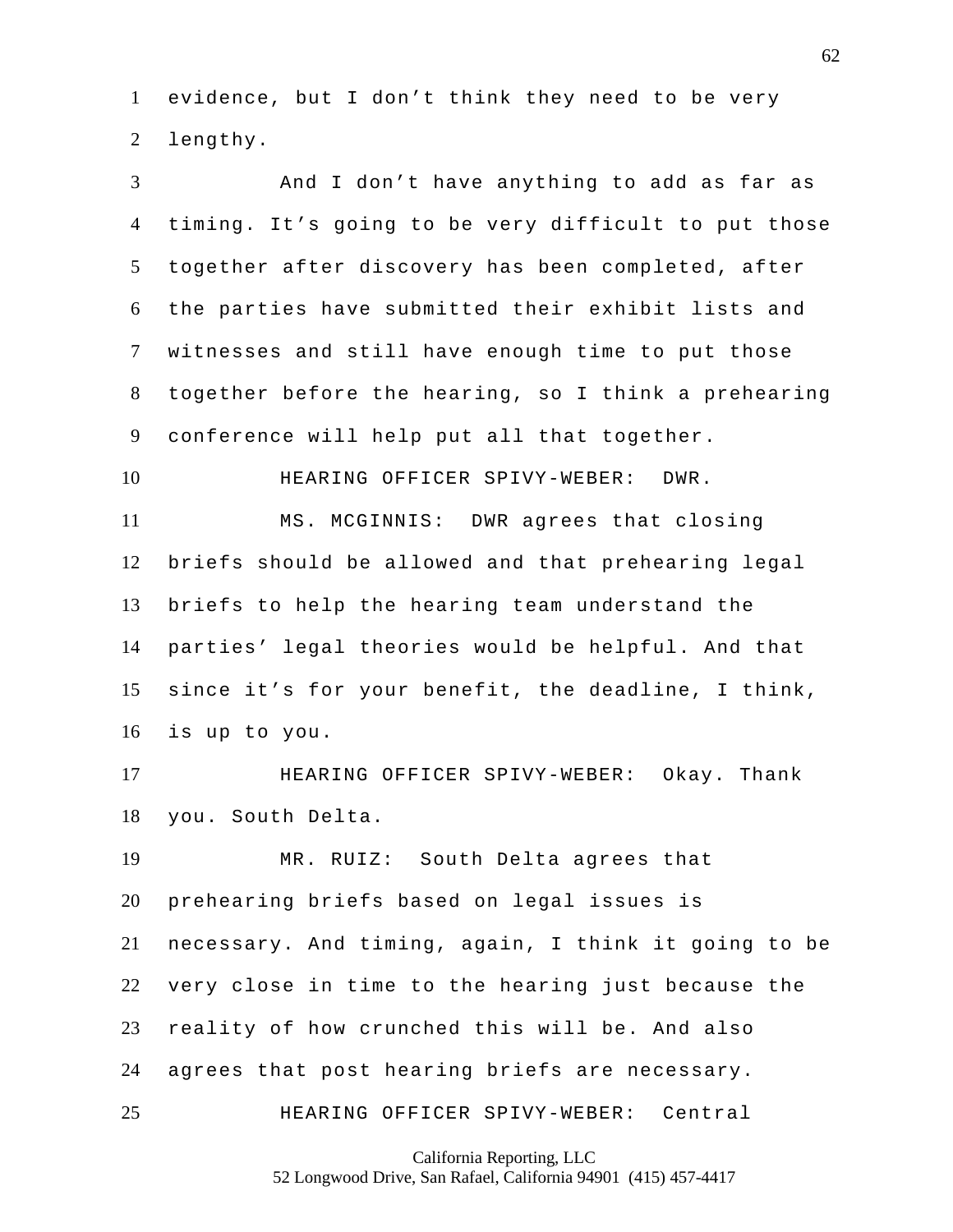evidence, but I don't think they need to be very lengthy.

And I don't have anything to add as far as timing. It's going to be very difficult to put those together after discovery has been completed, after the parties have submitted their exhibit lists and witnesses and still have enough time to put those together before the hearing, so I think a prehearing conference will help put all that together.

HEARING OFFICER SPIVY-WEBER: DWR.

MS. MCGINNIS: DWR agrees that closing briefs should be allowed and that prehearing legal briefs to help the hearing team understand the parties' legal theories would be helpful. And that since it's for your benefit, the deadline, I think, is up to you.

HEARING OFFICER SPIVY-WEBER: Okay. Thank you. South Delta.

MR. RUIZ: South Delta agrees that prehearing briefs based on legal issues is necessary. And timing, again, I think it going to be very close in time to the hearing just because the reality of how crunched this will be. And also agrees that post hearing briefs are necessary.

HEARING OFFICER SPIVY-WEBER: Central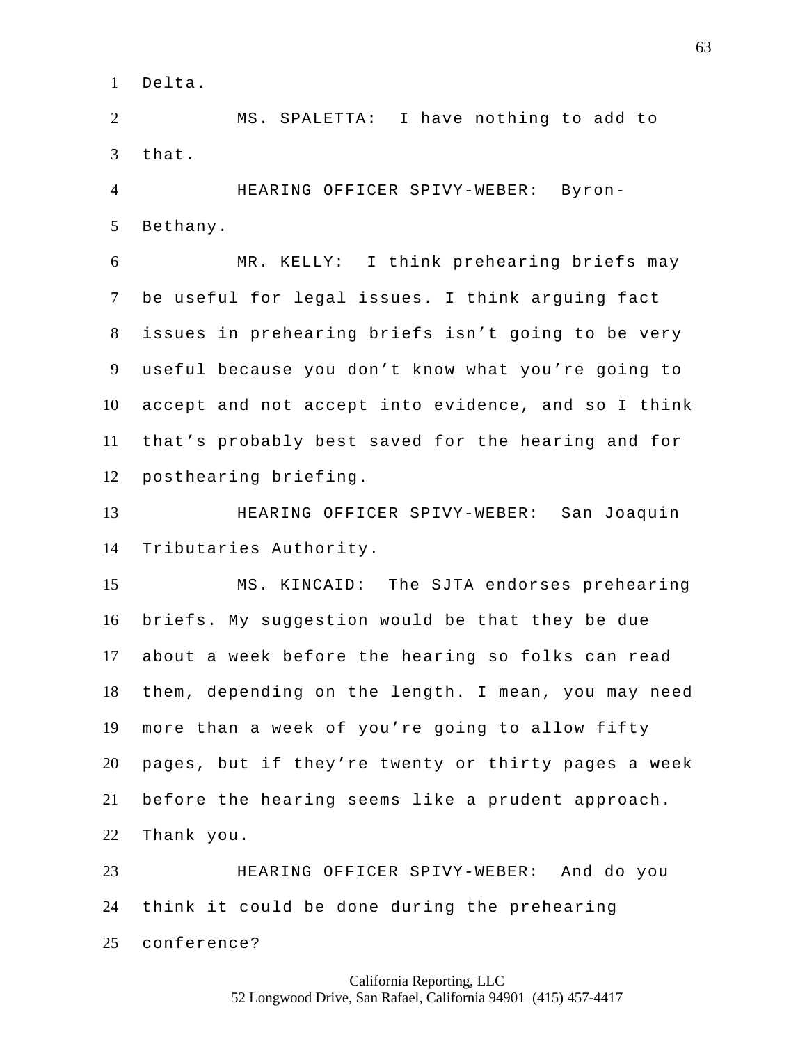1 Delta.

2 MS. SPALETTA: I have nothing to add to

3 that.

4 HEARING OFFICER SPIVY-WEBER: Byron-

5 Bethany.

6 MR. KELLY: I think prehearing briefs may

7 be useful for legal issues. I think arguing fact

8 issues in prehearing briefs isn't going to be very

9 useful because you don't know what you're going to

10 accept and not accept into evidence, and so I think

11 that's probably best saved for the hearing and for

12 posthearing briefing.

13 HEARING OFFICER SPIVY-WEBER: San Joaquin

14 Tributaries Authority.

15 MS. KINCAID: The SJTA endorses prehearing

16 briefs. My suggestion would be that they be due

17 about a week before the hearing so folks can read

18 them, depending on the length. I mean, you may need

19 more than a week of you're going to allow fifty

20 pages, but if they're twenty or thirty pages a week

21 before the hearing seems like a prudent approach.

22 Thank you.

23 HEARING OFFICER SPIVY-WEBER: And do you

24 think it could be done during the prehearing

25 conference?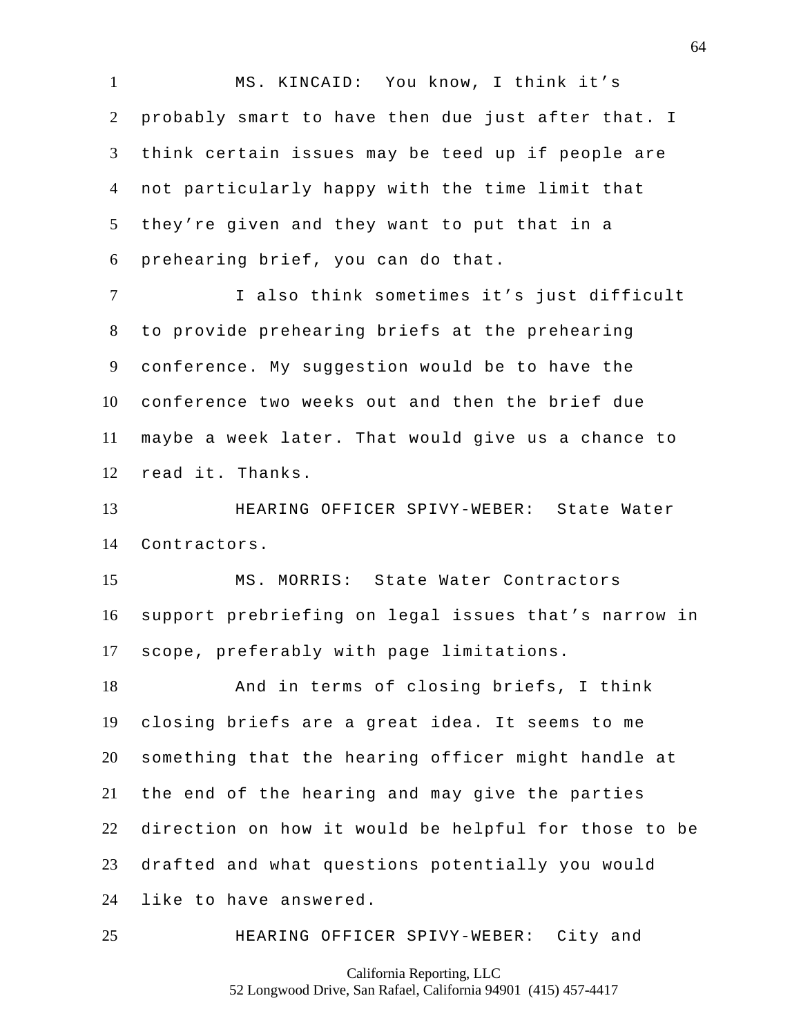MS. KINCAID: You know, I think it's probably smart to have then due just after that. I think certain issues may be teed up if people are not particularly happy with the time limit that they're given and they want to put that in a prehearing brief, you can do that.

I also think sometimes it's just difficult to provide prehearing briefs at the prehearing conference. My suggestion would be to have the conference two weeks out and then the brief due maybe a week later. That would give us a chance to read it. Thanks.

HEARING OFFICER SPIVY-WEBER: State Water Contractors.

MS. MORRIS: State Water Contractors support prebriefing on legal issues that's narrow in scope, preferably with page limitations.

And in terms of closing briefs, I think closing briefs are a great idea. It seems to me something that the hearing officer might handle at the end of the hearing and may give the parties direction on how it would be helpful for those to be drafted and what questions potentially you would like to have answered.

HEARING OFFICER SPIVY-WEBER: City and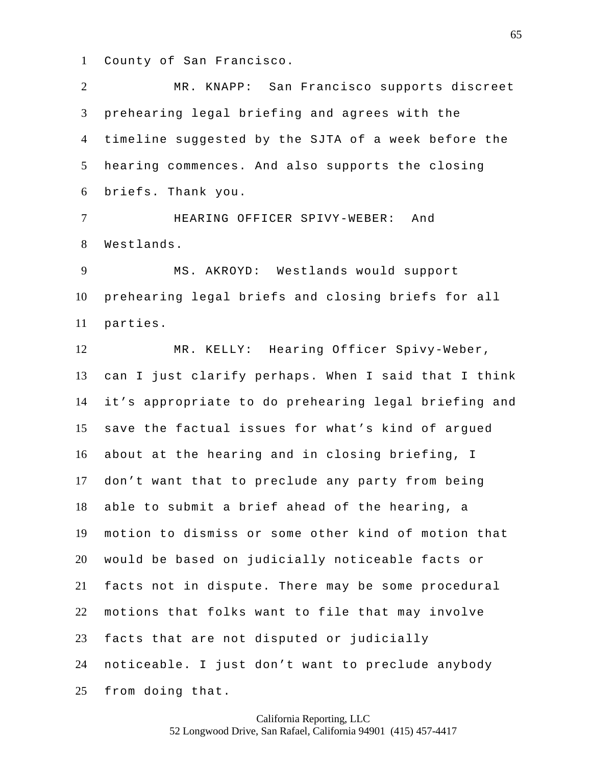County of San Francisco.

MR. KNAPP: San Francisco supports discreet prehearing legal briefing and agrees with the timeline suggested by the SJTA of a week before the hearing commences. And also supports the closing briefs. Thank you.

HEARING OFFICER SPIVY-WEBER: And Westlands.

MS. AKROYD: Westlands would support prehearing legal briefs and closing briefs for all parties.

MR. KELLY: Hearing Officer Spivy-Weber, can I just clarify perhaps. When I said that I think it’s appropriate to do prehearing legal briefing and save the factual issues for what’s kind of argued about at the hearing and in closing briefing, I don’t want that to preclude any party from being able to submit a brief ahead of the hearing, a motion to dismiss or some other kind of motion that would be based on judicially noticeable facts or facts not in dispute. There may be some procedural motions that folks want to file that may involve facts that are not disputed or judicially noticeable. I just don’t want to preclude anybody from doing that.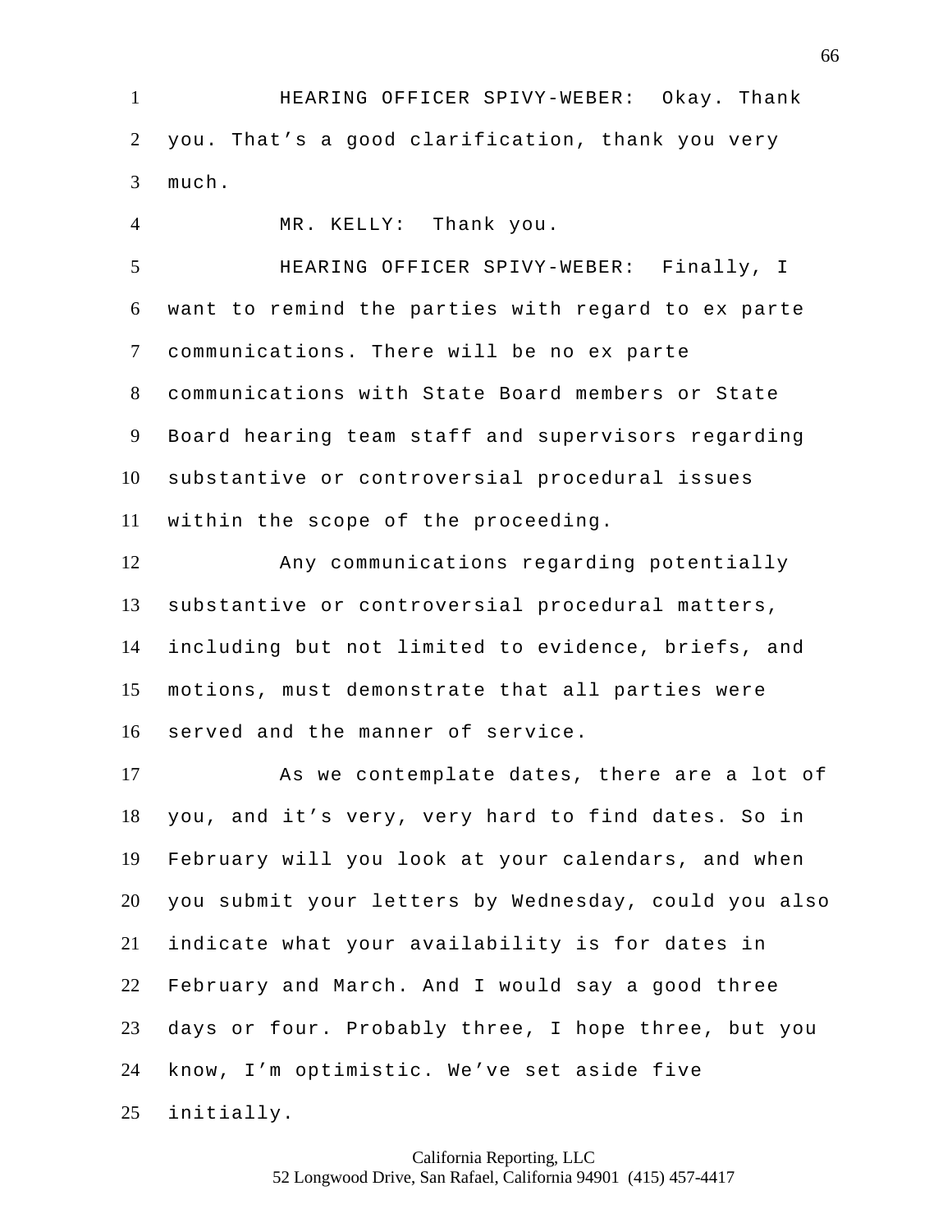HEARING OFFICER SPIVY-WEBER: Okay. Thank you. That's a good clarification, thank you very much.

MR. KELLY: Thank you.

HEARING OFFICER SPIVY-WEBER: Finally, I want to remind the parties with regard to ex parte communications. There will be no ex parte communications with State Board members or State Board hearing team staff and supervisors regarding substantive or controversial procedural issues within the scope of the proceeding.

Any communications regarding potentially substantive or controversial procedural matters, including but not limited to evidence, briefs, and motions, must demonstrate that all parties were served and the manner of service.

As we contemplate dates, there are a lot of you, and it's very, very hard to find dates. So in February will you look at your calendars, and when you submit your letters by Wednesday, could you also indicate what your availability is for dates in February and March. And I would say a good three days or four. Probably three, I hope three, but you know, I'm optimistic. We've set aside five initially.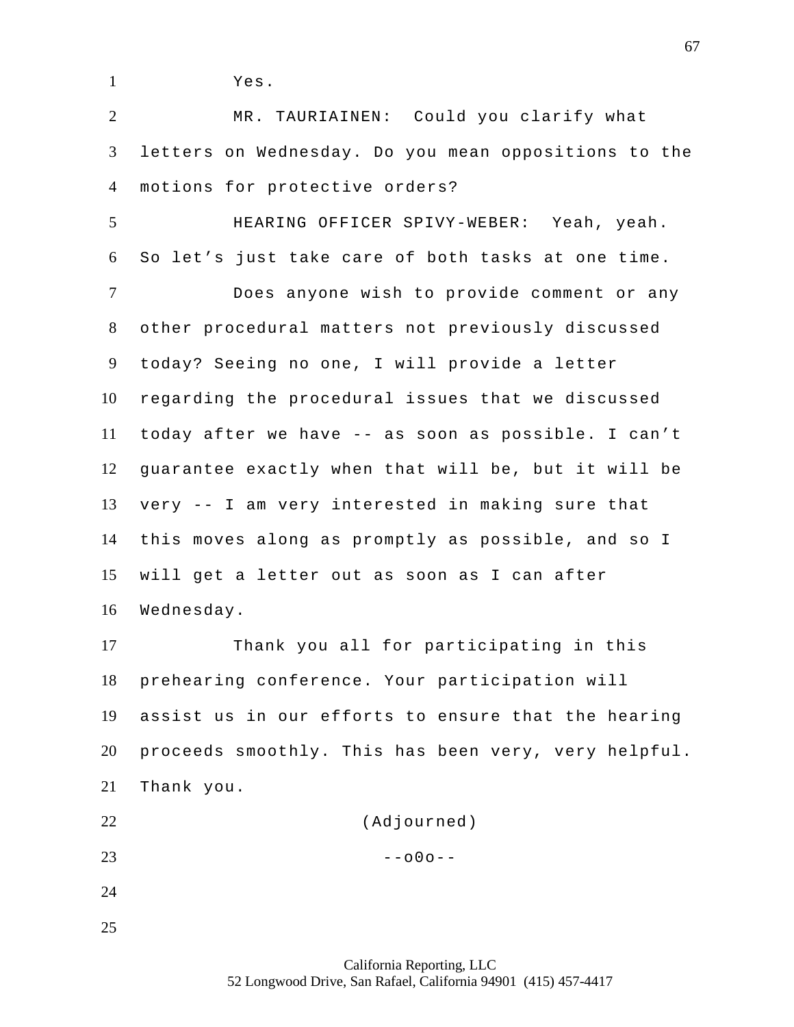Yes.

MR. TAURIAINEN: Could you clarify what letters on Wednesday. Do you mean oppositions to the motions for protective orders?

HEARING OFFICER SPIVY-WEBER: Yeah, yeah. So let's just take care of both tasks at one time.

Does anyone wish to provide comment or any other procedural matters not previously discussed today? Seeing no one, I will provide a letter regarding the procedural issues that we discussed today after we have -- as soon as possible. I can't guarantee exactly when that will be, but it will be very -- I am very interested in making sure that this moves along as promptly as possible, and so I will get a letter out as soon as I can after Wednesday.

Thank you all for participating in this prehearing conference. Your participation will assist us in our efforts to ensure that the hearing proceeds smoothly. This has been very, very helpful. Thank you.

(Adjourned)

--o0o--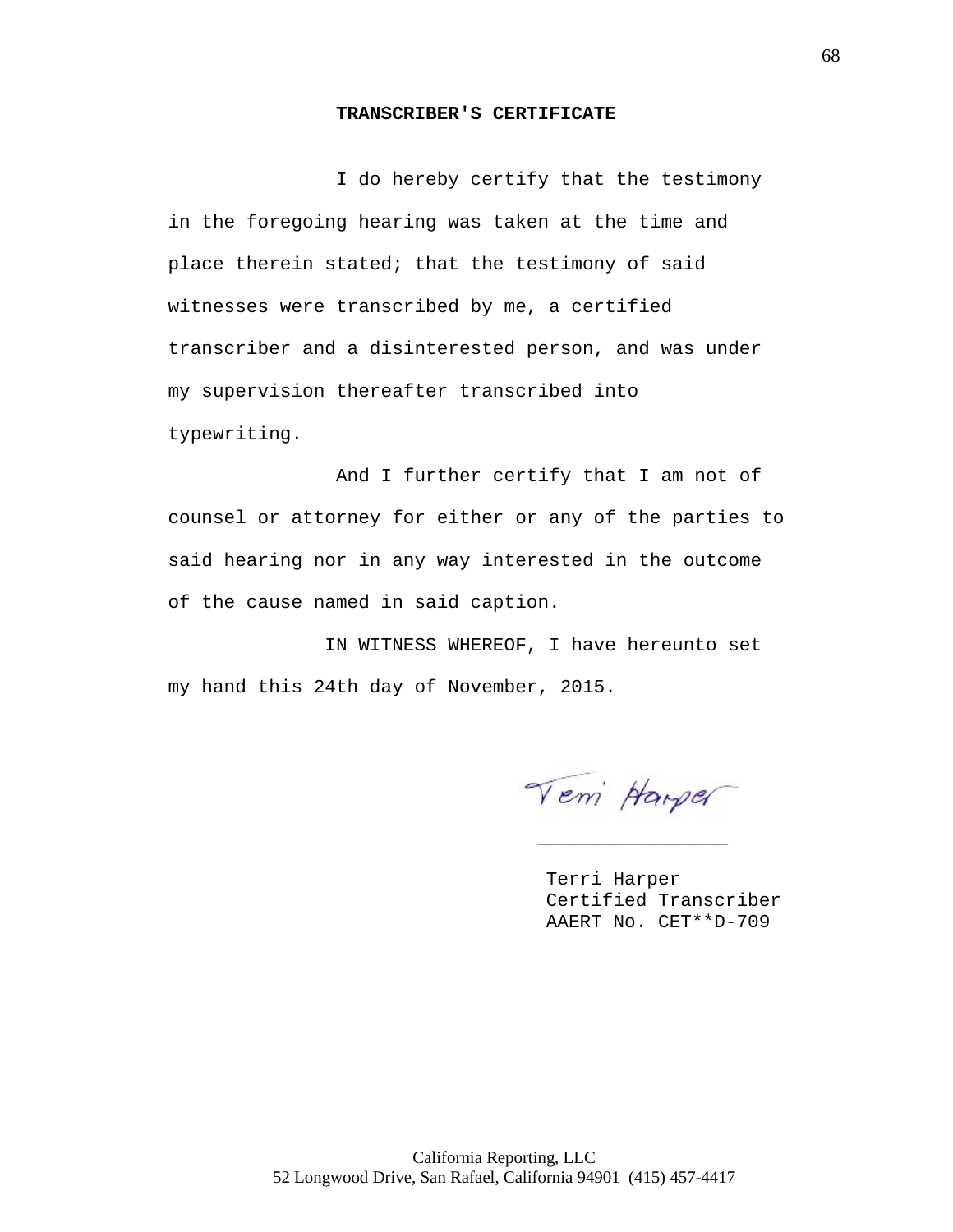**TRANSCRIBER'S CERTIFICATE**

I do hereby certify that the testimony in the foregoing hearing was taken at the time and place therein stated; that the testimony of said witnesses were transcribed by me, a certified transcriber and a disinterested person, and was under my supervision thereafter transcribed into typewriting.

And I further certify that I am not of counsel or attorney for either or any of the parties to said hearing nor in any way interested in the outcome of the cause named in said caption.

IN WITNESS WHEREOF, I have hereunto set my hand this 24th day of November, 2015.

Terri Harper

\_\_\_\_\_\_\_\_\_\_\_\_\_\_\_\_\_

Terri Harper
Certified Transcriber
AAERT No. CET**D-709

California Reporting, LLC
52 Longwood Drive, San Rafael, California 94901 (415) 457-4417